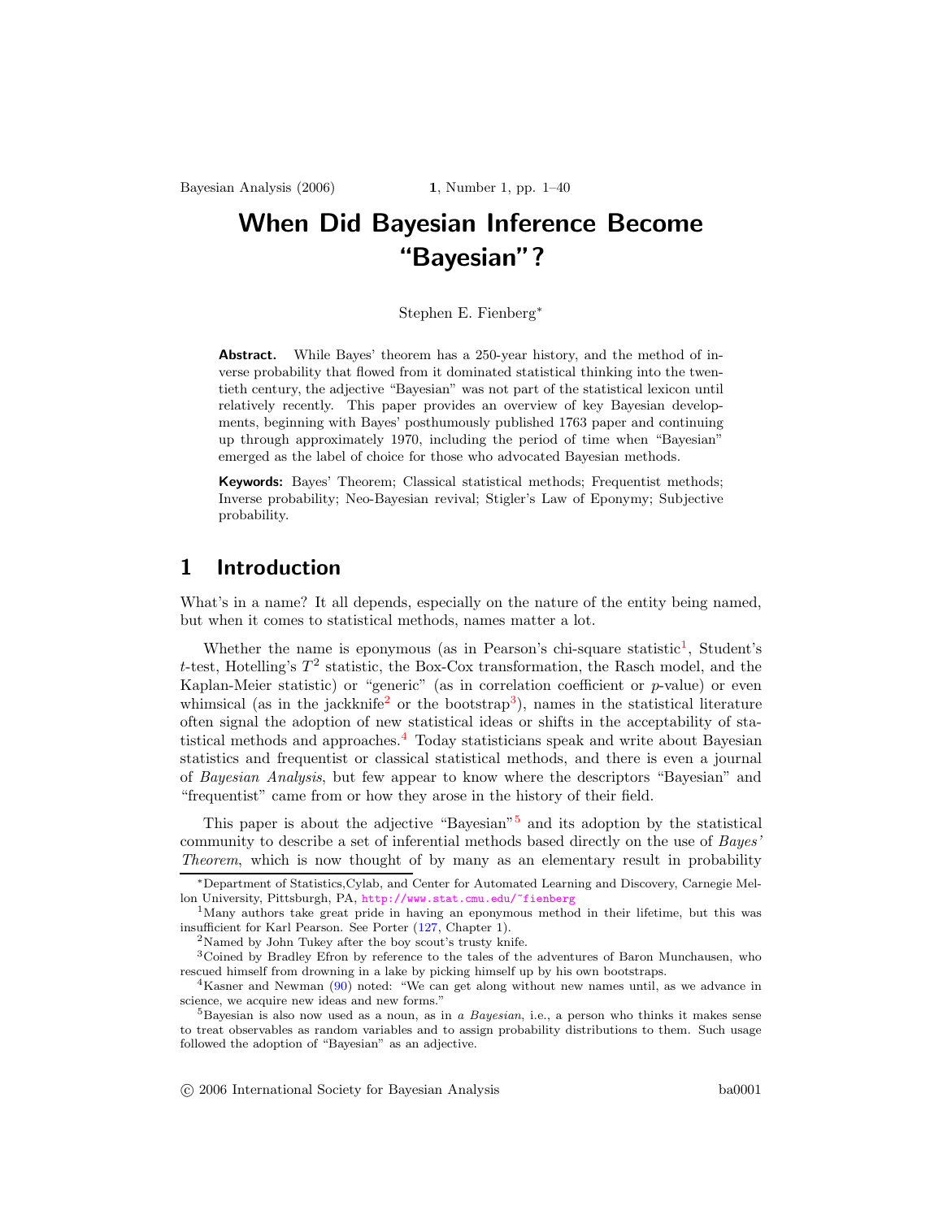# When Did Bayesian Inference Become "Bayesian"?

Stephen E. Fienberg*

**Abstract.** While Bayes' theorem has a 250-year history, and the method of inverse probability that flowed from it dominated statistical thinking into the twentieth century, the adjective "Bayesian" was not part of the statistical lexicon until relatively recently. This paper provides an overview of key Bayesian developments, beginning with Bayes' posthumously published 1763 paper and continuing up through approximately 1970, including the period of time when "Bayesian" emerged as the label of choice for those who advocated Bayesian methods.

**Keywords:** Bayes' Theorem; Classical statistical methods; Frequentist methods; Inverse probability; Neo-Bayesian revival; Stigler's Law of Eponymy; Subjective probability.

## 1 Introduction

What's in a name? It all depends, especially on the nature of the entity being named, but when it comes to statistical methods, names matter a lot.

Whether the name is eponymous (as in Pearson's chi-square statistic[1], Student's $t$-test, Hotelling's $T^2$ statistic, the Box-Cox transformation, the Rasch model, and the Kaplan-Meier statistic) or "generic" (as in correlation coefficient or $p$-value) or even whimsical (as in the jackknife[2] or the bootstrap[3]), names in the statistical literature often signal the adoption of new statistical ideas or shifts in the acceptability of statistical methods and approaches.[4] Today statisticians speak and write about Bayesian statistics and frequentist or classical statistical methods, and there is even a journal of *Bayesian Analysis*, but few appear to know where the descriptors "Bayesian" and "frequentist" came from or how they arose in the history of their field.

This paper is about the adjective "Bayesian"[5] and its adoption by the statistical community to describe a set of inferential methods based directly on the use of *Bayes' Theorem*, which is now thought of by many as an elementary result in probability

---

*Department of Statistics,Cylab, and Center for Automated Learning and Discovery, Carnegie Mellon University, Pittsburgh, PA, http://www.stat.cmu.edu/~fienberg

[1] Many authors take great pride in having an eponymous method in their lifetime, but this was insufficient for Karl Pearson. See Porter (127, Chapter 1).

[2] Named by John Tukey after the boy scout's trusty knife.

[3] Coined by Bradley Efron by reference to the tales of the adventures of Baron Munchausen, who rescued himself from drowning in a lake by picking himself up by his own bootstraps.

[4] Kasner and Newman (90) noted: "We can get along without new names until, as we advance in science, we acquire new ideas and new forms."

[5] Bayesian is also now used as a noun, as in *a Bayesian*, i.e., a person who thinks it makes sense to treat observables as random variables and to assign probability distributions to them. Such usage followed the adoption of "Bayesian" as an adjective.

© 2006 International Society for Bayesian Analysis ba0001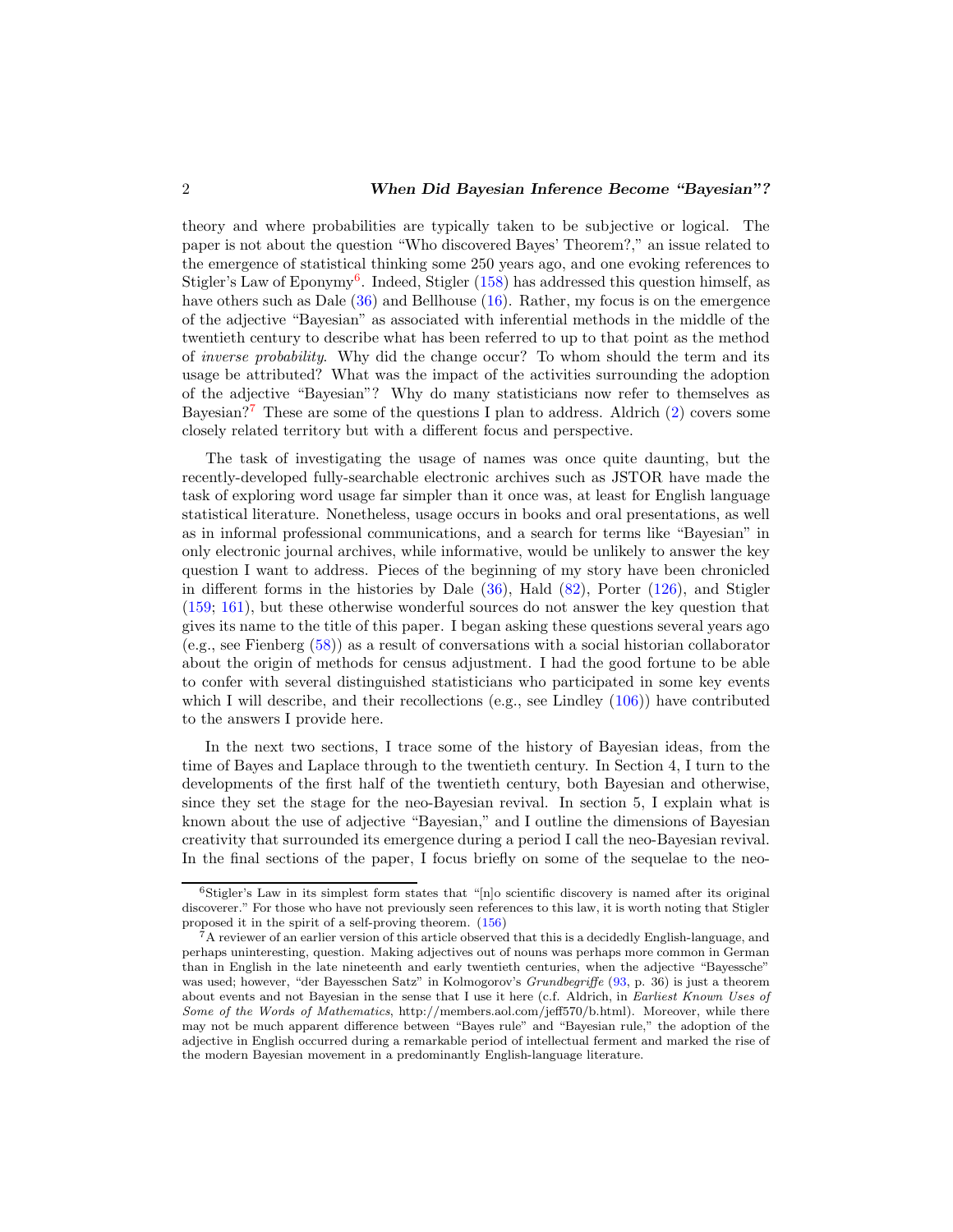theory and where probabilities are typically taken to be subjective or logical. The paper is not about the question "Who discovered Bayes' Theorem?," an issue related to the emergence of statistical thinking some 250 years ago, and one evoking references to Stigler's Law of Eponymy[6]. Indeed, Stigler (158) has addressed this question himself, as have others such as Dale (36) and Bellhouse (16). Rather, my focus is on the emergence of the adjective "Bayesian" as associated with inferential methods in the middle of the twentieth century to describe what has been referred to up to that point as the method of *inverse probability*. Why did the change occur? To whom should the term and its usage be attributed? What was the impact of the activities surrounding the adoption of the adjective "Bayesian"? Why do many statisticians now refer to themselves as Bayesian?[7] These are some of the questions I plan to address. Aldrich (2) covers some closely related territory but with a different focus and perspective.

The task of investigating the usage of names was once quite daunting, but the recently-developed fully-searchable electronic archives such as JSTOR have made the task of exploring word usage far simpler than it once was, at least for English language statistical literature. Nonetheless, usage occurs in books and oral presentations, as well as in informal professional communications, and a search for terms like "Bayesian" in only electronic journal archives, while informative, would be unlikely to answer the key question I want to address. Pieces of the beginning of my story have been chronicled in different forms in the histories by Dale (36), Hald (82), Porter (126), and Stigler (159; 161), but these otherwise wonderful sources do not answer the key question that gives its name to the title of this paper. I began asking these questions several years ago (e.g., see Fienberg (58)) as a result of conversations with a social historian collaborator about the origin of methods for census adjustment. I had the good fortune to be able to confer with several distinguished statisticians who participated in some key events which I will describe, and their recollections (e.g., see Lindley (106)) have contributed to the answers I provide here.

In the next two sections, I trace some of the history of Bayesian ideas, from the time of Bayes and Laplace through to the twentieth century. In Section 4, I turn to the developments of the first half of the twentieth century, both Bayesian and otherwise, since they set the stage for the neo-Bayesian revival. In section 5, I explain what is known about the use of adjective "Bayesian," and I outline the dimensions of Bayesian creativity that surrounded its emergence during a period I call the neo-Bayesian revival. In the final sections of the paper, I focus briefly on some of the sequelae to the neo-

[6] Stigler's Law in its simplest form states that "[n]o scientific discovery is named after its original discoverer." For those who have not previously seen references to this law, it is worth noting that Stigler proposed it in the spirit of a self-proving theorem. (156)

[7] A reviewer of an earlier version of this article observed that this is a decidedly English-language, and perhaps uninteresting, question. Making adjectives out of nouns was perhaps more common in German than in English in the late nineteenth and early twentieth centuries, when the adjective "Bayessche" was used; however, "der Bayesschen Satz" in Kolmogorov's *Grundbegriffe* (93, p. 36) is just a theorem about events and not Bayesian in the sense that I use it here (c.f. Aldrich, in *Earliest Known Uses of Some of the Words of Mathematics*, http://members.aol.com/jeff570/b.html). Moreover, while there may not be much apparent difference between "Bayes rule" and "Bayesian rule," the adoption of the adjective in English occurred during a remarkable period of intellectual ferment and marked the rise of the modern Bayesian movement in a predominantly English-language literature.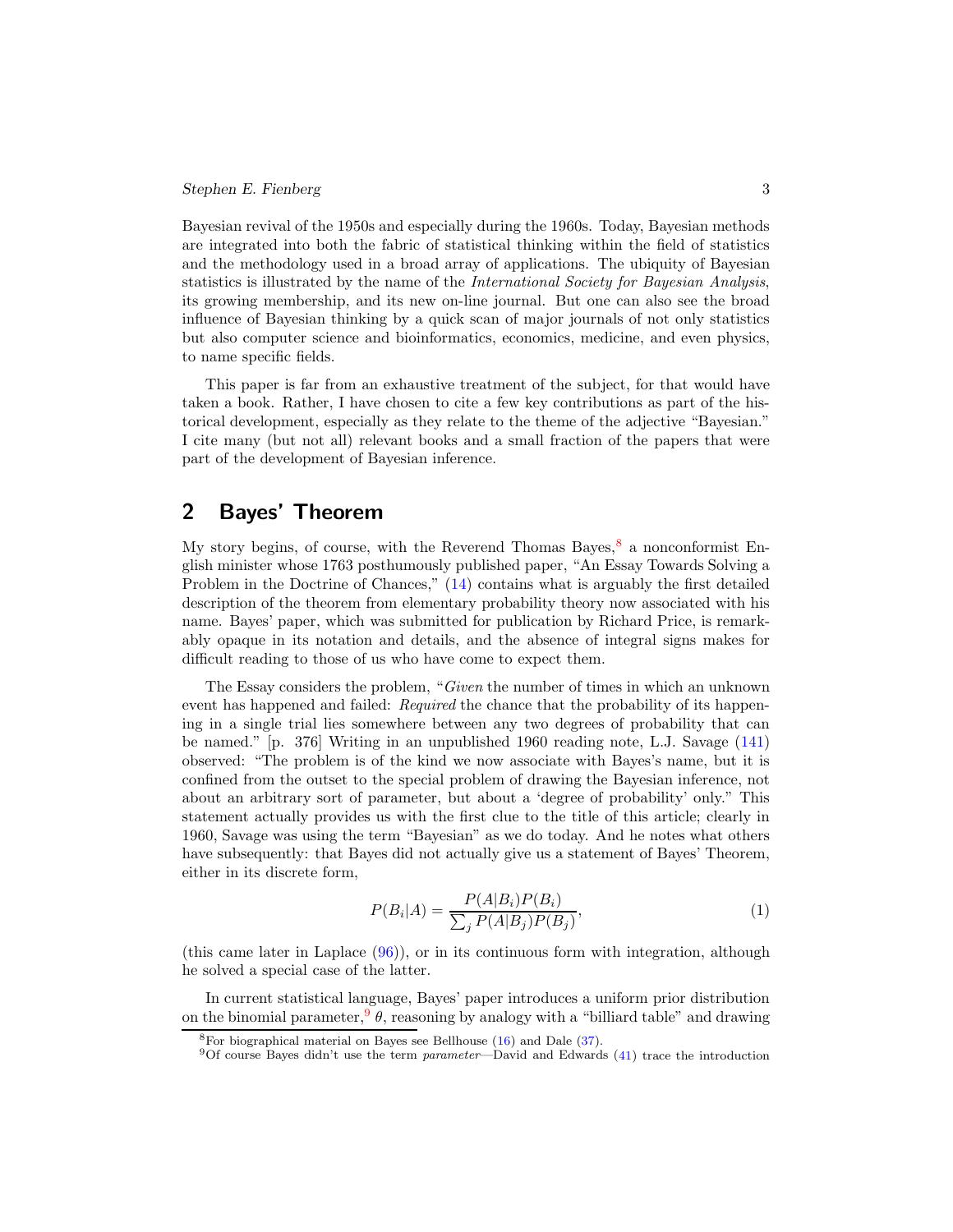Bayesian revival of the 1950s and especially during the 1960s. Today, Bayesian methods are integrated into both the fabric of statistical thinking within the field of statistics and the methodology used in a broad array of applications. The ubiquity of Bayesian statistics is illustrated by the name of the *International Society for Bayesian Analysis*, its growing membership, and its new on-line journal. But one can also see the broad influence of Bayesian thinking by a quick scan of major journals of not only statistics but also computer science and bioinformatics, economics, medicine, and even physics, to name specific fields.

This paper is far from an exhaustive treatment of the subject, for that would have taken a book. Rather, I have chosen to cite a few key contributions as part of the historical development, especially as they relate to the theme of the adjective "Bayesian." I cite many (but not all) relevant books and a small fraction of the papers that were part of the development of Bayesian inference.

## 2 Bayes' Theorem

My story begins, of course, with the Reverend Thomas Bayes,[8] a nonconformist English minister whose 1763 posthumously published paper, "An Essay Towards Solving a Problem in the Doctrine of Chances," (14) contains what is arguably the first detailed description of the theorem from elementary probability theory now associated with his name. Bayes' paper, which was submitted for publication by Richard Price, is remarkably opaque in its notation and details, and the absence of integral signs makes for difficult reading to those of us who have come to expect them.

The Essay considers the problem, "*Given* the number of times in which an unknown event has happened and failed: *Required* the chance that the probability of its happening in a single trial lies somewhere between any two degrees of probability that can be named." [p. 376] Writing in an unpublished 1960 reading note, L.J. Savage (141) observed: "The problem is of the kind we now associate with Bayes's name, but it is confined from the outset to the special problem of drawing the Bayesian inference, not about an arbitrary sort of parameter, but about a 'degree of probability' only." This statement actually provides us with the first clue to the title of this article; clearly in 1960, Savage was using the term "Bayesian" as we do today. And he notes what others have subsequently: that Bayes did not actually give us a statement of Bayes' Theorem, either in its discrete form,

$$P(B_i|A) = \frac{P(A|B_i)P(B_i)}{\sum_j P(A|B_j)P(B_j)}, \tag{1}$$

(this came later in Laplace (96)), or in its continuous form with integration, although he solved a special case of the latter.

In current statistical language, Bayes' paper introduces a uniform prior distribution on the binomial parameter,[9] $\theta$, reasoning by analogy with a "billiard table" and drawing

[8] For biographical material on Bayes see Bellhouse (16) and Dale (37).

[9] Of course Bayes didn't use the term *parameter*—David and Edwards (41) trace the introduction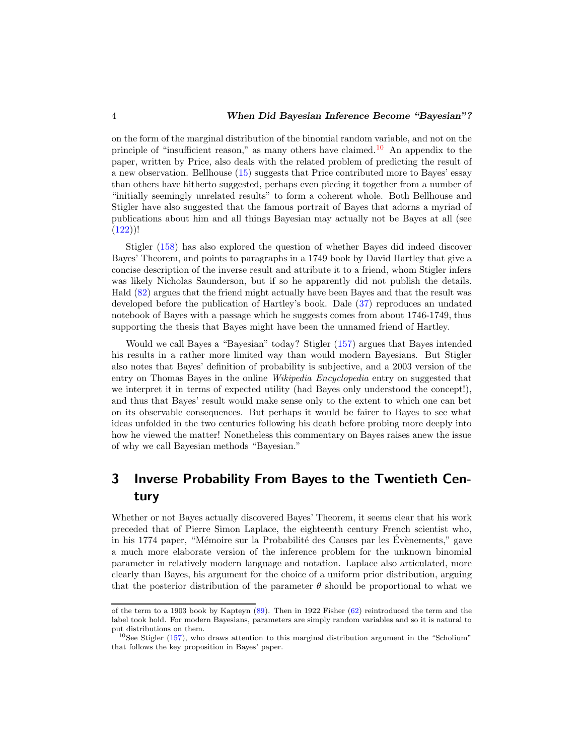on the form of the marginal distribution of the binomial random variable, and not on the principle of "insufficient reason," as many others have claimed.[10] An appendix to the paper, written by Price, also deals with the related problem of predicting the result of a new observation. Bellhouse (15) suggests that Price contributed more to Bayes' essay than others have hitherto suggested, perhaps even piecing it together from a number of "initially seemingly unrelated results" to form a coherent whole. Both Bellhouse and Stigler have also suggested that the famous portrait of Bayes that adorns a myriad of publications about him and all things Bayesian may actually not be Bayes at all (see (122))!

Stigler (158) has also explored the question of whether Bayes did indeed discover Bayes' Theorem, and points to paragraphs in a 1749 book by David Hartley that give a concise description of the inverse result and attribute it to a friend, whom Stigler infers was likely Nicholas Saunderson, but if so he apparently did not publish the details. Hald (82) argues that the friend might actually have been Bayes and that the result was developed before the publication of Hartley's book. Dale (37) reproduces an undated notebook of Bayes with a passage which he suggests comes from about 1746-1749, thus supporting the thesis that Bayes might have been the unnamed friend of Hartley.

Would we call Bayes a "Bayesian" today? Stigler (157) argues that Bayes intended his results in a rather more limited way than would modern Bayesians. But Stigler also notes that Bayes' definition of probability is subjective, and a 2003 version of the entry on Thomas Bayes in the online *Wikipedia Encyclopedia* entry on suggested that we interpret it in terms of expected utility (had Bayes only understood the concept!), and thus that Bayes' result would make sense only to the extent to which one can bet on its observable consequences. But perhaps it would be fairer to Bayes to see what ideas unfolded in the two centuries following his death before probing more deeply into how he viewed the matter! Nonetheless this commentary on Bayes raises anew the issue of why we call Bayesian methods "Bayesian."

## 3 Inverse Probability From Bayes to the Twentieth Century

Whether or not Bayes actually discovered Bayes' Theorem, it seems clear that his work preceded that of Pierre Simon Laplace, the eighteenth century French scientist who, in his 1774 paper, "Mémoire sur la Probabilité des Causes par les Évènements," gave a much more elaborate version of the inference problem for the unknown binomial parameter in relatively modern language and notation. Laplace also articulated, more clearly than Bayes, his argument for the choice of a uniform prior distribution, arguing that the posterior distribution of the parameter $\theta$ should be proportional to what we

---

of the term to a 1903 book by Kapteyn (89). Then in 1922 Fisher (62) reintroduced the term and the label took hold. For modern Bayesians, parameters are simply random variables and so it is natural to put distributions on them.

[10] See Stigler (157), who draws attention to this marginal distribution argument in the "Scholium" that follows the key proposition in Bayes' paper.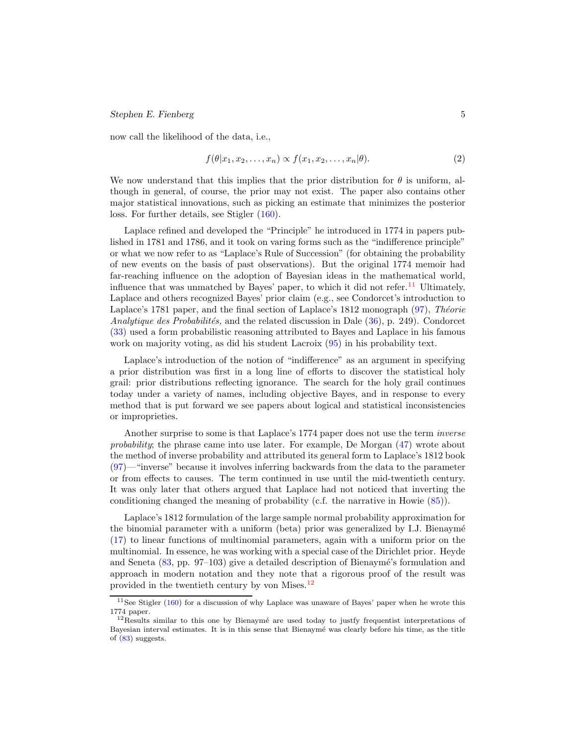now call the likelihood of the data, i.e.,

$$f(\theta|x_1, x_2, \ldots, x_n) \propto f(x_1, x_2, \ldots, x_n|\theta). \tag{2}$$

We now understand that this implies that the prior distribution for $\theta$ is uniform, although in general, of course, the prior may not exist. The paper also contains other major statistical innovations, such as picking an estimate that minimizes the posterior loss. For further details, see Stigler (160).

Laplace refined and developed the "Principle" he introduced in 1774 in papers published in 1781 and 1786, and it took on varing forms such as the "indifference principle" or what we now refer to as "Laplace's Rule of Succession" (for obtaining the probability of new events on the basis of past observations). But the original 1774 memoir had far-reaching influence on the adoption of Bayesian ideas in the mathematical world, influence that was unmatched by Bayes' paper, to which it did not refer.[11] Ultimately, Laplace and others recognized Bayes' prior claim (e.g., see Condorcet's introduction to Laplace's 1781 paper, and the final section of Laplace's 1812 monograph (97), *Théorie Analytique des Probabilités,* and the related discussion in Dale (36), p. 249). Condorcet (33) used a form probabilistic reasoning attributed to Bayes and Laplace in his famous work on majority voting, as did his student Lacroix (95) in his probability text.

Laplace's introduction of the notion of "indifference" as an argument in specifying a prior distribution was first in a long line of efforts to discover the statistical holy grail: prior distributions reflecting ignorance. The search for the holy grail continues today under a variety of names, including objective Bayes, and in response to every method that is put forward we see papers about logical and statistical inconsistencies or improprieties.

Another surprise to some is that Laplace's 1774 paper does not use the term *inverse probability*; the phrase came into use later. For example, De Morgan (47) wrote about the method of inverse probability and attributed its general form to Laplace's 1812 book (97)—"inverse" because it involves inferring backwards from the data to the parameter or from effects to causes. The term continued in use until the mid-twentieth century. It was only later that others argued that Laplace had not noticed that inverting the conditioning changed the meaning of probability (c.f. the narrative in Howie (85)).

Laplace's 1812 formulation of the large sample normal probability approximation for the binomial parameter with a uniform (beta) prior was generalized by I.J. Bienaymé (17) to linear functions of multinomial parameters, again with a uniform prior on the multinomial. In essence, he was working with a special case of the Dirichlet prior. Heyde and Seneta (83, pp. 97–103) give a detailed description of Bienaymé's formulation and approach in modern notation and they note that a rigorous proof of the result was provided in the twentieth century by von Mises.[12]

---

[11] See Stigler (160) for a discussion of why Laplace was unaware of Bayes' paper when he wrote this 1774 paper.

[12] Results similar to this one by Bienaymé are used today to justfy frequentist interpretations of Bayesian interval estimates. It is in this sense that Bienaymé was clearly before his time, as the title of (83) suggests.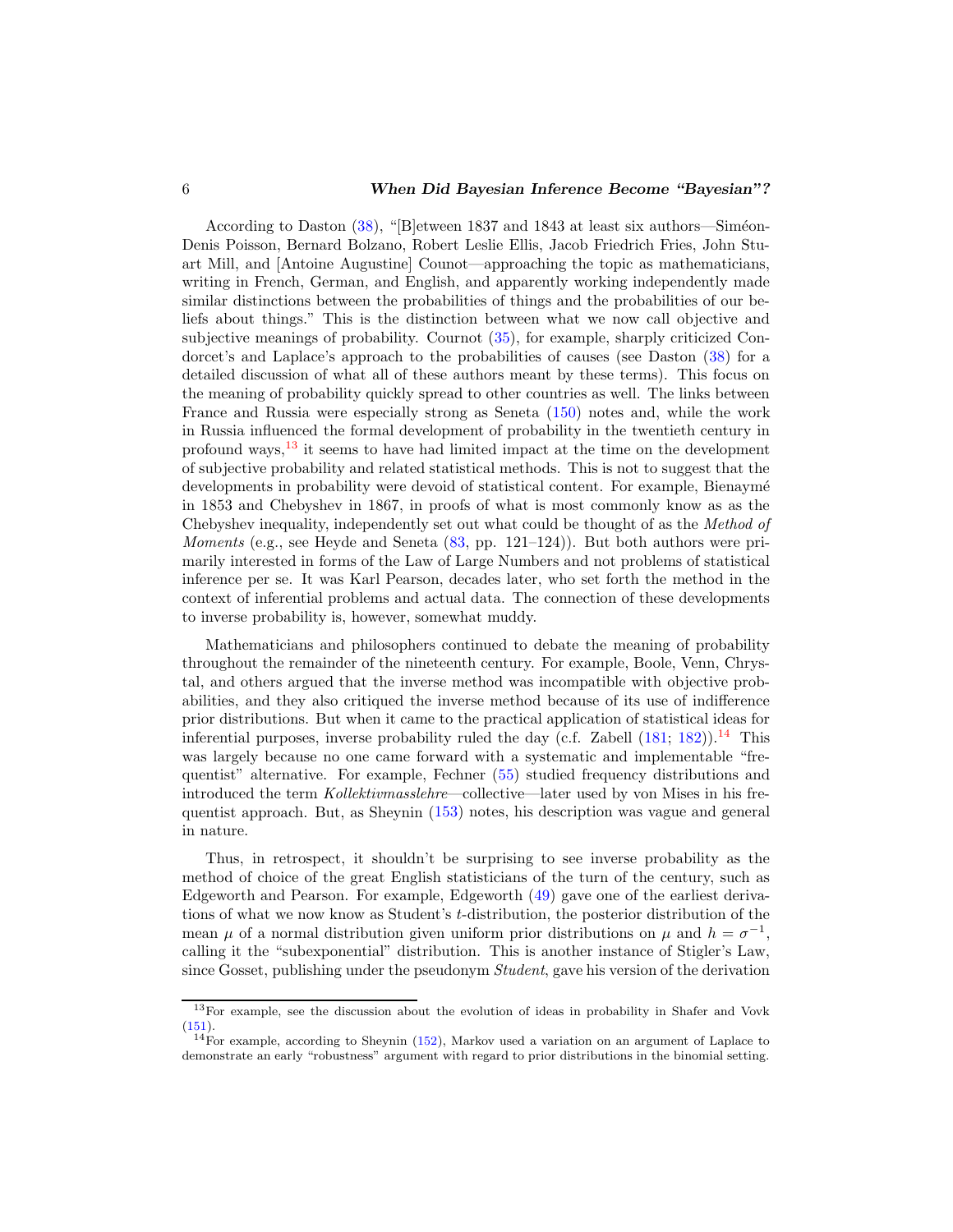According to Daston (38), "[B]etween 1837 and 1843 at least six authors—Siméon-Denis Poisson, Bernard Bolzano, Robert Leslie Ellis, Jacob Friedrich Fries, John Stuart Mill, and [Antoine Augustine] Counot—approaching the topic as mathematicians, writing in French, German, and English, and apparently working independently made similar distinctions between the probabilities of things and the probabilities of our beliefs about things." This is the distinction between what we now call objective and subjective meanings of probability. Cournot (35), for example, sharply criticized Condorcet's and Laplace's approach to the probabilities of causes (see Daston (38) for a detailed discussion of what all of these authors meant by these terms). This focus on the meaning of probability quickly spread to other countries as well. The links between France and Russia were especially strong as Seneta (150) notes and, while the work in Russia influenced the formal development of probability in the twentieth century in profound ways,[13] it seems to have had limited impact at the time on the development of subjective probability and related statistical methods. This is not to suggest that the developments in probability were devoid of statistical content. For example, Bienaymé in 1853 and Chebyshev in 1867, in proofs of what is most commonly know as as the Chebyshev inequality, independently set out what could be thought of as the *Method of Moments* (e.g., see Heyde and Seneta (83, pp. 121–124)). But both authors were primarily interested in forms of the Law of Large Numbers and not problems of statistical inference per se. It was Karl Pearson, decades later, who set forth the method in the context of inferential problems and actual data. The connection of these developments to inverse probability is, however, somewhat muddy.

Mathematicians and philosophers continued to debate the meaning of probability throughout the remainder of the nineteenth century. For example, Boole, Venn, Chrystal, and others argued that the inverse method was incompatible with objective probabilities, and they also critiqued the inverse method because of its use of indifference prior distributions. But when it came to the practical application of statistical ideas for inferential purposes, inverse probability ruled the day (c.f. Zabell (181; 182)).[14] This was largely because no one came forward with a systematic and implementable "frequentist" alternative. For example, Fechner (55) studied frequency distributions and introduced the term *Kollektivmasslehre*—collective—later used by von Mises in his frequentist approach. But, as Sheynin (153) notes, his description was vague and general in nature.

Thus, in retrospect, it shouldn't be surprising to see inverse probability as the method of choice of the great English statisticians of the turn of the century, such as Edgeworth and Pearson. For example, Edgeworth (49) gave one of the earliest derivations of what we now know as Student's $t$-distribution, the posterior distribution of the mean $\mu$ of a normal distribution given uniform prior distributions on $\mu$ and $h = \sigma^{-1}$, calling it the "subexponential" distribution. This is another instance of Stigler's Law, since Gosset, publishing under the pseudonym *Student*, gave his version of the derivation

[13] For example, see the discussion about the evolution of ideas in probability in Shafer and Vovk (151).

[14] For example, according to Sheynin (152), Markov used a variation on an argument of Laplace to demonstrate an early "robustness" argument with regard to prior distributions in the binomial setting.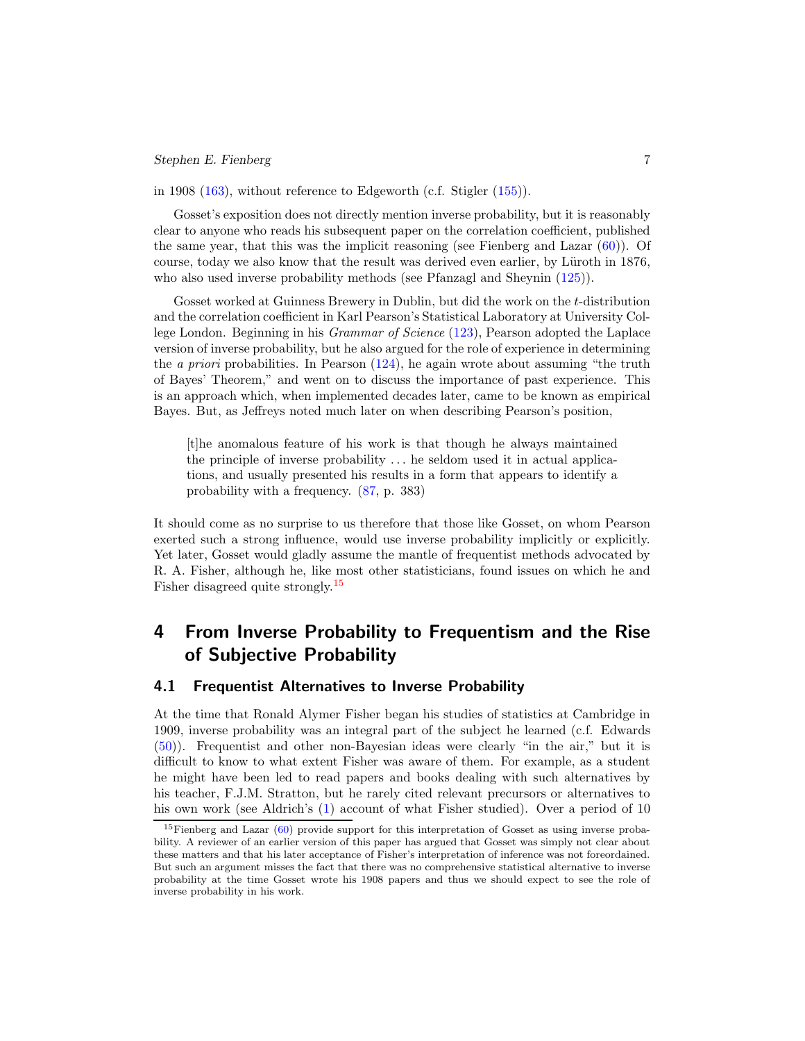in 1908 (163), without reference to Edgeworth (c.f. Stigler (155)).

Gosset's exposition does not directly mention inverse probability, but it is reasonably clear to anyone who reads his subsequent paper on the correlation coefficient, published the same year, that this was the implicit reasoning (see Fienberg and Lazar (60)). Of course, today we also know that the result was derived even earlier, by Lüroth in 1876, who also used inverse probability methods (see Pfanzagl and Sheynin (125)).

Gosset worked at Guinness Brewery in Dublin, but did the work on the $t$-distribution and the correlation coefficient in Karl Pearson's Statistical Laboratory at University College London. Beginning in his *Grammar of Science* (123), Pearson adopted the Laplace version of inverse probability, but he also argued for the role of experience in determining the *a priori* probabilities. In Pearson (124), he again wrote about assuming "the truth of Bayes' Theorem," and went on to discuss the importance of past experience. This is an approach which, when implemented decades later, came to be known as empirical Bayes. But, as Jeffreys noted much later on when describing Pearson's position,

> [t]he anomalous feature of his work is that though he always maintained the principle of inverse probability ... he seldom used it in actual applications, and usually presented his results in a form that appears to identify a probability with a frequency. (87, p. 383)

It should come as no surprise to us therefore that those like Gosset, on whom Pearson exerted such a strong influence, would use inverse probability implicitly or explicitly. Yet later, Gosset would gladly assume the mantle of frequentist methods advocated by R. A. Fisher, although he, like most other statisticians, found issues on which he and Fisher disagreed quite strongly.[15]

# 4 From Inverse Probability to Frequentism and the Rise of Subjective Probability

## 4.1 Frequentist Alternatives to Inverse Probability

At the time that Ronald Alymer Fisher began his studies of statistics at Cambridge in 1909, inverse probability was an integral part of the subject he learned (c.f. Edwards (50)). Frequentist and other non-Bayesian ideas were clearly "in the air," but it is difficult to know to what extent Fisher was aware of them. For example, as a student he might have been led to read papers and books dealing with such alternatives by his teacher, F.J.M. Stratton, but he rarely cited relevant precursors or alternatives to his own work (see Aldrich's (1) account of what Fisher studied). Over a period of 10

[15] Fienberg and Lazar (60) provide support for this interpretation of Gosset as using inverse probability. A reviewer of an earlier version of this paper has argued that Gosset was simply not clear about these matters and that his later acceptance of Fisher's interpretation of inference was not foreordained. But such an argument misses the fact that there was no comprehensive statistical alternative to inverse probability at the time Gosset wrote his 1908 papers and thus we should expect to see the role of inverse probability in his work.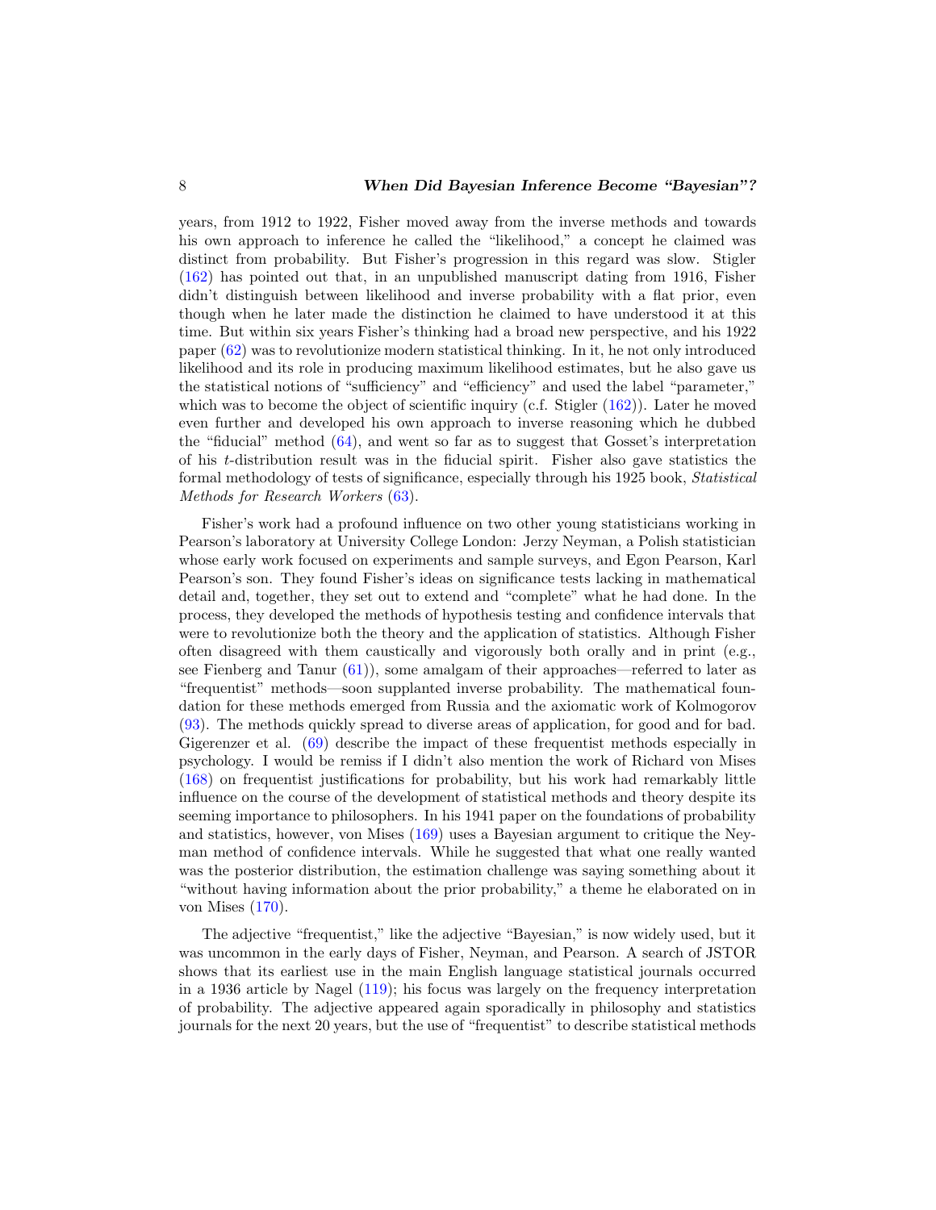years, from 1912 to 1922, Fisher moved away from the inverse methods and towards his own approach to inference he called the "likelihood," a concept he claimed was distinct from probability. But Fisher's progression in this regard was slow. Stigler (162) has pointed out that, in an unpublished manuscript dating from 1916, Fisher didn't distinguish between likelihood and inverse probability with a flat prior, even though when he later made the distinction he claimed to have understood it at this time. But within six years Fisher's thinking had a broad new perspective, and his 1922 paper (62) was to revolutionize modern statistical thinking. In it, he not only introduced likelihood and its role in producing maximum likelihood estimates, but he also gave us the statistical notions of "sufficiency" and "efficiency" and used the label "parameter," which was to become the object of scientific inquiry (c.f. Stigler (162)). Later he moved even further and developed his own approach to inverse reasoning which he dubbed the "fiducial" method (64), and went so far as to suggest that Gosset's interpretation of his $t$-distribution result was in the fiducial spirit. Fisher also gave statistics the formal methodology of tests of significance, especially through his 1925 book, *Statistical Methods for Research Workers* (63).

Fisher's work had a profound influence on two other young statisticians working in Pearson's laboratory at University College London: Jerzy Neyman, a Polish statistician whose early work focused on experiments and sample surveys, and Egon Pearson, Karl Pearson's son. They found Fisher's ideas on significance tests lacking in mathematical detail and, together, they set out to extend and "complete" what he had done. In the process, they developed the methods of hypothesis testing and confidence intervals that were to revolutionize both the theory and the application of statistics. Although Fisher often disagreed with them caustically and vigorously both orally and in print (e.g., see Fienberg and Tanur (61)), some amalgam of their approaches—referred to later as "frequentist" methods—soon supplanted inverse probability. The mathematical foundation for these methods emerged from Russia and the axiomatic work of Kolmogorov (93). The methods quickly spread to diverse areas of application, for good and for bad. Gigerenzer et al. (69) describe the impact of these frequentist methods especially in psychology. I would be remiss if I didn't also mention the work of Richard von Mises (168) on frequentist justifications for probability, but his work had remarkably little influence on the course of the development of statistical methods and theory despite its seeming importance to philosophers. In his 1941 paper on the foundations of probability and statistics, however, von Mises (169) uses a Bayesian argument to critique the Neyman method of confidence intervals. While he suggested that what one really wanted was the posterior distribution, the estimation challenge was saying something about it "without having information about the prior probability," a theme he elaborated on in von Mises (170).

The adjective "frequentist," like the adjective "Bayesian," is now widely used, but it was uncommon in the early days of Fisher, Neyman, and Pearson. A search of JSTOR shows that its earliest use in the main English language statistical journals occurred in a 1936 article by Nagel (119); his focus was largely on the frequency interpretation of probability. The adjective appeared again sporadically in philosophy and statistics journals for the next 20 years, but the use of "frequentist" to describe statistical methods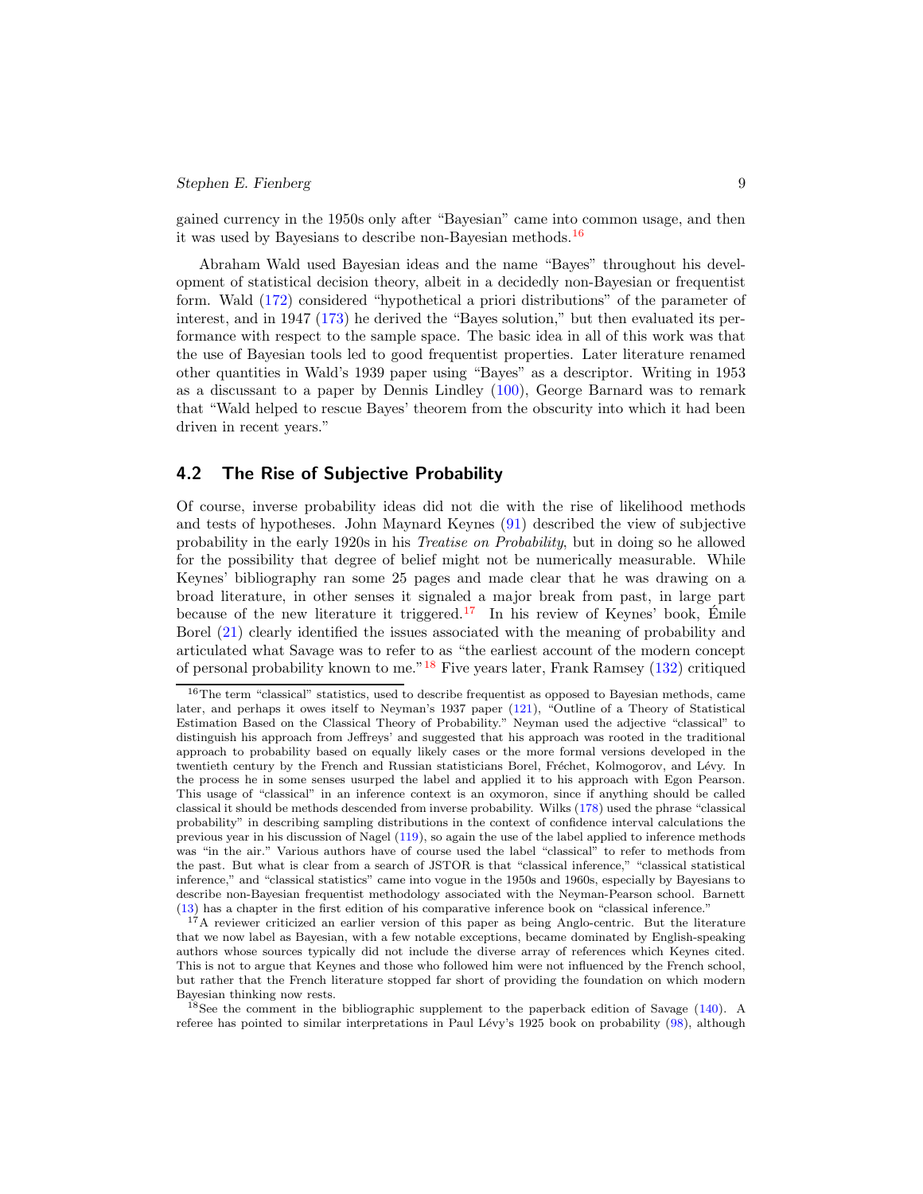gained currency in the 1950s only after "Bayesian" came into common usage, and then it was used by Bayesians to describe non-Bayesian methods.[16]

Abraham Wald used Bayesian ideas and the name "Bayes" throughout his development of statistical decision theory, albeit in a decidedly non-Bayesian or frequentist form. Wald (172) considered "hypothetical a priori distributions" of the parameter of interest, and in 1947 (173) he derived the "Bayes solution," but then evaluated its performance with respect to the sample space. The basic idea in all of this work was that the use of Bayesian tools led to good frequentist properties. Later literature renamed other quantities in Wald's 1939 paper using "Bayes" as a descriptor. Writing in 1953 as a discussant to a paper by Dennis Lindley (100), George Barnard was to remark that "Wald helped to rescue Bayes' theorem from the obscurity into which it had been driven in recent years."

## 4.2 The Rise of Subjective Probability

Of course, inverse probability ideas did not die with the rise of likelihood methods and tests of hypotheses. John Maynard Keynes (91) described the view of subjective probability in the early 1920s in his *Treatise on Probability*, but in doing so he allowed for the possibility that degree of belief might not be numerically measurable. While Keynes' bibliography ran some 25 pages and made clear that he was drawing on a broad literature, in other senses it signaled a major break from past, in large part because of the new literature it triggered.[17] In his review of Keynes' book, Émile Borel (21) clearly identified the issues associated with the meaning of probability and articulated what Savage was to refer to as "the earliest account of the modern concept of personal probability known to me."[18] Five years later, Frank Ramsey (132) critiqued

---

[16] The term "classical" statistics, used to describe frequentist as opposed to Bayesian methods, came later, and perhaps it owes itself to Neyman's 1937 paper (121), "Outline of a Theory of Statistical Estimation Based on the Classical Theory of Probability." Neyman used the adjective "classical" to distinguish his approach from Jeffreys' and suggested that his approach was rooted in the traditional approach to probability based on equally likely cases or the more formal versions developed in the twentieth century by the French and Russian statisticians Borel, Fréchet, Kolmogorov, and Lévy. In the process he in some senses usurped the label and applied it to his approach with Egon Pearson. This usage of "classical" in an inference context is an oxymoron, since if anything should be called classical it should be methods descended from inverse probability. Wilks (178) used the phrase "classical probability" in describing sampling distributions in the context of confidence interval calculations the previous year in his discussion of Nagel (119), so again the use of the label applied to inference methods was "in the air." Various authors have of course used the label "classical" to refer to methods from the past. But what is clear from a search of JSTOR is that "classical inference," "classical statistical inference," and "classical statistics" came into vogue in the 1950s and 1960s, especially by Bayesians to describe non-Bayesian frequentist methodology associated with the Neyman-Pearson school. Barnett (13) has a chapter in the first edition of his comparative inference book on "classical inference."

[17] A reviewer criticized an earlier version of this paper as being Anglo-centric. But the literature that we now label as Bayesian, with a few notable exceptions, became dominated by English-speaking authors whose sources typically did not include the diverse array of references which Keynes cited. This is not to argue that Keynes and those who followed him were not influenced by the French school, but rather that the French literature stopped far short of providing the foundation on which modern Bayesian thinking now rests.

[18] See the comment in the bibliographic supplement to the paperback edition of Savage (140). A referee has pointed to similar interpretations in Paul Lévy's 1925 book on probability (98), although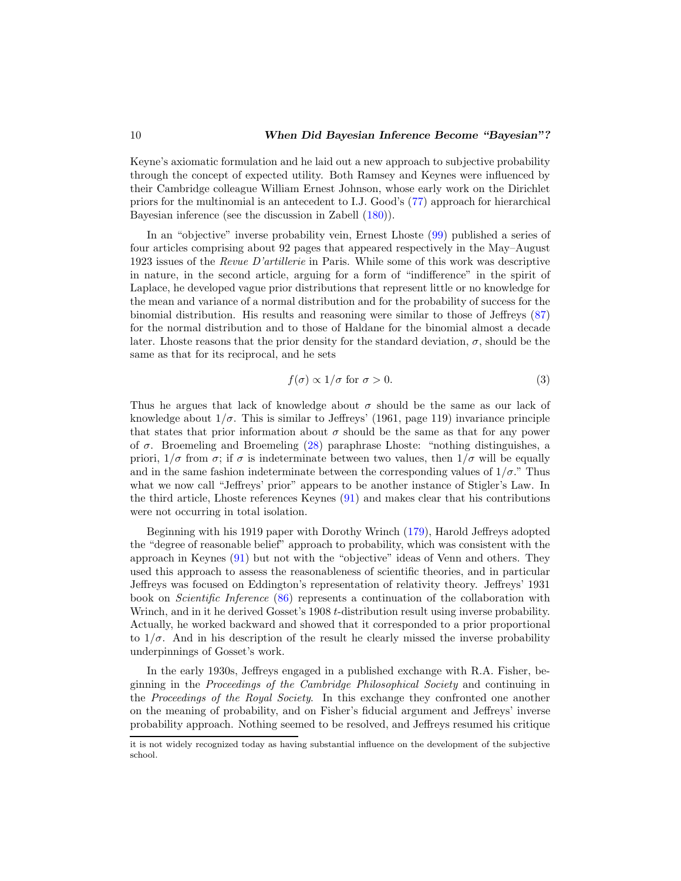Keyne's axiomatic formulation and he laid out a new approach to subjective probability through the concept of expected utility. Both Ramsey and Keynes were influenced by their Cambridge colleague William Ernest Johnson, whose early work on the Dirichlet priors for the multinomial is an antecedent to I.J. Good's (77) approach for hierarchical Bayesian inference (see the discussion in Zabell (180)).

In an "objective" inverse probability vein, Ernest Lhoste (99) published a series of four articles comprising about 92 pages that appeared respectively in the May–August 1923 issues of the *Revue D'artillerie* in Paris. While some of this work was descriptive in nature, in the second article, arguing for a form of "indifference" in the spirit of Laplace, he developed vague prior distributions that represent little or no knowledge for the mean and variance of a normal distribution and for the probability of success for the binomial distribution. His results and reasoning were similar to those of Jeffreys (87) for the normal distribution and to those of Haldane for the binomial almost a decade later. Lhoste reasons that the prior density for the standard deviation, $\sigma$, should be the same as that for its reciprocal, and he sets

$$f(\sigma) \propto 1/\sigma \text{ for } \sigma > 0. \tag{3}$$

Thus he argues that lack of knowledge about $\sigma$ should be the same as our lack of knowledge about $1/\sigma$. This is similar to Jeffreys' (1961, page 119) invariance principle that states that prior information about $\sigma$ should be the same as that for any power of $\sigma$. Broemeling and Broemeling (28) paraphrase Lhoste: "nothing distinguishes, a priori, $1/\sigma$ from $\sigma$; if $\sigma$ is indeterminate between two values, then $1/\sigma$ will be equally and in the same fashion indeterminate between the corresponding values of $1/\sigma$." Thus what we now call "Jeffreys' prior" appears to be another instance of Stigler's Law. In the third article, Lhoste references Keynes (91) and makes clear that his contributions were not occurring in total isolation.

Beginning with his 1919 paper with Dorothy Wrinch (179), Harold Jeffreys adopted the "degree of reasonable belief" approach to probability, which was consistent with the approach in Keynes (91) but not with the "objective" ideas of Venn and others. They used this approach to assess the reasonableness of scientific theories, and in particular Jeffreys was focused on Eddington's representation of relativity theory. Jeffreys' 1931 book on *Scientific Inference* (86) represents a continuation of the collaboration with Wrinch, and in it he derived Gosset's 1908 $t$-distribution result using inverse probability. Actually, he worked backward and showed that it corresponded to a prior proportional to $1/\sigma$. And in his description of the result he clearly missed the inverse probability underpinnings of Gosset's work.

In the early 1930s, Jeffreys engaged in a published exchange with R.A. Fisher, beginning in the *Proceedings of the Cambridge Philosophical Society* and continuing in the *Proceedings of the Royal Society*. In this exchange they confronted one another on the meaning of probability, and on Fisher's fiducial argument and Jeffreys' inverse probability approach. Nothing seemed to be resolved, and Jeffreys resumed his critique

---

it is not widely recognized today as having substantial influence on the development of the subjective school.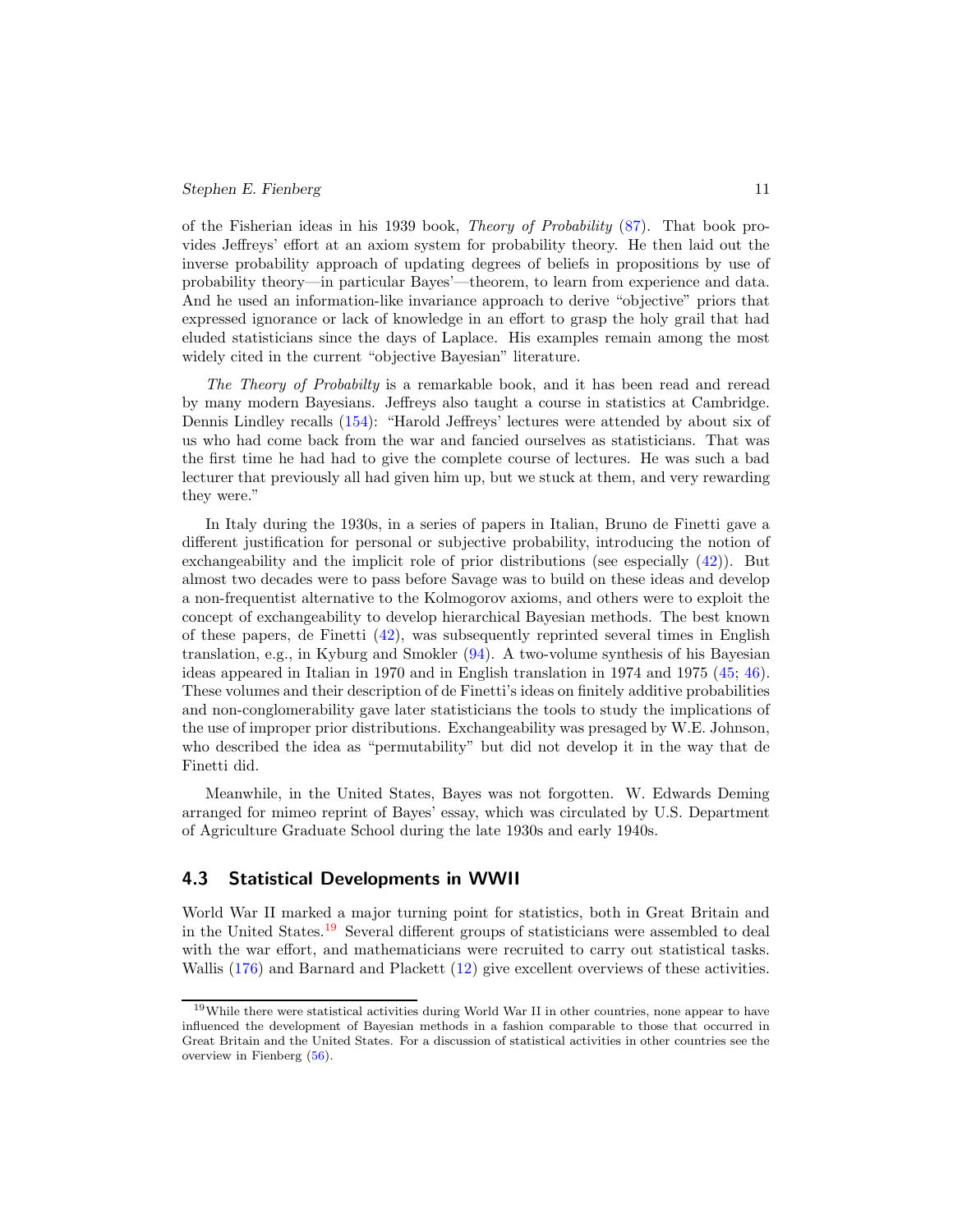of the Fisherian ideas in his 1939 book, *Theory of Probability* (87). That book provides Jeffreys' effort at an axiom system for probability theory. He then laid out the inverse probability approach of updating degrees of beliefs in propositions by use of probability theory—in particular Bayes'—theorem, to learn from experience and data. And he used an information-like invariance approach to derive "objective" priors that expressed ignorance or lack of knowledge in an effort to grasp the holy grail that had eluded statisticians since the days of Laplace. His examples remain among the most widely cited in the current "objective Bayesian" literature.

*The Theory of Probabilty* is a remarkable book, and it has been read and reread by many modern Bayesians. Jeffreys also taught a course in statistics at Cambridge. Dennis Lindley recalls (154): "Harold Jeffreys' lectures were attended by about six of us who had come back from the war and fancied ourselves as statisticians. That was the first time he had had to give the complete course of lectures. He was such a bad lecturer that previously all had given him up, but we stuck at them, and very rewarding they were."

In Italy during the 1930s, in a series of papers in Italian, Bruno de Finetti gave a different justification for personal or subjective probability, introducing the notion of exchangeability and the implicit role of prior distributions (see especially (42)). But almost two decades were to pass before Savage was to build on these ideas and develop a non-frequentist alternative to the Kolmogorov axioms, and others were to exploit the concept of exchangeability to develop hierarchical Bayesian methods. The best known of these papers, de Finetti (42), was subsequently reprinted several times in English translation, e.g., in Kyburg and Smokler (94). A two-volume synthesis of his Bayesian ideas appeared in Italian in 1970 and in English translation in 1974 and 1975 (45; 46). These volumes and their description of de Finetti's ideas on finitely additive probabilities and non-conglomerability gave later statisticians the tools to study the implications of the use of improper prior distributions. Exchangeability was presaged by W.E. Johnson, who described the idea as "permutability" but did not develop it in the way that de Finetti did.

Meanwhile, in the United States, Bayes was not forgotten. W. Edwards Deming arranged for mimeo reprint of Bayes' essay, which was circulated by U.S. Department of Agriculture Graduate School during the late 1930s and early 1940s.

## 4.3 Statistical Developments in WWII

World War II marked a major turning point for statistics, both in Great Britain and in the United States.[19] Several different groups of statisticians were assembled to deal with the war effort, and mathematicians were recruited to carry out statistical tasks. Wallis (176) and Barnard and Plackett (12) give excellent overviews of these activities.

[19] While there were statistical activities during World War II in other countries, none appear to have influenced the development of Bayesian methods in a fashion comparable to those that occurred in Great Britain and the United States. For a discussion of statistical activities in other countries see the overview in Fienberg (56).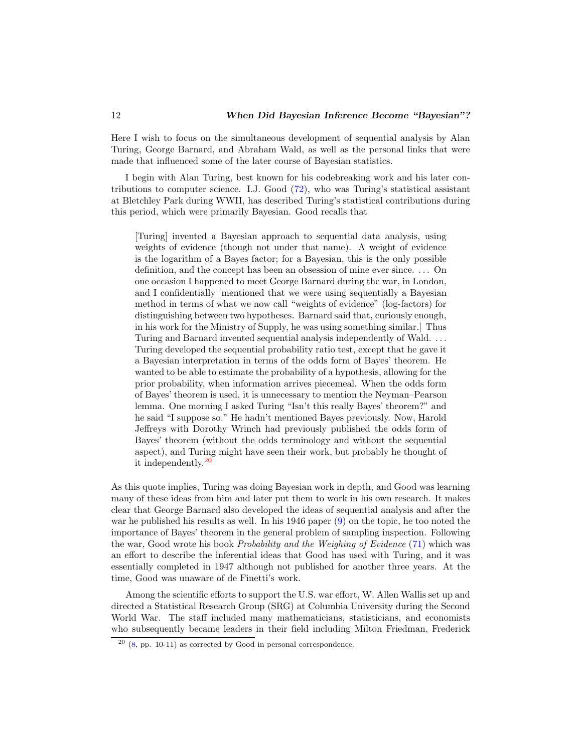Here I wish to focus on the simultaneous development of sequential analysis by Alan Turing, George Barnard, and Abraham Wald, as well as the personal links that were made that influenced some of the later course of Bayesian statistics.

I begin with Alan Turing, best known for his codebreaking work and his later contributions to computer science. I.J. Good (72), who was Turing's statistical assistant at Bletchley Park during WWII, has described Turing's statistical contributions during this period, which were primarily Bayesian. Good recalls that

> [Turing] invented a Bayesian approach to sequential data analysis, using weights of evidence (though not under that name). A weight of evidence is the logarithm of a Bayes factor; for a Bayesian, this is the only possible definition, and the concept has been an obsession of mine ever since. ... On one occasion I happened to meet George Barnard during the war, in London, and I confidentially [mentioned that we were using sequentially a Bayesian method in terms of what we now call "weights of evidence" (log-factors) for distinguishing between two hypotheses. Barnard said that, curiously enough, in his work for the Ministry of Supply, he was using something similar.] Thus Turing and Barnard invented sequential analysis independently of Wald. ... Turing developed the sequential probability ratio test, except that he gave it a Bayesian interpretation in terms of the odds form of Bayes' theorem. He wanted to be able to estimate the probability of a hypothesis, allowing for the prior probability, when information arrives piecemeal. When the odds form of Bayes' theorem is used, it is unnecessary to mention the Neyman–Pearson lemma. One morning I asked Turing "Isn't this really Bayes' theorem?" and he said "I suppose so." He hadn't mentioned Bayes previously. Now, Harold Jeffreys with Dorothy Wrinch had previously published the odds form of Bayes' theorem (without the odds terminology and without the sequential aspect), and Turing might have seen their work, but probably he thought of it independently.[20]

As this quote implies, Turing was doing Bayesian work in depth, and Good was learning many of these ideas from him and later put them to work in his own research. It makes clear that George Barnard also developed the ideas of sequential analysis and after the war he published his results as well. In his 1946 paper (9) on the topic, he too noted the importance of Bayes' theorem in the general problem of sampling inspection. Following the war, Good wrote his book *Probability and the Weighing of Evidence* (71) which was an effort to describe the inferential ideas that Good has used with Turing, and it was essentially completed in 1947 although not published for another three years. At the time, Good was unaware of de Finetti's work.

Among the scientific efforts to support the U.S. war effort, W. Allen Wallis set up and directed a Statistical Research Group (SRG) at Columbia University during the Second World War. The staff included many mathematicians, statisticians, and economists who subsequently became leaders in their field including Milton Friedman, Frederick

[20] (8, pp. 10-11) as corrected by Good in personal correspondence.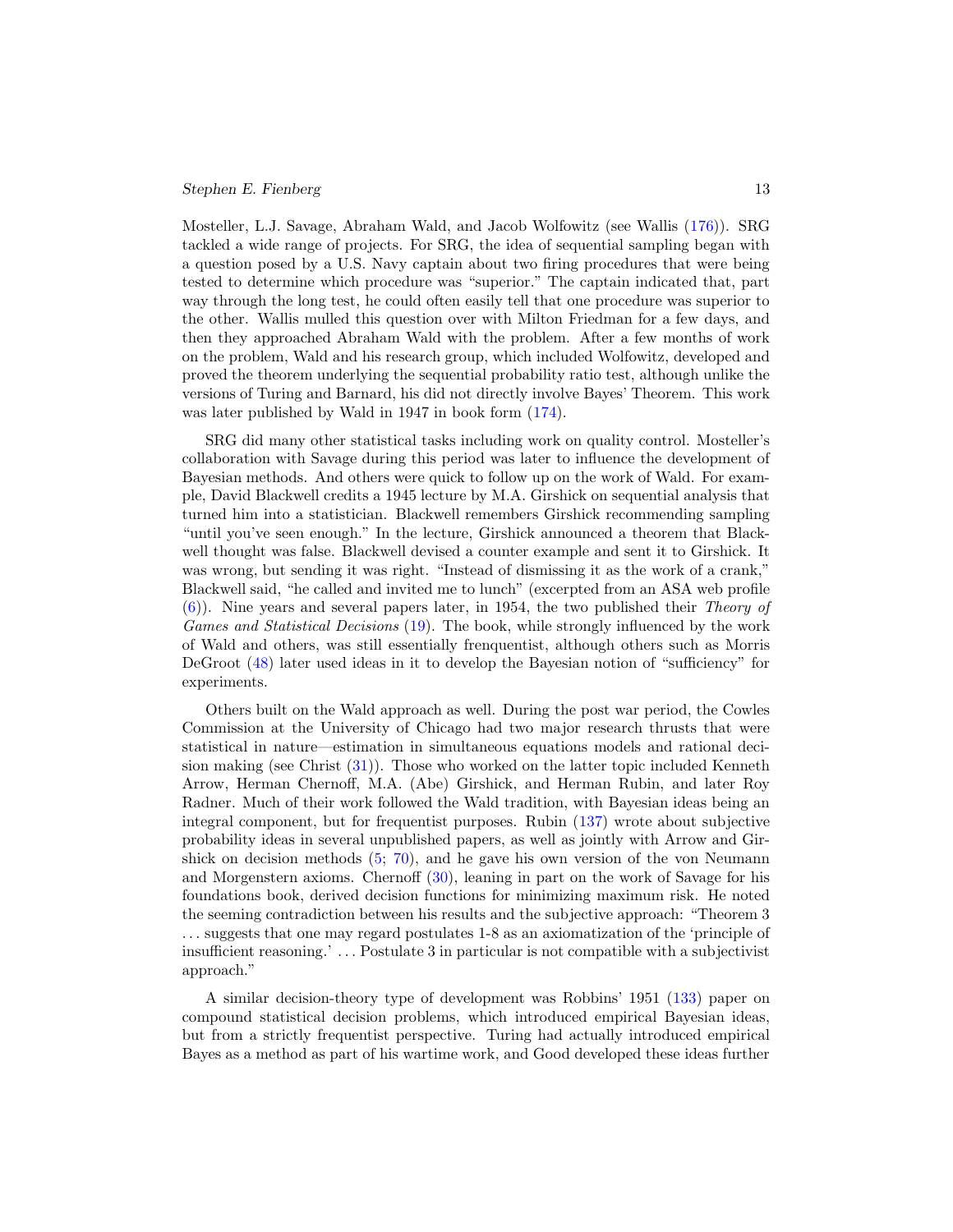Mosteller, L.J. Savage, Abraham Wald, and Jacob Wolfowitz (see Wallis (176)). SRG tackled a wide range of projects. For SRG, the idea of sequential sampling began with a question posed by a U.S. Navy captain about two firing procedures that were being tested to determine which procedure was "superior." The captain indicated that, part way through the long test, he could often easily tell that one procedure was superior to the other. Wallis mulled this question over with Milton Friedman for a few days, and then they approached Abraham Wald with the problem. After a few months of work on the problem, Wald and his research group, which included Wolfowitz, developed and proved the theorem underlying the sequential probability ratio test, although unlike the versions of Turing and Barnard, his did not directly involve Bayes' Theorem. This work was later published by Wald in 1947 in book form (174).

SRG did many other statistical tasks including work on quality control. Mosteller's collaboration with Savage during this period was later to influence the development of Bayesian methods. And others were quick to follow up on the work of Wald. For example, David Blackwell credits a 1945 lecture by M.A. Girshick on sequential analysis that turned him into a statistician. Blackwell remembers Girshick recommending sampling "until you've seen enough." In the lecture, Girshick announced a theorem that Blackwell thought was false. Blackwell devised a counter example and sent it to Girshick. It was wrong, but sending it was right. "Instead of dismissing it as the work of a crank," Blackwell said, "he called and invited me to lunch" (excerpted from an ASA web profile (6)). Nine years and several papers later, in 1954, the two published their *Theory of Games and Statistical Decisions* (19). The book, while strongly influenced by the work of Wald and others, was still essentially frenquentist, although others such as Morris DeGroot (48) later used ideas in it to develop the Bayesian notion of "sufficiency" for experiments.

Others built on the Wald approach as well. During the post war period, the Cowles Commission at the University of Chicago had two major research thrusts that were statistical in nature—estimation in simultaneous equations models and rational decision making (see Christ (31)). Those who worked on the latter topic included Kenneth Arrow, Herman Chernoff, M.A. (Abe) Girshick, and Herman Rubin, and later Roy Radner. Much of their work followed the Wald tradition, with Bayesian ideas being an integral component, but for frequentist purposes. Rubin (137) wrote about subjective probability ideas in several unpublished papers, as well as jointly with Arrow and Girshick on decision methods (5; 70), and he gave his own version of the von Neumann and Morgenstern axioms. Chernoff (30), leaning in part on the work of Savage for his foundations book, derived decision functions for minimizing maximum risk. He noted the seeming contradiction between his results and the subjective approach: "Theorem 3 ... suggests that one may regard postulates 1-8 as an axiomatization of the 'principle of insufficient reasoning.' ... Postulate 3 in particular is not compatible with a subjectivist approach."

A similar decision-theory type of development was Robbins' 1951 (133) paper on compound statistical decision problems, which introduced empirical Bayesian ideas, but from a strictly frequentist perspective. Turing had actually introduced empirical Bayes as a method as part of his wartime work, and Good developed these ideas further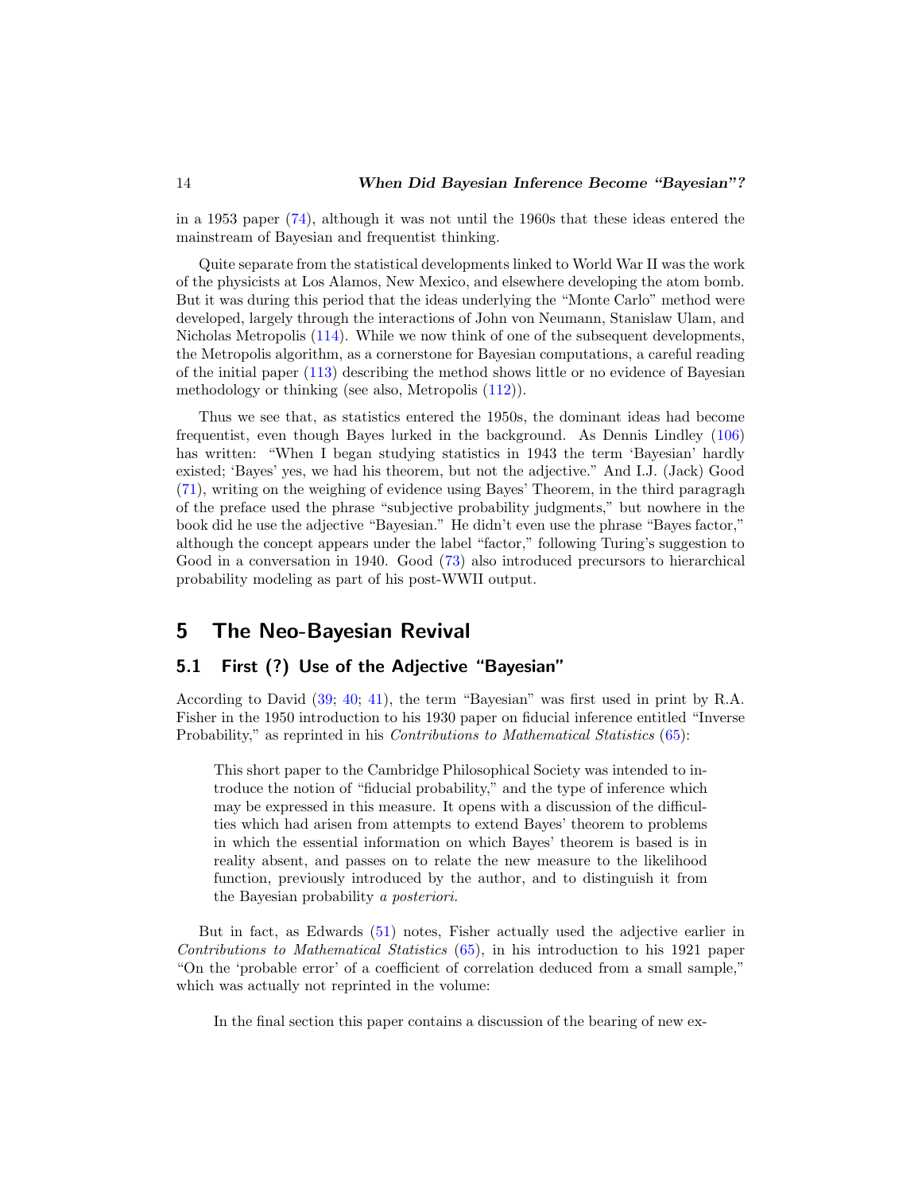in a 1953 paper (74), although it was not until the 1960s that these ideas entered the mainstream of Bayesian and frequentist thinking.

Quite separate from the statistical developments linked to World War II was the work of the physicists at Los Alamos, New Mexico, and elsewhere developing the atom bomb. But it was during this period that the ideas underlying the "Monte Carlo" method were developed, largely through the interactions of John von Neumann, Stanislaw Ulam, and Nicholas Metropolis (114). While we now think of one of the subsequent developments, the Metropolis algorithm, as a cornerstone for Bayesian computations, a careful reading of the initial paper (113) describing the method shows little or no evidence of Bayesian methodology or thinking (see also, Metropolis (112)).

Thus we see that, as statistics entered the 1950s, the dominant ideas had become frequentist, even though Bayes lurked in the background. As Dennis Lindley (106) has written: "When I began studying statistics in 1943 the term 'Bayesian' hardly existed; 'Bayes' yes, we had his theorem, but not the adjective." And I.J. (Jack) Good (71), writing on the weighing of evidence using Bayes' Theorem, in the third paragragh of the preface used the phrase "subjective probability judgments," but nowhere in the book did he use the adjective "Bayesian." He didn't even use the phrase "Bayes factor," although the concept appears under the label "factor," following Turing's suggestion to Good in a conversation in 1940. Good (73) also introduced precursors to hierarchical probability modeling as part of his post-WWII output.

## 5 The Neo-Bayesian Revival

### 5.1 First (?) Use of the Adjective "Bayesian"

According to David (39; 40; 41), the term "Bayesian" was first used in print by R.A. Fisher in the 1950 introduction to his 1930 paper on fiducial inference entitled "Inverse Probability," as reprinted in his *Contributions to Mathematical Statistics* (65):

> This short paper to the Cambridge Philosophical Society was intended to introduce the notion of "fiducial probability," and the type of inference which may be expressed in this measure. It opens with a discussion of the difficulties which had arisen from attempts to extend Bayes' theorem to problems in which the essential information on which Bayes' theorem is based is in reality absent, and passes on to relate the new measure to the likelihood function, previously introduced by the author, and to distinguish it from the Bayesian probability *a posteriori*.

But in fact, as Edwards (51) notes, Fisher actually used the adjective earlier in *Contributions to Mathematical Statistics* (65), in his introduction to his 1921 paper "On the 'probable error' of a coefficient of correlation deduced from a small sample," which was actually not reprinted in the volume:

> In the final section this paper contains a discussion of the bearing of new ex-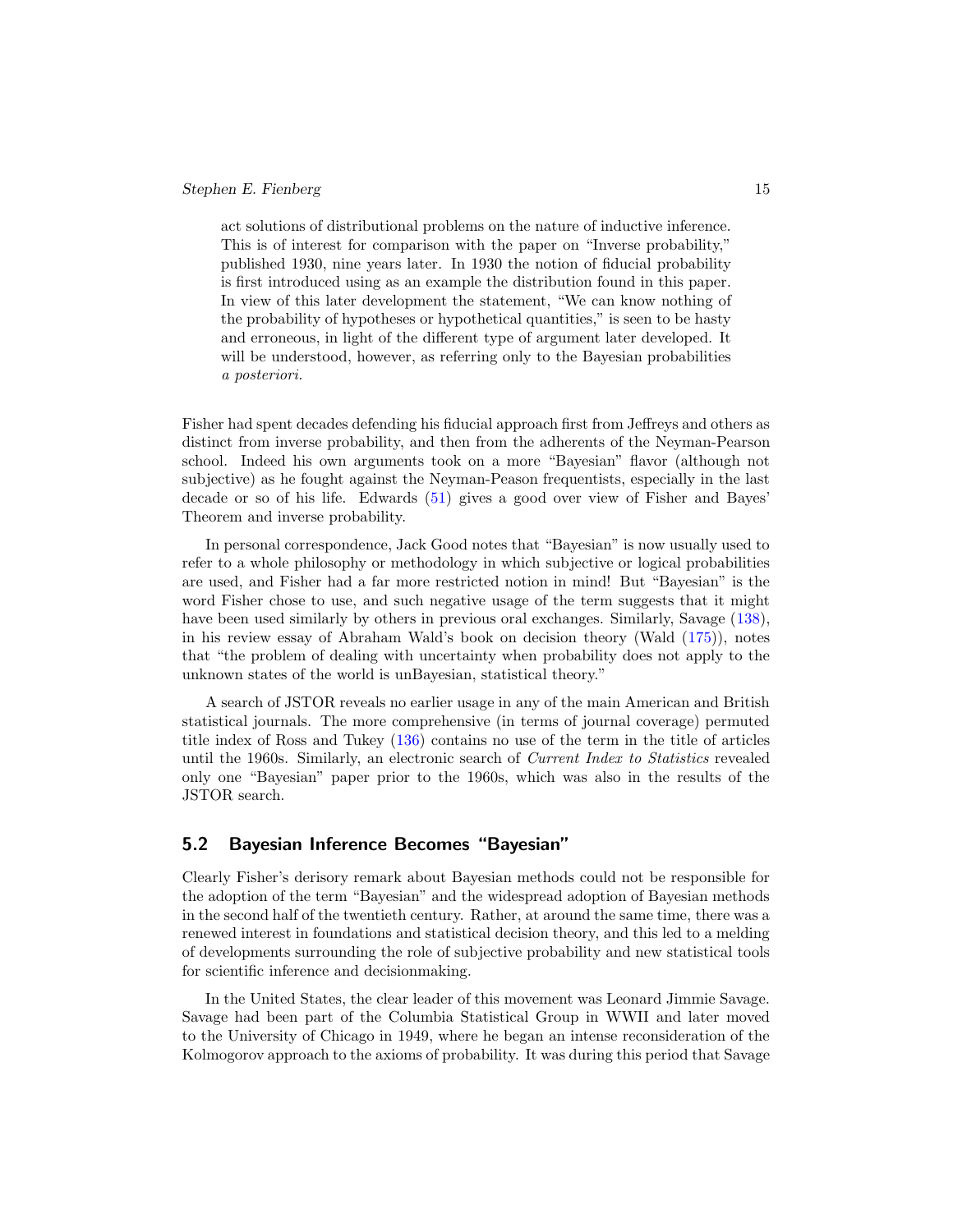> act solutions of distributional problems on the nature of inductive inference. This is of interest for comparison with the paper on "Inverse probability," published 1930, nine years later. In 1930 the notion of fiducial probability is first introduced using as an example the distribution found in this paper. In view of this later development the statement, "We can know nothing of the probability of hypotheses or hypothetical quantities," is seen to be hasty and erroneous, in light of the different type of argument later developed. It will be understood, however, as referring only to the Bayesian probabilities *a posteriori*.

Fisher had spent decades defending his fiducial approach first from Jeffreys and others as distinct from inverse probability, and then from the adherents of the Neyman-Pearson school. Indeed his own arguments took on a more "Bayesian" flavor (although not subjective) as he fought against the Neyman-Peason frequentists, especially in the last decade or so of his life. Edwards (51) gives a good over view of Fisher and Bayes' Theorem and inverse probability.

In personal correspondence, Jack Good notes that "Bayesian" is now usually used to refer to a whole philosophy or methodology in which subjective or logical probabilities are used, and Fisher had a far more restricted notion in mind! But "Bayesian" is the word Fisher chose to use, and such negative usage of the term suggests that it might have been used similarly by others in previous oral exchanges. Similarly, Savage (138), in his review essay of Abraham Wald's book on decision theory (Wald (175)), notes that "the problem of dealing with uncertainty when probability does not apply to the unknown states of the world is unBayesian, statistical theory."

A search of JSTOR reveals no earlier usage in any of the main American and British statistical journals. The more comprehensive (in terms of journal coverage) permuted title index of Ross and Tukey (136) contains no use of the term in the title of articles until the 1960s. Similarly, an electronic search of *Current Index to Statistics* revealed only one "Bayesian" paper prior to the 1960s, which was also in the results of the JSTOR search.

## 5.2 Bayesian Inference Becomes "Bayesian"

Clearly Fisher's derisory remark about Bayesian methods could not be responsible for the adoption of the term "Bayesian" and the widespread adoption of Bayesian methods in the second half of the twentieth century. Rather, at around the same time, there was a renewed interest in foundations and statistical decision theory, and this led to a melding of developments surrounding the role of subjective probability and new statistical tools for scientific inference and decisionmaking.

In the United States, the clear leader of this movement was Leonard Jimmie Savage. Savage had been part of the Columbia Statistical Group in WWII and later moved to the University of Chicago in 1949, where he began an intense reconsideration of the Kolmogorov approach to the axioms of probability. It was during this period that Savage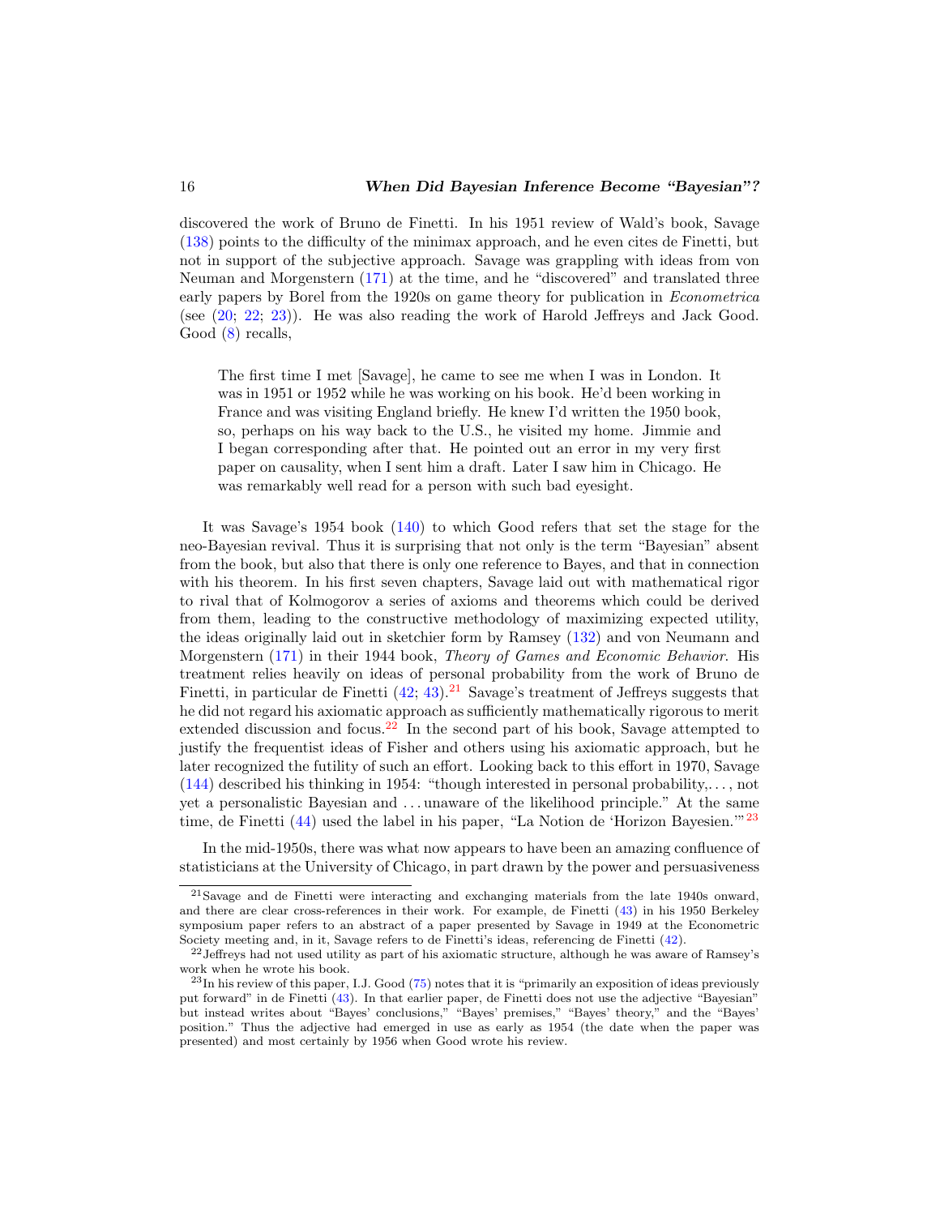discovered the work of Bruno de Finetti. In his 1951 review of Wald's book, Savage (138) points to the difficulty of the minimax approach, and he even cites de Finetti, but not in support of the subjective approach. Savage was grappling with ideas from von Neuman and Morgenstern (171) at the time, and he "discovered" and translated three early papers by Borel from the 1920s on game theory for publication in *Econometrica* (see (20; 22; 23)). He was also reading the work of Harold Jeffreys and Jack Good. Good (8) recalls,

> The first time I met [Savage], he came to see me when I was in London. It was in 1951 or 1952 while he was working on his book. He'd been working in France and was visiting England briefly. He knew I'd written the 1950 book, so, perhaps on his way back to the U.S., he visited my home. Jimmie and I began corresponding after that. He pointed out an error in my very first paper on causality, when I sent him a draft. Later I saw him in Chicago. He was remarkably well read for a person with such bad eyesight.

It was Savage's 1954 book (140) to which Good refers that set the stage for the neo-Bayesian revival. Thus it is surprising that not only is the term "Bayesian" absent from the book, but also that there is only one reference to Bayes, and that in connection with his theorem. In his first seven chapters, Savage laid out with mathematical rigor to rival that of Kolmogorov a series of axioms and theorems which could be derived from them, leading to the constructive methodology of maximizing expected utility, the ideas originally laid out in sketchier form by Ramsey (132) and von Neumann and Morgenstern (171) in their 1944 book, *Theory of Games and Economic Behavior*. His treatment relies heavily on ideas of personal probability from the work of Bruno de Finetti, in particular de Finetti (42; 43).[21] Savage's treatment of Jeffreys suggests that he did not regard his axiomatic approach as sufficiently mathematically rigorous to merit extended discussion and focus.[22] In the second part of his book, Savage attempted to justify the frequentist ideas of Fisher and others using his axiomatic approach, but he later recognized the futility of such an effort. Looking back to this effort in 1970, Savage (144) described his thinking in 1954: "though interested in personal probability,..., not yet a personalistic Bayesian and ... unaware of the likelihood principle." At the same time, de Finetti (44) used the label in his paper, "La Notion de 'Horizon Bayesien.'"[23]

In the mid-1950s, there was what now appears to have been an amazing confluence of statisticians at the University of Chicago, in part drawn by the power and persuasiveness

---

[21] Savage and de Finetti were interacting and exchanging materials from the late 1940s onward, and there are clear cross-references in their work. For example, de Finetti (43) in his 1950 Berkeley symposium paper refers to an abstract of a paper presented by Savage in 1949 at the Econometric Society meeting and, in it, Savage refers to de Finetti's ideas, referencing de Finetti (42).

[22] Jeffreys had not used utility as part of his axiomatic structure, although he was aware of Ramsey's work when he wrote his book.

[23] In his review of this paper, I.J. Good (75) notes that it is "primarily an exposition of ideas previously put forward" in de Finetti (43). In that earlier paper, de Finetti does not use the adjective "Bayesian" but instead writes about "Bayes' conclusions," "Bayes' premises," "Bayes' theory," and the "Bayes' position." Thus the adjective had emerged in use as early as 1954 (the date when the paper was presented) and most certainly by 1956 when Good wrote his review.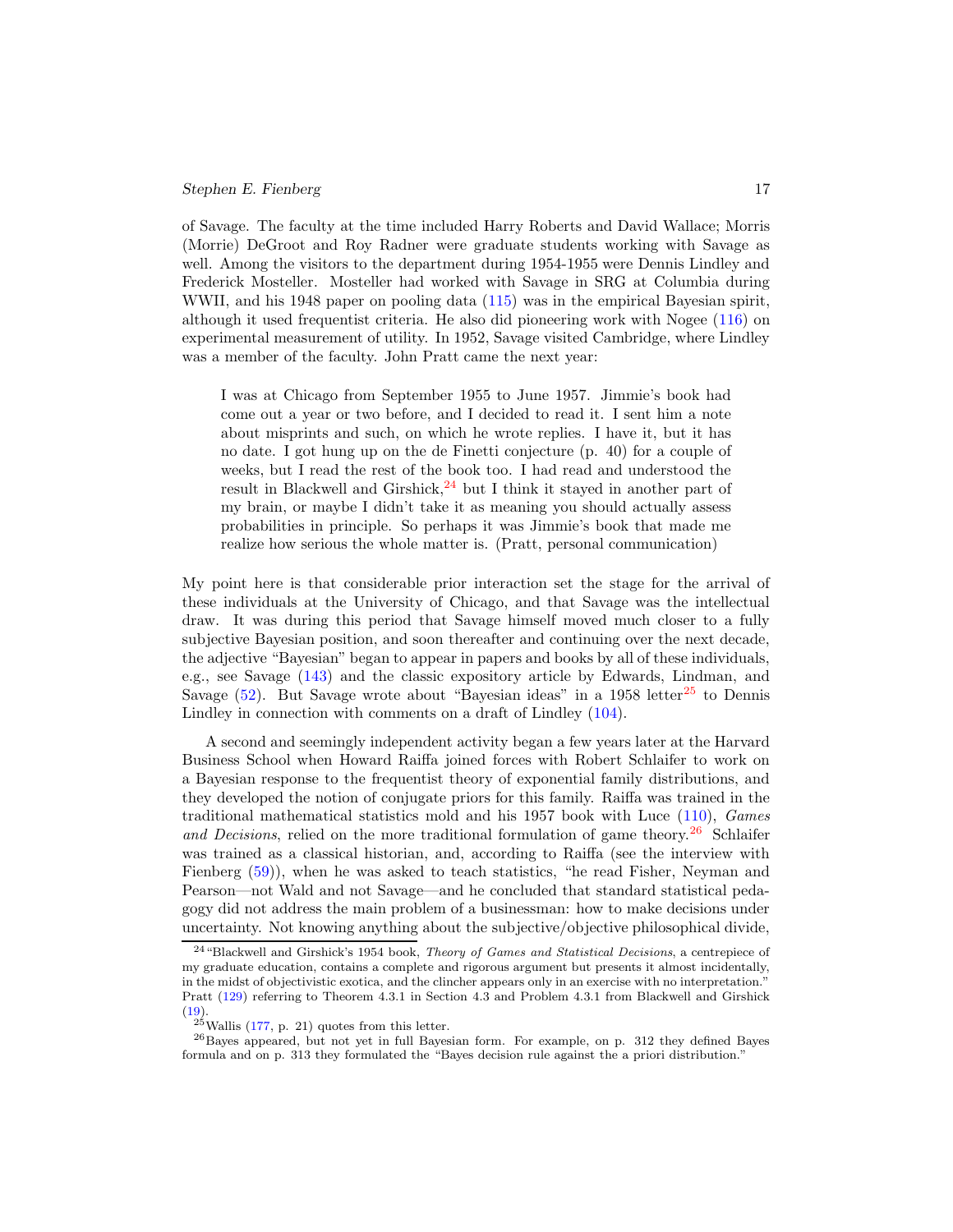of Savage. The faculty at the time included Harry Roberts and David Wallace; Morris (Morrie) DeGroot and Roy Radner were graduate students working with Savage as well. Among the visitors to the department during 1954-1955 were Dennis Lindley and Frederick Mosteller. Mosteller had worked with Savage in SRG at Columbia during WWII, and his 1948 paper on pooling data (115) was in the empirical Bayesian spirit, although it used frequentist criteria. He also did pioneering work with Nogee (116) on experimental measurement of utility. In 1952, Savage visited Cambridge, where Lindley was a member of the faculty. John Pratt came the next year:

> I was at Chicago from September 1955 to June 1957. Jimmie's book had come out a year or two before, and I decided to read it. I sent him a note about misprints and such, on which he wrote replies. I have it, but it has no date. I got hung up on the de Finetti conjecture (p. 40) for a couple of weeks, but I read the rest of the book too. I had read and understood the result in Blackwell and Girshick,[24] but I think it stayed in another part of my brain, or maybe I didn't take it as meaning you should actually assess probabilities in principle. So perhaps it was Jimmie's book that made me realize how serious the whole matter is. (Pratt, personal communication)

My point here is that considerable prior interaction set the stage for the arrival of these individuals at the University of Chicago, and that Savage was the intellectual draw. It was during this period that Savage himself moved much closer to a fully subjective Bayesian position, and soon thereafter and continuing over the next decade, the adjective "Bayesian" began to appear in papers and books by all of these individuals, e.g., see Savage (143) and the classic expository article by Edwards, Lindman, and Savage (52). But Savage wrote about "Bayesian ideas" in a 1958 letter[25] to Dennis Lindley in connection with comments on a draft of Lindley (104).

A second and seemingly independent activity began a few years later at the Harvard Business School when Howard Raiffa joined forces with Robert Schlaifer to work on a Bayesian response to the frequentist theory of exponential family distributions, and they developed the notion of conjugate priors for this family. Raiffa was trained in the traditional mathematical statistics mold and his 1957 book with Luce (110), *Games and Decisions*, relied on the more traditional formulation of game theory.[26] Schlaifer was trained as a classical historian, and, according to Raiffa (see the interview with Fienberg (59)), when he was asked to teach statistics, "he read Fisher, Neyman and Pearson—not Wald and not Savage—and he concluded that standard statistical pedagogy did not address the main problem of a businessman: how to make decisions under uncertainty. Not knowing anything about the subjective/objective philosophical divide,

---

[24] "Blackwell and Girshick's 1954 book, *Theory of Games and Statistical Decisions*, a centrepiece of my graduate education, contains a complete and rigorous argument but presents it almost incidentally, in the midst of objectivistic exotica, and the clincher appears only in an exercise with no interpretation." Pratt (129) referring to Theorem 4.3.1 in Section 4.3 and Problem 4.3.1 from Blackwell and Girshick (19).

[25] Wallis (177, p. 21) quotes from this letter.

[26] Bayes appeared, but not yet in full Bayesian form. For example, on p. 312 they defined Bayes formula and on p. 313 they formulated the "Bayes decision rule against the a priori distribution."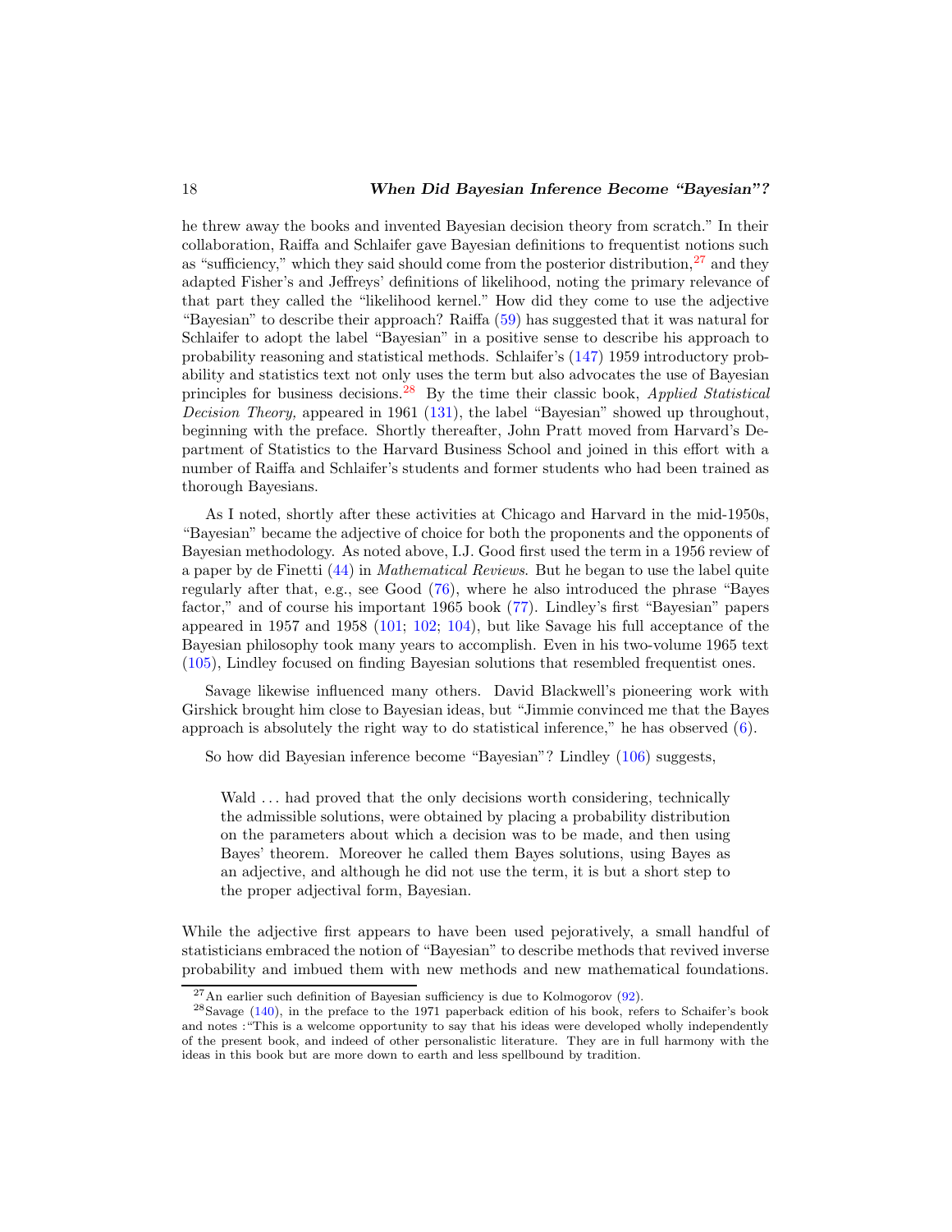he threw away the books and invented Bayesian decision theory from scratch." In their collaboration, Raiffa and Schlaifer gave Bayesian definitions to frequentist notions such as "sufficiency," which they said should come from the posterior distribution,[27] and they adapted Fisher's and Jeffreys' definitions of likelihood, noting the primary relevance of that part they called the "likelihood kernel." How did they come to use the adjective "Bayesian" to describe their approach? Raiffa (59) has suggested that it was natural for Schlaifer to adopt the label "Bayesian" in a positive sense to describe his approach to probability reasoning and statistical methods. Schlaifer's (147) 1959 introductory probability and statistics text not only uses the term but also advocates the use of Bayesian principles for business decisions.[28] By the time their classic book, *Applied Statistical Decision Theory,* appeared in 1961 (131), the label "Bayesian" showed up throughout, beginning with the preface. Shortly thereafter, John Pratt moved from Harvard's Department of Statistics to the Harvard Business School and joined in this effort with a number of Raiffa and Schlaifer's students and former students who had been trained as thorough Bayesians.

As I noted, shortly after these activities at Chicago and Harvard in the mid-1950s, "Bayesian" became the adjective of choice for both the proponents and the opponents of Bayesian methodology. As noted above, I.J. Good first used the term in a 1956 review of a paper by de Finetti (44) in *Mathematical Reviews*. But he began to use the label quite regularly after that, e.g., see Good (76), where he also introduced the phrase "Bayes factor," and of course his important 1965 book (77). Lindley's first "Bayesian" papers appeared in 1957 and 1958 (101; 102; 104), but like Savage his full acceptance of the Bayesian philosophy took many years to accomplish. Even in his two-volume 1965 text (105), Lindley focused on finding Bayesian solutions that resembled frequentist ones.

Savage likewise influenced many others. David Blackwell's pioneering work with Girshick brought him close to Bayesian ideas, but "Jimmie convinced me that the Bayes approach is absolutely the right way to do statistical inference," he has observed (6).

So how did Bayesian inference become "Bayesian"? Lindley (106) suggests,

> Wald ... had proved that the only decisions worth considering, technically the admissible solutions, were obtained by placing a probability distribution on the parameters about which a decision was to be made, and then using Bayes' theorem. Moreover he called them Bayes solutions, using Bayes as an adjective, and although he did not use the term, it is but a short step to the proper adjectival form, Bayesian.

While the adjective first appears to have been used pejoratively, a small handful of statisticians embraced the notion of "Bayesian" to describe methods that revived inverse probability and imbued them with new methods and new mathematical foundations.

[27] An earlier such definition of Bayesian sufficiency is due to Kolmogorov (92).

[28] Savage (140), in the preface to the 1971 paperback edition of his book, refers to Schaifer's book and notes :"This is a welcome opportunity to say that his ideas were developed wholly independently of the present book, and indeed of other personalistic literature. They are in full harmony with the ideas in this book but are more down to earth and less spellbound by tradition.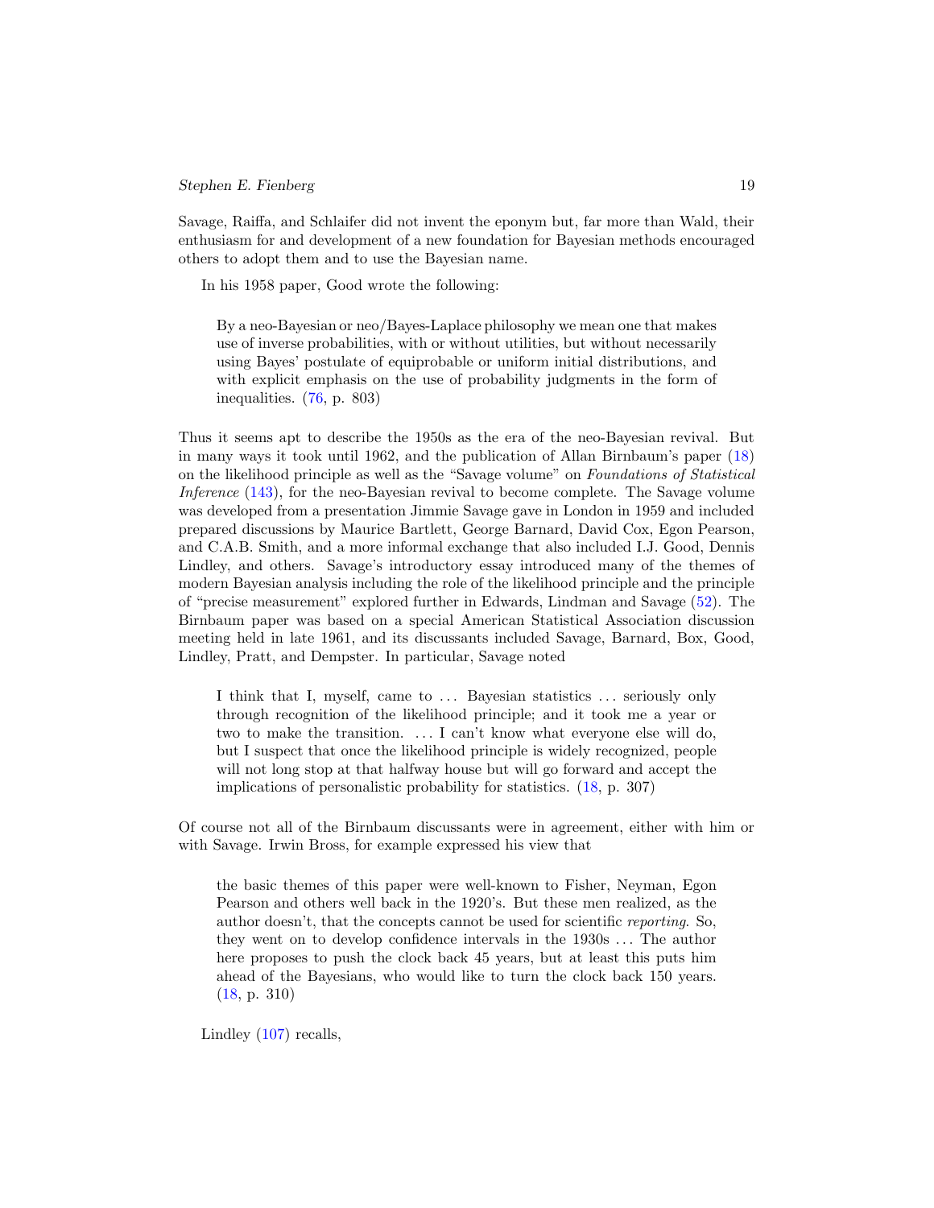Savage, Raiffa, and Schlaifer did not invent the eponym but, far more than Wald, their enthusiasm for and development of a new foundation for Bayesian methods encouraged others to adopt them and to use the Bayesian name.

In his 1958 paper, Good wrote the following:

> By a neo-Bayesian or neo/Bayes-Laplace philosophy we mean one that makes use of inverse probabilities, with or without utilities, but without necessarily using Bayes' postulate of equiprobable or uniform initial distributions, and with explicit emphasis on the use of probability judgments in the form of inequalities. (76, p. 803)

Thus it seems apt to describe the 1950s as the era of the neo-Bayesian revival. But in many ways it took until 1962, and the publication of Allan Birnbaum's paper (18) on the likelihood principle as well as the "Savage volume" on *Foundations of Statistical Inference* (143), for the neo-Bayesian revival to become complete. The Savage volume was developed from a presentation Jimmie Savage gave in London in 1959 and included prepared discussions by Maurice Bartlett, George Barnard, David Cox, Egon Pearson, and C.A.B. Smith, and a more informal exchange that also included I.J. Good, Dennis Lindley, and others. Savage's introductory essay introduced many of the themes of modern Bayesian analysis including the role of the likelihood principle and the principle of "precise measurement" explored further in Edwards, Lindman and Savage (52). The Birnbaum paper was based on a special American Statistical Association discussion meeting held in late 1961, and its discussants included Savage, Barnard, Box, Good, Lindley, Pratt, and Dempster. In particular, Savage noted

> I think that I, myself, came to ... Bayesian statistics ... seriously only through recognition of the likelihood principle; and it took me a year or two to make the transition. ... I can't know what everyone else will do, but I suspect that once the likelihood principle is widely recognized, people will not long stop at that halfway house but will go forward and accept the implications of personalistic probability for statistics. (18, p. 307)

Of course not all of the Birnbaum discussants were in agreement, either with him or with Savage. Irwin Bross, for example expressed his view that

> the basic themes of this paper were well-known to Fisher, Neyman, Egon Pearson and others well back in the 1920's. But these men realized, as the author doesn't, that the concepts cannot be used for scientific *reporting*. So, they went on to develop confidence intervals in the 1930s ... The author here proposes to push the clock back 45 years, but at least this puts him ahead of the Bayesians, who would like to turn the clock back 150 years. (18, p. 310)

Lindley (107) recalls,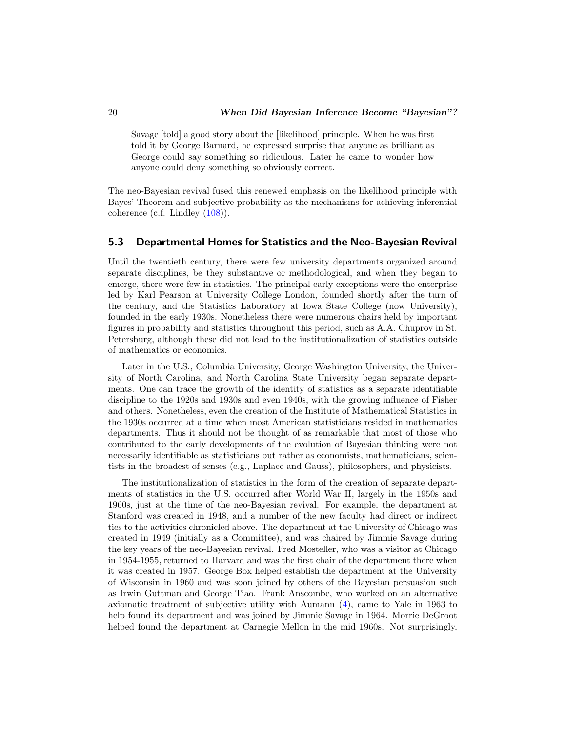> Savage [told] a good story about the [likelihood] principle. When he was first told it by George Barnard, he expressed surprise that anyone as brilliant as George could say something so ridiculous. Later he came to wonder how anyone could deny something so obviously correct.

The neo-Bayesian revival fused this renewed emphasis on the likelihood principle with Bayes' Theorem and subjective probability as the mechanisms for achieving inferential coherence (c.f. Lindley (108)).

## 5.3 Departmental Homes for Statistics and the Neo-Bayesian Revival

Until the twentieth century, there were few university departments organized around separate disciplines, be they substantive or methodological, and when they began to emerge, there were few in statistics. The principal early exceptions were the enterprise led by Karl Pearson at University College London, founded shortly after the turn of the century, and the Statistics Laboratory at Iowa State College (now University), founded in the early 1930s. Nonetheless there were numerous chairs held by important figures in probability and statistics throughout this period, such as A.A. Chuprov in St. Petersburg, although these did not lead to the institutionalization of statistics outside of mathematics or economics.

Later in the U.S., Columbia University, George Washington University, the University of North Carolina, and North Carolina State University began separate departments. One can trace the growth of the identity of statistics as a separate identifiable discipline to the 1920s and 1930s and even 1940s, with the growing influence of Fisher and others. Nonetheless, even the creation of the Institute of Mathematical Statistics in the 1930s occurred at a time when most American statisticians resided in mathematics departments. Thus it should not be thought of as remarkable that most of those who contributed to the early developments of the evolution of Bayesian thinking were not necessarily identifiable as statisticians but rather as economists, mathematicians, scientists in the broadest of senses (e.g., Laplace and Gauss), philosophers, and physicists.

The institutionalization of statistics in the form of the creation of separate departments of statistics in the U.S. occurred after World War II, largely in the 1950s and 1960s, just at the time of the neo-Bayesian revival. For example, the department at Stanford was created in 1948, and a number of the new faculty had direct or indirect ties to the activities chronicled above. The department at the University of Chicago was created in 1949 (initially as a Committee), and was chaired by Jimmie Savage during the key years of the neo-Bayesian revival. Fred Mosteller, who was a visitor at Chicago in 1954-1955, returned to Harvard and was the first chair of the department there when it was created in 1957. George Box helped establish the department at the University of Wisconsin in 1960 and was soon joined by others of the Bayesian persuasion such as Irwin Guttman and George Tiao. Frank Anscombe, who worked on an alternative axiomatic treatment of subjective utility with Aumann (4), came to Yale in 1963 to help found its department and was joined by Jimmie Savage in 1964. Morrie DeGroot helped found the department at Carnegie Mellon in the mid 1960s. Not surprisingly,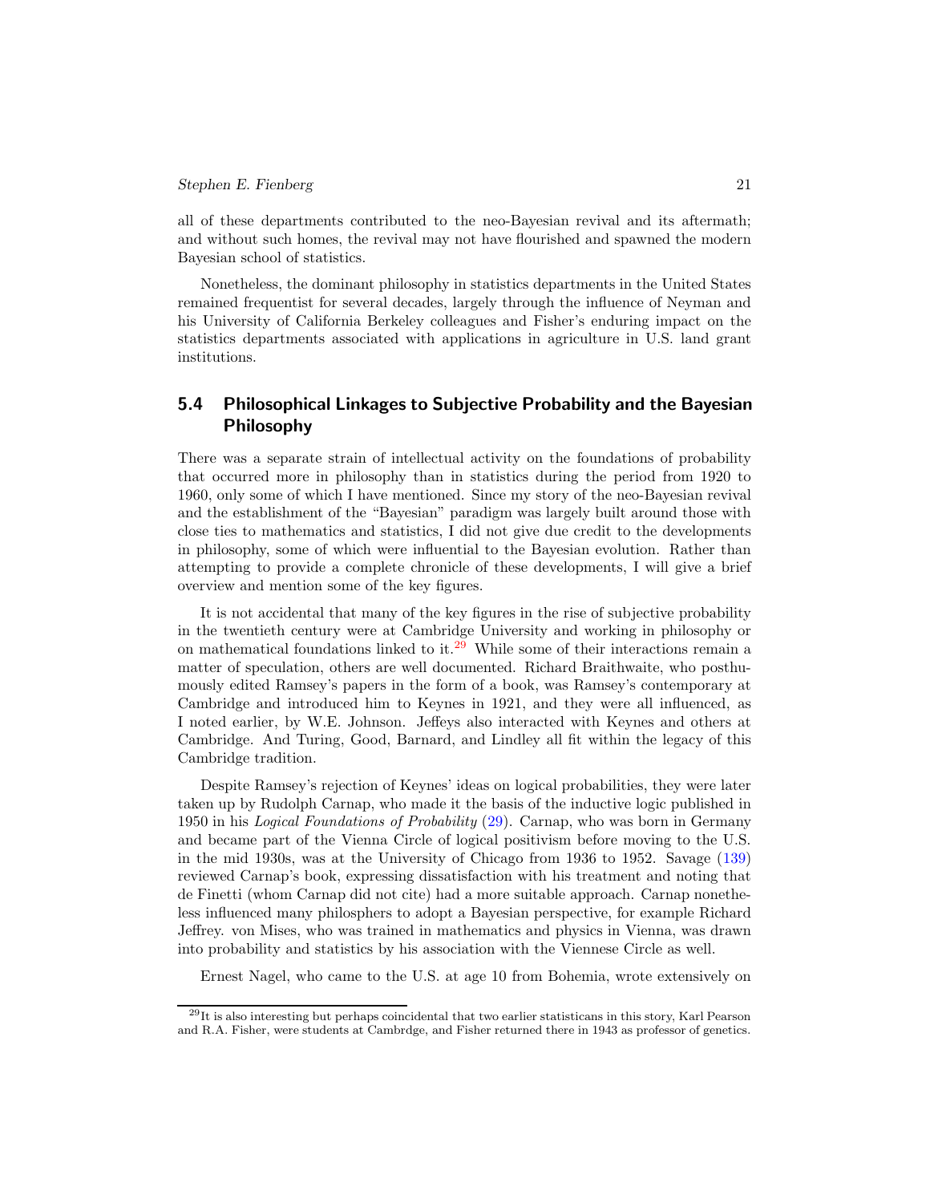all of these departments contributed to the neo-Bayesian revival and its aftermath; and without such homes, the revival may not have flourished and spawned the modern Bayesian school of statistics.

Nonetheless, the dominant philosophy in statistics departments in the United States remained frequentist for several decades, largely through the influence of Neyman and his University of California Berkeley colleagues and Fisher's enduring impact on the statistics departments associated with applications in agriculture in U.S. land grant institutions.

## 5.4 Philosophical Linkages to Subjective Probability and the Bayesian Philosophy

There was a separate strain of intellectual activity on the foundations of probability that occurred more in philosophy than in statistics during the period from 1920 to 1960, only some of which I have mentioned. Since my story of the neo-Bayesian revival and the establishment of the "Bayesian" paradigm was largely built around those with close ties to mathematics and statistics, I did not give due credit to the developments in philosophy, some of which were influential to the Bayesian evolution. Rather than attempting to provide a complete chronicle of these developments, I will give a brief overview and mention some of the key figures.

It is not accidental that many of the key figures in the rise of subjective probability in the twentieth century were at Cambridge University and working in philosophy or on mathematical foundations linked to it.[29] While some of their interactions remain a matter of speculation, others are well documented. Richard Braithwaite, who posthumously edited Ramsey's papers in the form of a book, was Ramsey's contemporary at Cambridge and introduced him to Keynes in 1921, and they were all influenced, as I noted earlier, by W.E. Johnson. Jeffeys also interacted with Keynes and others at Cambridge. And Turing, Good, Barnard, and Lindley all fit within the legacy of this Cambridge tradition.

Despite Ramsey's rejection of Keynes' ideas on logical probabilities, they were later taken up by Rudolph Carnap, who made it the basis of the inductive logic published in 1950 in his *Logical Foundations of Probability* (29). Carnap, who was born in Germany and became part of the Vienna Circle of logical positivism before moving to the U.S. in the mid 1930s, was at the University of Chicago from 1936 to 1952. Savage (139) reviewed Carnap's book, expressing dissatisfaction with his treatment and noting that de Finetti (whom Carnap did not cite) had a more suitable approach. Carnap nonetheless influenced many philosphers to adopt a Bayesian perspective, for example Richard Jeffrey. von Mises, who was trained in mathematics and physics in Vienna, was drawn into probability and statistics by his association with the Viennese Circle as well.

Ernest Nagel, who came to the U.S. at age 10 from Bohemia, wrote extensively on

[29] It is also interesting but perhaps coincidental that two earlier statisticans in this story, Karl Pearson and R.A. Fisher, were students at Cambrdge, and Fisher returned there in 1943 as professor of genetics.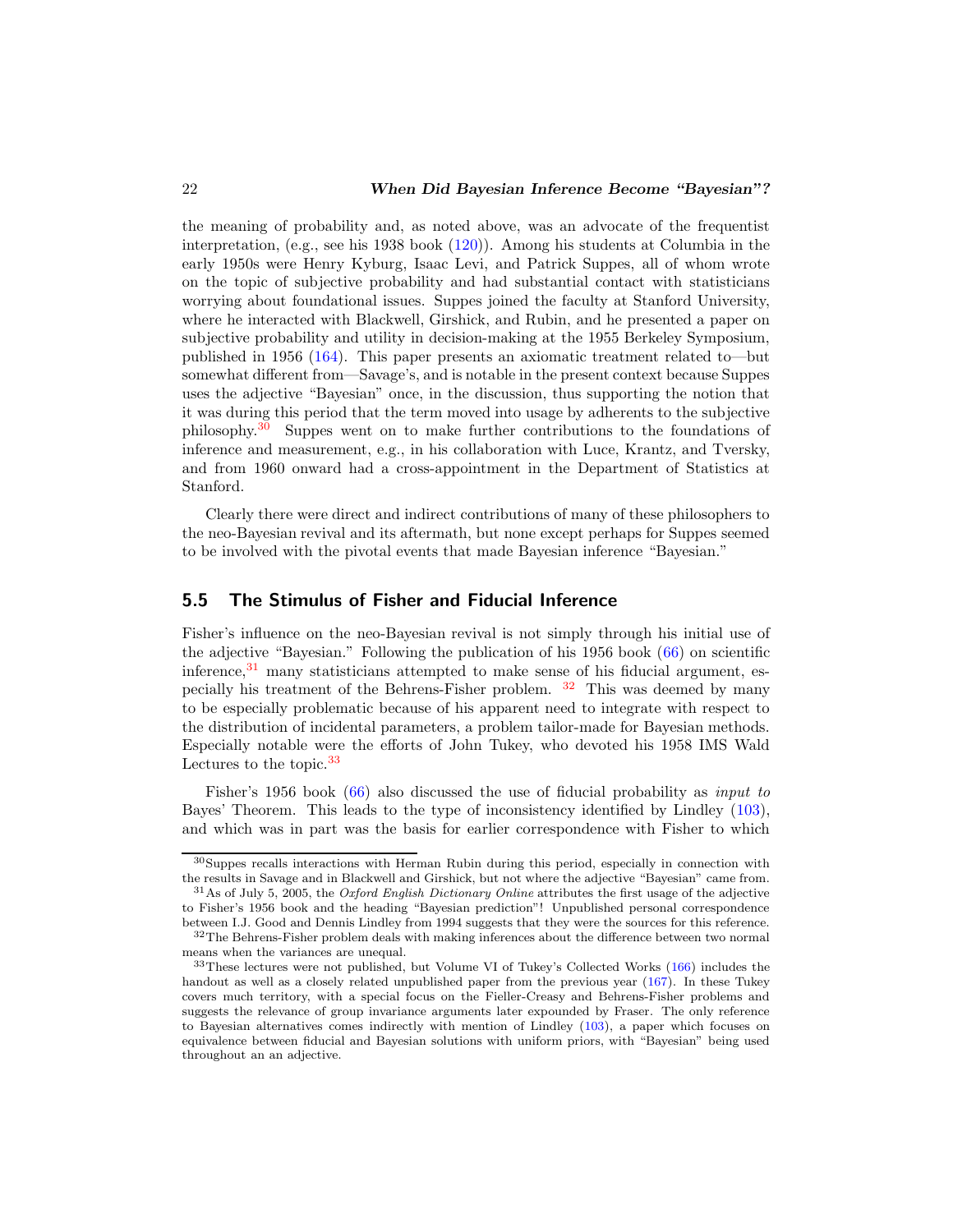the meaning of probability and, as noted above, was an advocate of the frequentist interpretation, (e.g., see his 1938 book (120)). Among his students at Columbia in the early 1950s were Henry Kyburg, Isaac Levi, and Patrick Suppes, all of whom wrote on the topic of subjective probability and had substantial contact with statisticians worrying about foundational issues. Suppes joined the faculty at Stanford University, where he interacted with Blackwell, Girshick, and Rubin, and he presented a paper on subjective probability and utility in decision-making at the 1955 Berkeley Symposium, published in 1956 (164). This paper presents an axiomatic treatment related to—but somewhat different from—Savage's, and is notable in the present context because Suppes uses the adjective "Bayesian" once, in the discussion, thus supporting the notion that it was during this period that the term moved into usage by adherents to the subjective philosophy.[30] Suppes went on to make further contributions to the foundations of inference and measurement, e.g., in his collaboration with Luce, Krantz, and Tversky, and from 1960 onward had a cross-appointment in the Department of Statistics at Stanford.

Clearly there were direct and indirect contributions of many of these philosophers to the neo-Bayesian revival and its aftermath, but none except perhaps for Suppes seemed to be involved with the pivotal events that made Bayesian inference "Bayesian."

## 5.5 The Stimulus of Fisher and Fiducial Inference

Fisher's influence on the neo-Bayesian revival is not simply through his initial use of the adjective "Bayesian." Following the publication of his 1956 book (66) on scientific inference,[31] many statisticians attempted to make sense of his fiducial argument, especially his treatment of the Behrens-Fisher problem. [32] This was deemed by many to be especially problematic because of his apparent need to integrate with respect to the distribution of incidental parameters, a problem tailor-made for Bayesian methods. Especially notable were the efforts of John Tukey, who devoted his 1958 IMS Wald Lectures to the topic.[33]

Fisher's 1956 book (66) also discussed the use of fiducial probability as *input to* Bayes' Theorem. This leads to the type of inconsistency identified by Lindley (103), and which was in part was the basis for earlier correspondence with Fisher to which

[30] Suppes recalls interactions with Herman Rubin during this period, especially in connection with the results in Savage and in Blackwell and Girshick, but not where the adjective "Bayesian" came from.

[31] As of July 5, 2005, the *Oxford English Dictionary Online* attributes the first usage of the adjective to Fisher's 1956 book and the heading "Bayesian prediction"! Unpublished personal correspondence between I.J. Good and Dennis Lindley from 1994 suggests that they were the sources for this reference.

[32] The Behrens-Fisher problem deals with making inferences about the difference between two normal means when the variances are unequal.

[33] These lectures were not published, but Volume VI of Tukey's Collected Works (166) includes the handout as well as a closely related unpublished paper from the previous year (167). In these Tukey covers much territory, with a special focus on the Fieller-Creasy and Behrens-Fisher problems and suggests the relevance of group invariance arguments later expounded by Fraser. The only reference to Bayesian alternatives comes indirectly with mention of Lindley (103), a paper which focuses on equivalence between fiducial and Bayesian solutions with uniform priors, with "Bayesian" being used throughout an an adjective.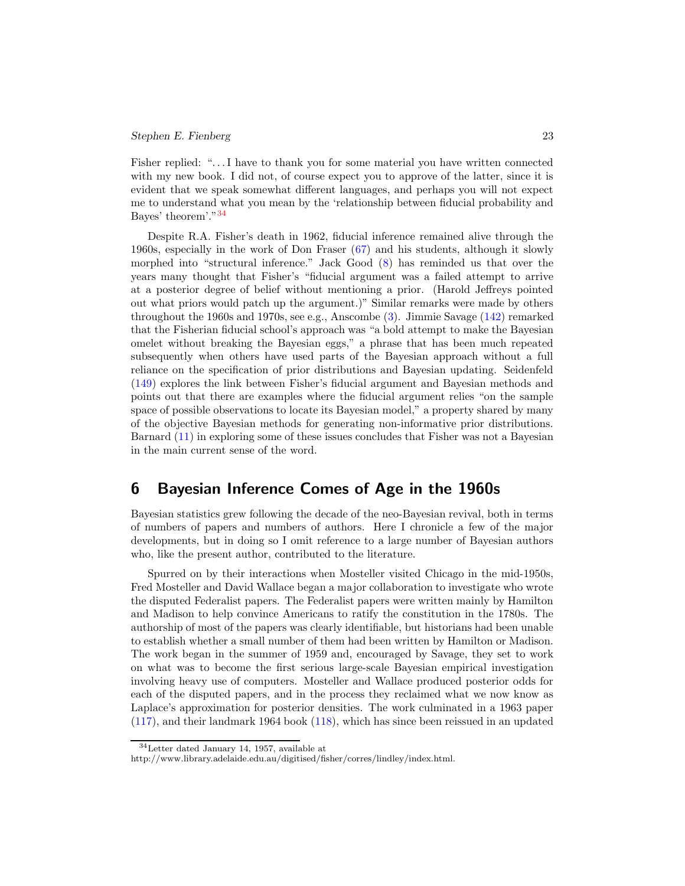Fisher replied: "...I have to thank you for some material you have written connected with my new book. I did not, of course expect you to approve of the latter, since it is evident that we speak somewhat different languages, and perhaps you will not expect me to understand what you mean by the 'relationship between fiducial probability and Bayes' theorem'."[34]

Despite R.A. Fisher's death in 1962, fiducial inference remained alive through the 1960s, especially in the work of Don Fraser (67) and his students, although it slowly morphed into "structural inference." Jack Good (8) has reminded us that over the years many thought that Fisher's "fiducial argument was a failed attempt to arrive at a posterior degree of belief without mentioning a prior. (Harold Jeffreys pointed out what priors would patch up the argument.)" Similar remarks were made by others throughout the 1960s and 1970s, see e.g., Anscombe (3). Jimmie Savage (142) remarked that the Fisherian fiducial school's approach was "a bold attempt to make the Bayesian omelet without breaking the Bayesian eggs," a phrase that has been much repeated subsequently when others have used parts of the Bayesian approach without a full reliance on the specification of prior distributions and Bayesian updating. Seidenfeld (149) explores the link between Fisher's fiducial argument and Bayesian methods and points out that there are examples where the fiducial argument relies "on the sample space of possible observations to locate its Bayesian model," a property shared by many of the objective Bayesian methods for generating non-informative prior distributions. Barnard (11) in exploring some of these issues concludes that Fisher was not a Bayesian in the main current sense of the word.

## 6 Bayesian Inference Comes of Age in the 1960s

Bayesian statistics grew following the decade of the neo-Bayesian revival, both in terms of numbers of papers and numbers of authors. Here I chronicle a few of the major developments, but in doing so I omit reference to a large number of Bayesian authors who, like the present author, contributed to the literature.

Spurred on by their interactions when Mosteller visited Chicago in the mid-1950s, Fred Mosteller and David Wallace began a major collaboration to investigate who wrote the disputed Federalist papers. The Federalist papers were written mainly by Hamilton and Madison to help convince Americans to ratify the constitution in the 1780s. The authorship of most of the papers was clearly identifiable, but historians had been unable to establish whether a small number of them had been written by Hamilton or Madison. The work began in the summer of 1959 and, encouraged by Savage, they set to work on what was to become the first serious large-scale Bayesian empirical investigation involving heavy use of computers. Mosteller and Wallace produced posterior odds for each of the disputed papers, and in the process they reclaimed what we now know as Laplace's approximation for posterior densities. The work culminated in a 1963 paper (117), and their landmark 1964 book (118), which has since been reissued in an updated

[34] Letter dated January 14, 1957, available at http://www.library.adelaide.edu.au/digitised/fisher/corres/lindley/index.html.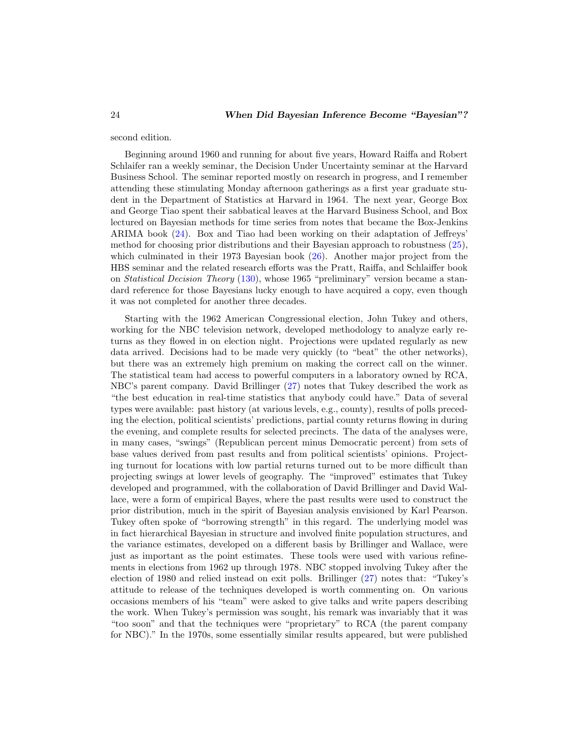second edition.

Beginning around 1960 and running for about five years, Howard Raiffa and Robert Schlaifer ran a weekly seminar, the Decision Under Uncertainty seminar at the Harvard Business School. The seminar reported mostly on research in progress, and I remember attending these stimulating Monday afternoon gatherings as a first year graduate student in the Department of Statistics at Harvard in 1964. The next year, George Box and George Tiao spent their sabbatical leaves at the Harvard Business School, and Box lectured on Bayesian methods for time series from notes that became the Box-Jenkins ARIMA book (24). Box and Tiao had been working on their adaptation of Jeffreys' method for choosing prior distributions and their Bayesian approach to robustness (25), which culminated in their 1973 Bayesian book (26). Another major project from the HBS seminar and the related research efforts was the Pratt, Raiffa, and Schlaiffer book on *Statistical Decision Theory* (130), whose 1965 "preliminary" version became a standard reference for those Bayesians lucky enough to have acquired a copy, even though it was not completed for another three decades.

Starting with the 1962 American Congressional election, John Tukey and others, working for the NBC television network, developed methodology to analyze early returns as they flowed in on election night. Projections were updated regularly as new data arrived. Decisions had to be made very quickly (to "beat" the other networks), but there was an extremely high premium on making the correct call on the winner. The statistical team had access to powerful computers in a laboratory owned by RCA, NBC's parent company. David Brillinger (27) notes that Tukey described the work as "the best education in real-time statistics that anybody could have." Data of several types were available: past history (at various levels, e.g., county), results of polls preceding the election, political scientists' predictions, partial county returns flowing in during the evening, and complete results for selected precincts. The data of the analyses were, in many cases, "swings" (Republican percent minus Democratic percent) from sets of base values derived from past results and from political scientists' opinions. Projecting turnout for locations with low partial returns turned out to be more difficult than projecting swings at lower levels of geography. The "improved" estimates that Tukey developed and programmed, with the collaboration of David Brillinger and David Wallace, were a form of empirical Bayes, where the past results were used to construct the prior distribution, much in the spirit of Bayesian analysis envisioned by Karl Pearson. Tukey often spoke of "borrowing strength" in this regard. The underlying model was in fact hierarchical Bayesian in structure and involved finite population structures, and the variance estimates, developed on a different basis by Brillinger and Wallace, were just as important as the point estimates. These tools were used with various refinements in elections from 1962 up through 1978. NBC stopped involving Tukey after the election of 1980 and relied instead on exit polls. Brillinger (27) notes that: "Tukey's attitude to release of the techniques developed is worth commenting on. On various occasions members of his "team" were asked to give talks and write papers describing the work. When Tukey's permission was sought, his remark was invariably that it was "too soon" and that the techniques were "proprietary" to RCA (the parent company for NBC)." In the 1970s, some essentially similar results appeared, but were published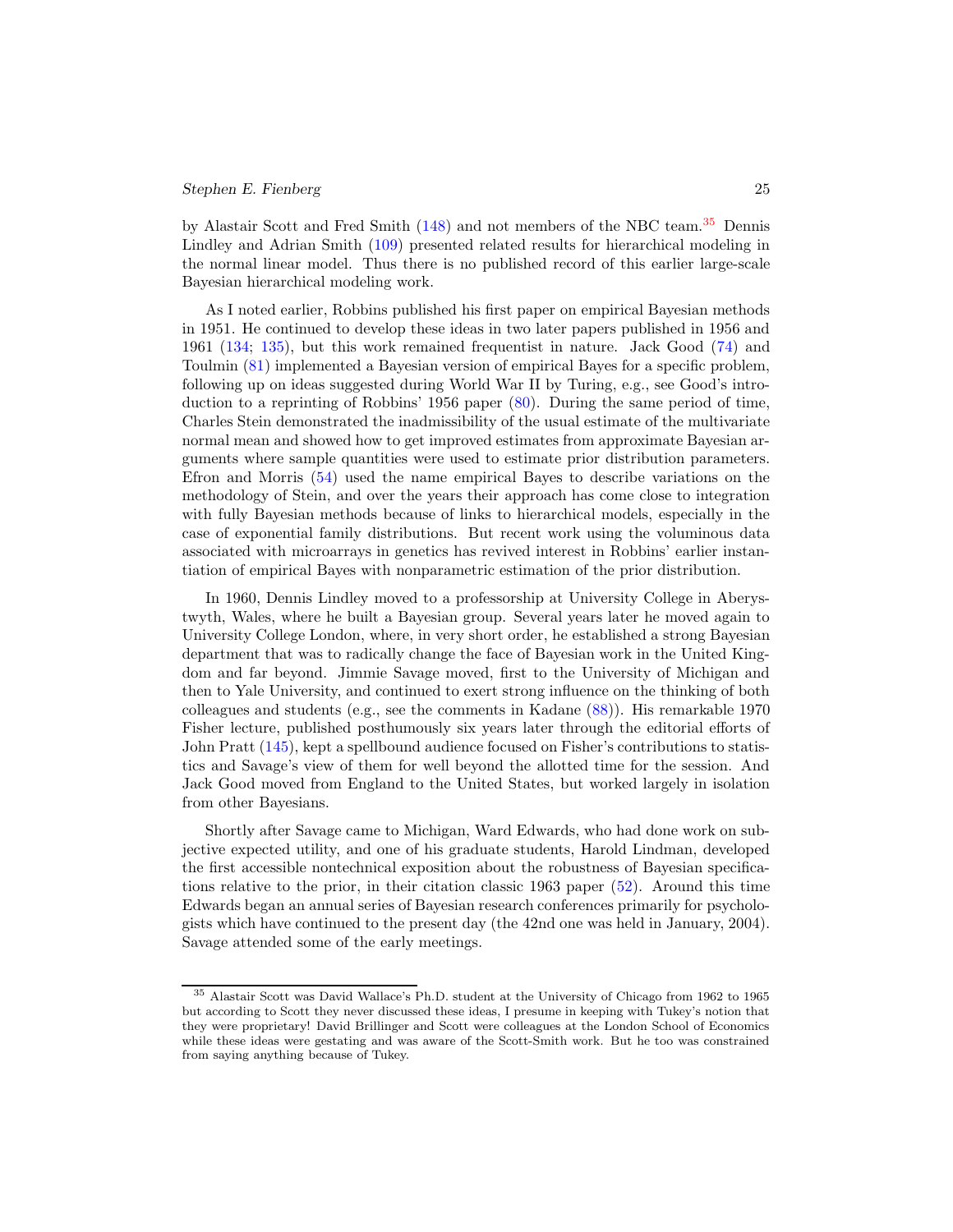by Alastair Scott and Fred Smith (148) and not members of the NBC team.[35] Dennis Lindley and Adrian Smith (109) presented related results for hierarchical modeling in the normal linear model. Thus there is no published record of this earlier large-scale Bayesian hierarchical modeling work.

As I noted earlier, Robbins published his first paper on empirical Bayesian methods in 1951. He continued to develop these ideas in two later papers published in 1956 and 1961 (134; 135), but this work remained frequentist in nature. Jack Good (74) and Toulmin (81) implemented a Bayesian version of empirical Bayes for a specific problem, following up on ideas suggested during World War II by Turing, e.g., see Good's introduction to a reprinting of Robbins' 1956 paper (80). During the same period of time, Charles Stein demonstrated the inadmissibility of the usual estimate of the multivariate normal mean and showed how to get improved estimates from approximate Bayesian arguments where sample quantities were used to estimate prior distribution parameters. Efron and Morris (54) used the name empirical Bayes to describe variations on the methodology of Stein, and over the years their approach has come close to integration with fully Bayesian methods because of links to hierarchical models, especially in the case of exponential family distributions. But recent work using the voluminous data associated with microarrays in genetics has revived interest in Robbins' earlier instantiation of empirical Bayes with nonparametric estimation of the prior distribution.

In 1960, Dennis Lindley moved to a professorship at University College in Aberystwyth, Wales, where he built a Bayesian group. Several years later he moved again to University College London, where, in very short order, he established a strong Bayesian department that was to radically change the face of Bayesian work in the United Kingdom and far beyond. Jimmie Savage moved, first to the University of Michigan and then to Yale University, and continued to exert strong influence on the thinking of both colleagues and students (e.g., see the comments in Kadane (88)). His remarkable 1970 Fisher lecture, published posthumously six years later through the editorial efforts of John Pratt (145), kept a spellbound audience focused on Fisher's contributions to statistics and Savage's view of them for well beyond the allotted time for the session. And Jack Good moved from England to the United States, but worked largely in isolation from other Bayesians.

Shortly after Savage came to Michigan, Ward Edwards, who had done work on subjective expected utility, and one of his graduate students, Harold Lindman, developed the first accessible nontechnical exposition about the robustness of Bayesian specifications relative to the prior, in their citation classic 1963 paper (52). Around this time Edwards began an annual series of Bayesian research conferences primarily for psychologists which have continued to the present day (the 42nd one was held in January, 2004). Savage attended some of the early meetings.

---

[35] Alastair Scott was David Wallace's Ph.D. student at the University of Chicago from 1962 to 1965 but according to Scott they never discussed these ideas, I presume in keeping with Tukey's notion that they were proprietary! David Brillinger and Scott were colleagues at the London School of Economics while these ideas were gestating and was aware of the Scott-Smith work. But he too was constrained from saying anything because of Tukey.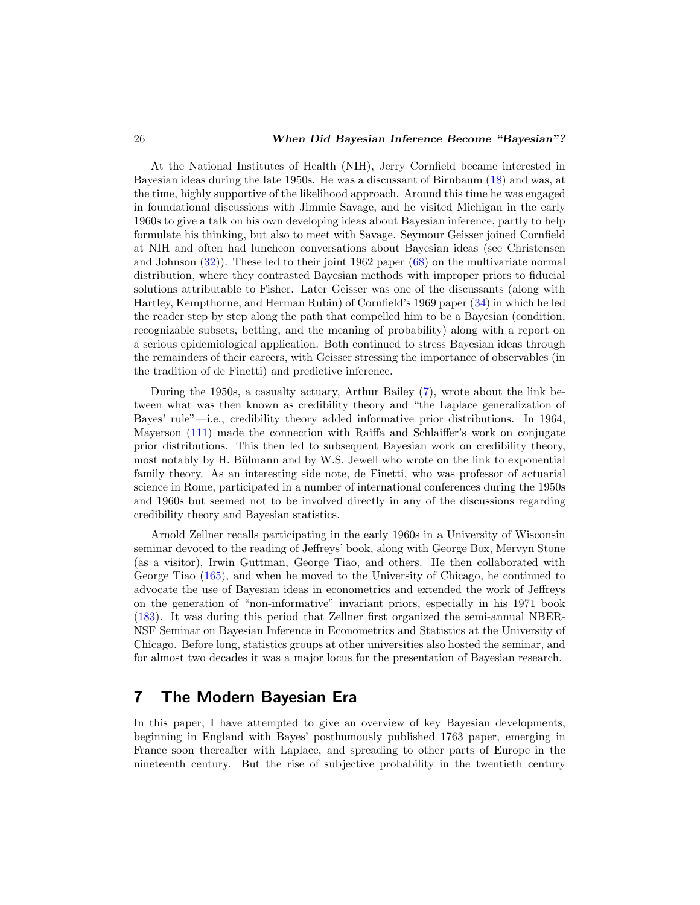At the National Institutes of Health (NIH), Jerry Cornfield became interested in Bayesian ideas during the late 1950s. He was a discussant of Birnbaum (18) and was, at the time, highly supportive of the likelihood approach. Around this time he was engaged in foundational discussions with Jimmie Savage, and he visited Michigan in the early 1960s to give a talk on his own developing ideas about Bayesian inference, partly to help formulate his thinking, but also to meet with Savage. Seymour Geisser joined Cornfield at NIH and often had luncheon conversations about Bayesian ideas (see Christensen and Johnson (32)). These led to their joint 1962 paper (68) on the multivariate normal distribution, where they contrasted Bayesian methods with improper priors to fiducial solutions attributable to Fisher. Later Geisser was one of the discussants (along with Hartley, Kempthorne, and Herman Rubin) of Cornfield's 1969 paper (34) in which he led the reader step by step along the path that compelled him to be a Bayesian (condition, recognizable subsets, betting, and the meaning of probability) along with a report on a serious epidemiological application. Both continued to stress Bayesian ideas through the remainders of their careers, with Geisser stressing the importance of observables (in the tradition of de Finetti) and predictive inference.

During the 1950s, a casualty actuary, Arthur Bailey (7), wrote about the link between what was then known as credibility theory and "the Laplace generalization of Bayes' rule"—i.e., credibility theory added informative prior distributions. In 1964, Mayerson (111) made the connection with Raiffa and Schlaiffer's work on conjugate prior distributions. This then led to subsequent Bayesian work on credibility theory, most notably by H. Bülmann and by W.S. Jewell who wrote on the link to exponential family theory. As an interesting side note, de Finetti, who was professor of actuarial science in Rome, participated in a number of international conferences during the 1950s and 1960s but seemed not to be involved directly in any of the discussions regarding credibility theory and Bayesian statistics.

Arnold Zellner recalls participating in the early 1960s in a University of Wisconsin seminar devoted to the reading of Jeffreys' book, along with George Box, Mervyn Stone (as a visitor), Irwin Guttman, George Tiao, and others. He then collaborated with George Tiao (165), and when he moved to the University of Chicago, he continued to advocate the use of Bayesian ideas in econometrics and extended the work of Jeffreys on the generation of "non-informative" invariant priors, especially in his 1971 book (183). It was during this period that Zellner first organized the semi-annual NBER-NSF Seminar on Bayesian Inference in Econometrics and Statistics at the University of Chicago. Before long, statistics groups at other universities also hosted the seminar, and for almost two decades it was a major locus for the presentation of Bayesian research.

## 7 The Modern Bayesian Era

In this paper, I have attempted to give an overview of key Bayesian developments, beginning in England with Bayes' posthumously published 1763 paper, emerging in France soon thereafter with Laplace, and spreading to other parts of Europe in the nineteenth century. But the rise of subjective probability in the twentieth century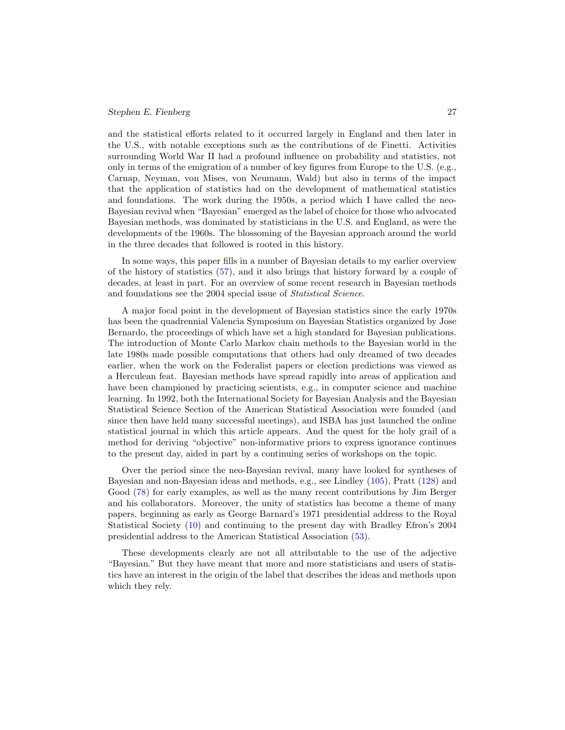and the statistical efforts related to it occurred largely in England and then later in the U.S., with notable exceptions such as the contributions of de Finetti. Activities surrounding World War II had a profound influence on probability and statistics, not only in terms of the emigration of a number of key figures from Europe to the U.S. (e.g., Carnap, Neyman, von Mises, von Neumann, Wald) but also in terms of the impact that the application of statistics had on the development of mathematical statistics and foundations. The work during the 1950s, a period which I have called the neo-Bayesian revival when "Bayesian" emerged as the label of choice for those who advocated Bayesian methods, was dominated by statisticians in the U.S. and England, as were the developments of the 1960s. The blossoming of the Bayesian approach around the world in the three decades that followed is rooted in this history.

In some ways, this paper fills in a number of Bayesian details to my earlier overview of the history of statistics (57), and it also brings that history forward by a couple of decades, at least in part. For an overview of some recent research in Bayesian methods and foundations see the 2004 special issue of *Statistical Science*.

A major focal point in the development of Bayesian statistics since the early 1970s has been the quadrennial Valencia Symposium on Bayesian Statistics organized by Jose Bernardo, the proceedings of which have set a high standard for Bayesian publications. The introduction of Monte Carlo Markov chain methods to the Bayesian world in the late 1980s made possible computations that others had only dreamed of two decades earlier, when the work on the Federalist papers or election predictions was viewed as a Herculean feat. Bayesian methods have spread rapidly into areas of application and have been championed by practicing scientists, e.g., in computer science and machine learning. In 1992, both the International Society for Bayesian Analysis and the Bayesian Statistical Science Section of the American Statistical Association were founded (and since then have held many successful meetings), and ISBA has just launched the online statistical journal in which this article appears. And the quest for the holy grail of a method for deriving "objective" non-informative priors to express ignorance continues to the present day, aided in part by a continuing series of workshops on the topic.

Over the period since the neo-Bayesian revival, many have looked for syntheses of Bayesian and non-Bayesian ideas and methods, e.g., see Lindley (105), Pratt (128) and Good (78) for early examples, as well as the many recent contributions by Jim Berger and his collaborators. Moreover, the unity of statistics has become a theme of many papers, beginning as early as George Barnard's 1971 presidential address to the Royal Statistical Society (10) and continuing to the present day with Bradley Efron's 2004 presidential address to the American Statistical Association (53).

These developments clearly are not all attributable to the use of the adjective "Bayesian." But they have meant that more and more statisticians and users of statistics have an interest in the origin of the label that describes the ideas and methods upon which they rely.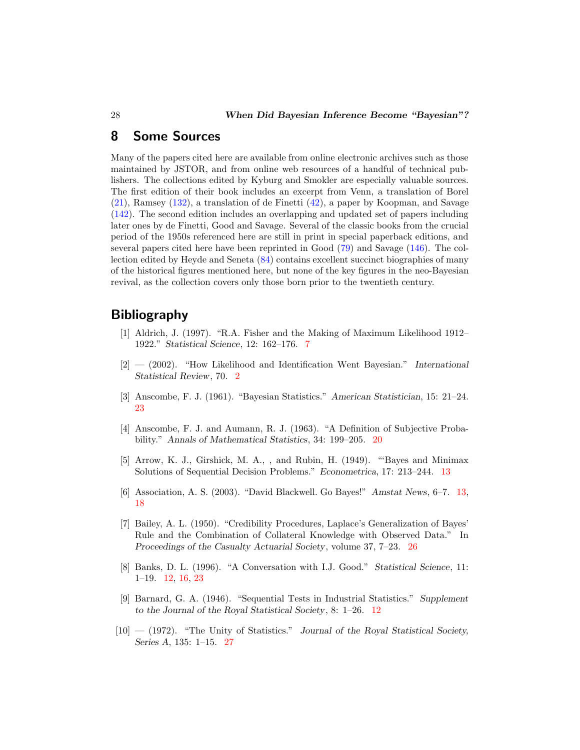## 8 Some Sources

Many of the papers cited here are available from online electronic archives such as those maintained by JSTOR, and from online web resources of a handful of technical publishers. The collections edited by Kyburg and Smokler are especially valuable sources. The first edition of their book includes an excerpt from Venn, a translation of Borel (21), Ramsey (132), a translation of de Finetti (42), a paper by Koopman, and Savage (142). The second edition includes an overlapping and updated set of papers including later ones by de Finetti, Good and Savage. Several of the classic books from the crucial period of the 1950s referenced here are still in print in special paperback editions, and several papers cited here have been reprinted in Good (79) and Savage (146). The collection edited by Heyde and Seneta (84) contains excellent succinct biographies of many of the historical figures mentioned here, but none of the key figures in the neo-Bayesian revival, as the collection covers only those born prior to the twentieth century.

## Bibliography

[1] Aldrich, J. (1997). "R.A. Fisher and the Making of Maximum Likelihood 1912–1922." *Statistical Science*, 12: 162–176. 7

[2] — (2002). "How Likelihood and Identification Went Bayesian." *International Statistical Review*, 70. 2

[3] Anscombe, F. J. (1961). "Bayesian Statistics." *American Statistician*, 15: 21–24. 23

[4] Anscombe, F. J. and Aumann, R. J. (1963). "A Definition of Subjective Probability." *Annals of Mathematical Statistics*, 34: 199–205. 20

[5] Arrow, K. J., Girshick, M. A., , and Rubin, H. (1949). "'Bayes and Minimax Solutions of Sequential Decision Problems." *Econometrica*, 17: 213–244. 13

[6] Association, A. S. (2003). "David Blackwell. Go Bayes!" *Amstat News*, 6–7. 13, 18

[7] Bailey, A. L. (1950). "Credibility Procedures, Laplace's Generalization of Bayes' Rule and the Combination of Collateral Knowledge with Observed Data." In *Proceedings of the Casualty Actuarial Society*, volume 37, 7–23. 26

[8] Banks, D. L. (1996). "A Conversation with I.J. Good." *Statistical Science*, 11: 1–19. 12, 16, 23

[9] Barnard, G. A. (1946). "Sequential Tests in Industrial Statistics." *Supplement to the Journal of the Royal Statistical Society*, 8: 1–26. 12

[10] — (1972). "The Unity of Statistics." *Journal of the Royal Statistical Society, Series A*, 135: 1–15. 27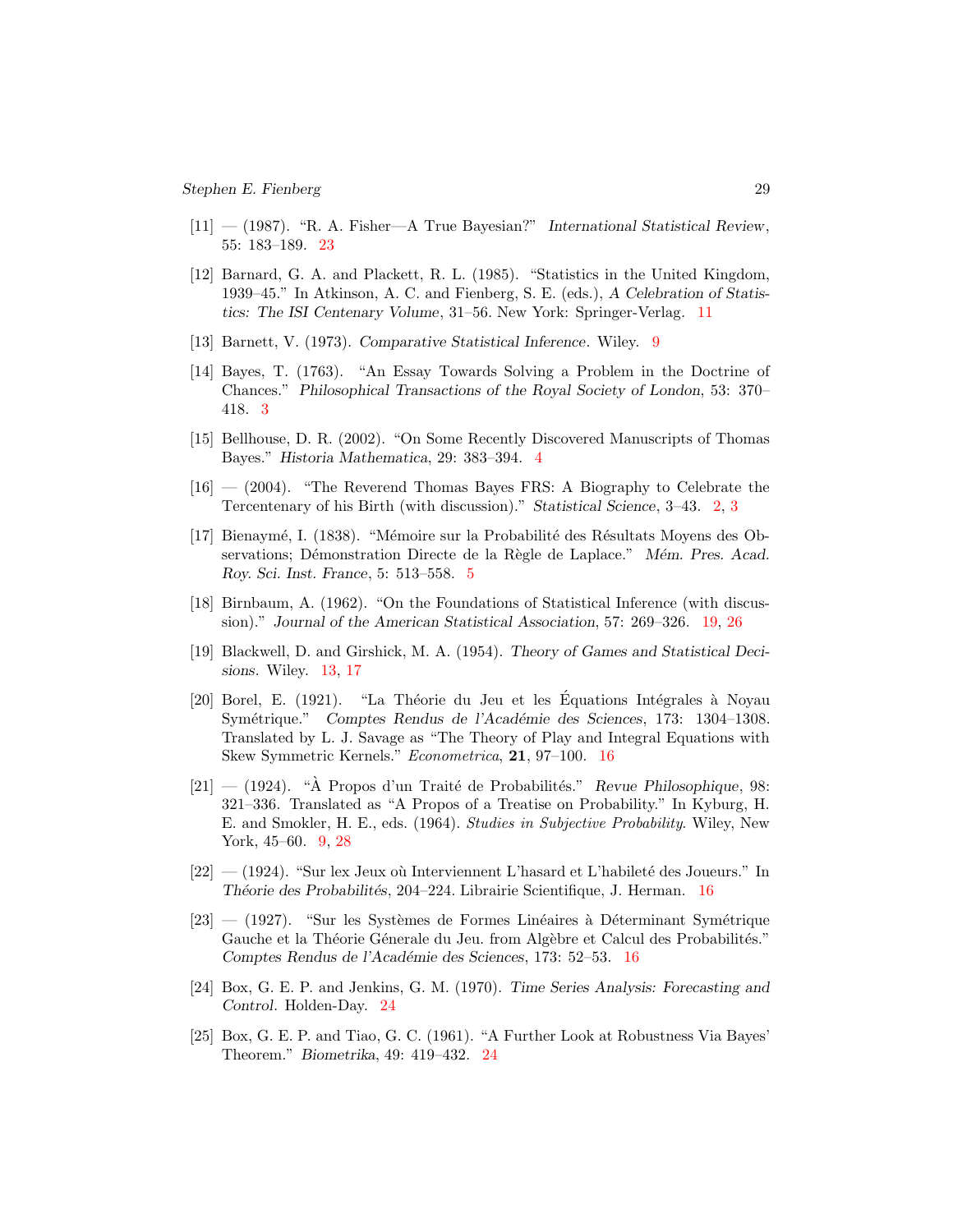[11] — (1987). "R. A. Fisher—A True Bayesian?" *International Statistical Review*, 55: 183–189. 23

[12] Barnard, G. A. and Plackett, R. L. (1985). "Statistics in the United Kingdom, 1939–45." In Atkinson, A. C. and Fienberg, S. E. (eds.), *A Celebration of Statistics: The ISI Centenary Volume*, 31–56. New York: Springer-Verlag. 11

[13] Barnett, V. (1973). *Comparative Statistical Inference*. Wiley. 9

[14] Bayes, T. (1763). "An Essay Towards Solving a Problem in the Doctrine of Chances." *Philosophical Transactions of the Royal Society of London*, 53: 370–418. 3

[15] Bellhouse, D. R. (2002). "On Some Recently Discovered Manuscripts of Thomas Bayes." *Historia Mathematica*, 29: 383–394. 4

[16] — (2004). "The Reverend Thomas Bayes FRS: A Biography to Celebrate the Tercentenary of his Birth (with discussion)." *Statistical Science*, 3–43. 2, 3

[17] Bienaymé, I. (1838). "Mémoire sur la Probabilité des Résultats Moyens des Observations; Démonstration Directe de la Règle de Laplace." *Mém. Pres. Acad. Roy. Sci. Inst. France*, 5: 513–558. 5

[18] Birnbaum, A. (1962). "On the Foundations of Statistical Inference (with discussion)." *Journal of the American Statistical Association*, 57: 269–326. 19, 26

[19] Blackwell, D. and Girshick, M. A. (1954). *Theory of Games and Statistical Decisions*. Wiley. 13, 17

[20] Borel, E. (1921). "La Théorie du Jeu et les Équations Intégrales à Noyau Symétrique." *Comptes Rendus de l'Académie des Sciences*, 173: 1304–1308. Translated by L. J. Savage as "The Theory of Play and Integral Equations with Skew Symmetric Kernels." *Econometrica*, **21**, 97–100. 16

[21] — (1924). "À Propos d'un Traité de Probabilités." *Revue Philosophique*, 98: 321–336. Translated as "A Propos of a Treatise on Probability." In Kyburg, H. E. and Smokler, H. E., eds. (1964). *Studies in Subjective Probability.* Wiley, New York, 45–60. 9, 28

[22] — (1924). "Sur lex Jeux où Interviennent L'hasard et L'habileté des Joueurs." In *Théorie des Probabilités*, 204–224. Librairie Scientifique, J. Herman. 16

[23] — (1927). "Sur les Systèmes de Formes Linéaires à Déterminant Symétrique Gauche et la Théorie Génerale du Jeu. from Algèbre et Calcul des Probabilités." *Comptes Rendus de l'Académie des Sciences*, 173: 52–53. 16

[24] Box, G. E. P. and Jenkins, G. M. (1970). *Time Series Analysis: Forecasting and Control*. Holden-Day. 24

[25] Box, G. E. P. and Tiao, G. C. (1961). "A Further Look at Robustness Via Bayes' Theorem." *Biometrika*, 49: 419–432. 24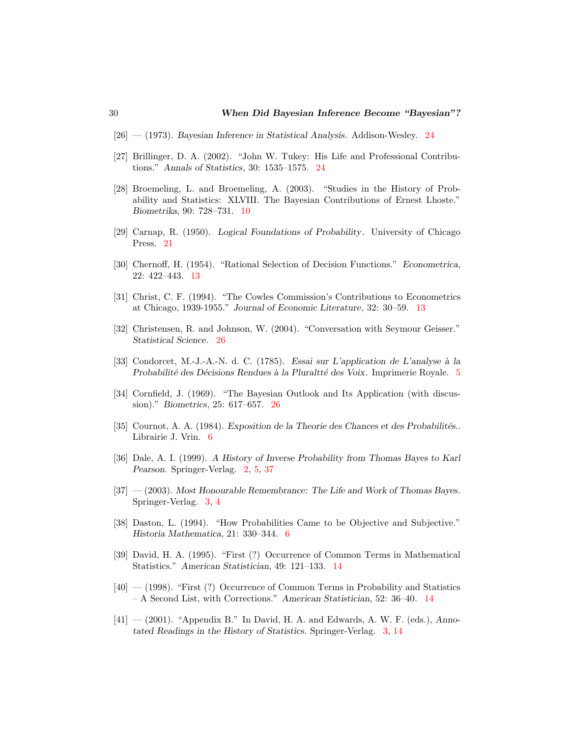[26] — (1973). *Bayesian Inference in Statistical Analysis*. Addison-Wesley. 24

[27] Brillinger, D. A. (2002). "John W. Tukey: His Life and Professional Contributions." *Annals of Statistics*, 30: 1535–1575. 24

[28] Broemeling, L. and Broemeling, A. (2003). "Studies in the History of Probability and Statistics: XLVIII. The Bayesian Contributions of Ernest Lhoste." *Biometrika*, 90: 728–731. 10

[29] Carnap, R. (1950). *Logical Foundations of Probability*. University of Chicago Press. 21

[30] Chernoff, H. (1954). "Rational Selection of Decision Functions." *Econometrica*, 22: 422–443. 13

[31] Christ, C. F. (1994). "The Cowles Commission's Contributions to Econometrics at Chicago, 1939-1955." *Journal of Economic Literature*, 32: 30–59. 13

[32] Christensen, R. and Johnson, W. (2004). "Conversation with Seymour Geisser." *Statistical Science*. 26

[33] Condorcet, M.-J.-A.-N. d. C. (1785). *Essai sur L'application de L'analyse à la Probabilité des Décisions Rendues à la Pluraltté des Voix*. Imprimerie Royale. 5

[34] Cornfield, J. (1969). "The Bayesian Outlook and Its Application (with discussion)." *Biometrics*, 25: 617–657. 26

[35] Cournot, A. A. (1984). *Exposition de la Theorie des Chances et des Probabilités.*. Librairie J. Vrin. 6

[36] Dale, A. I. (1999). *A History of Inverse Probability from Thomas Bayes to Karl Pearson*. Springer-Verlag. 2, 5, 37

[37] — (2003). *Most Honourable Remembrance: The Life and Work of Thomas Bayes*. Springer-Verlag. 3, 4

[38] Daston, L. (1994). "How Probabilities Came to be Objective and Subjective." *Historia Mathematica*, 21: 330–344. 6

[39] David, H. A. (1995). "First (?) Occurrence of Common Terms in Mathematical Statistics." *American Statistician*, 49: 121–133. 14

[40] — (1998). "First (?) Occurrence of Common Terms in Probability and Statistics – A Second List, with Corrections." *American Statistician*, 52: 36–40. 14

[41] — (2001). "Appendix B." In David, H. A. and Edwards, A. W. F. (eds.), *Annotated Readings in the History of Statistics*. Springer-Verlag. 3, 14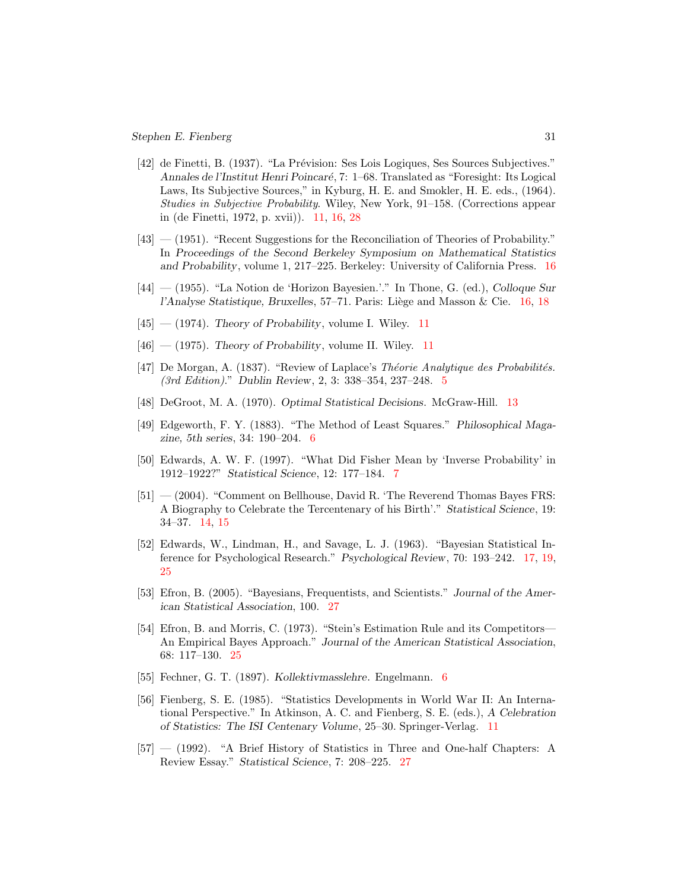[42] de Finetti, B. (1937). "La Prévision: Ses Lois Logiques, Ses Sources Subjectives." *Annales de l'Institut Henri Poincaré*, 7: 1–68. Translated as "Foresight: Its Logical Laws, Its Subjective Sources," in Kyburg, H. E. and Smokler, H. E. eds., (1964). *Studies in Subjective Probability*. Wiley, New York, 91–158. (Corrections appear in (de Finetti, 1972, p. xvii)). 11, 16, 28

[43] — (1951). "Recent Suggestions for the Reconciliation of Theories of Probability." In *Proceedings of the Second Berkeley Symposium on Mathematical Statistics and Probability*, volume 1, 217–225. Berkeley: University of California Press. 16

[44] — (1955). "La Notion de 'Horizon Bayesien.'." In Thone, G. (ed.), *Colloque Sur l'Analyse Statistique, Bruxelles*, 57–71. Paris: Liège and Masson & Cie. 16, 18

[45] — (1974). *Theory of Probability*, volume I. Wiley. 11

[46] — (1975). *Theory of Probability*, volume II. Wiley. 11

[47] De Morgan, A. (1837). "Review of Laplace's *Théorie Analytique des Probabilités. (3rd Edition)*." *Dublin Review*, 2, 3: 338–354, 237–248. 5

[48] DeGroot, M. A. (1970). *Optimal Statistical Decisions*. McGraw-Hill. 13

[49] Edgeworth, F. Y. (1883). "The Method of Least Squares." *Philosophical Magazine, 5th series*, 34: 190–204. 6

[50] Edwards, A. W. F. (1997). "What Did Fisher Mean by 'Inverse Probability' in 1912–1922?" *Statistical Science*, 12: 177–184. 7

[51] — (2004). "Comment on Bellhouse, David R. 'The Reverend Thomas Bayes FRS: A Biography to Celebrate the Tercentenary of his Birth'." *Statistical Science*, 19: 34–37. 14, 15

[52] Edwards, W., Lindman, H., and Savage, L. J. (1963). "Bayesian Statistical Inference for Psychological Research." *Psychological Review*, 70: 193–242. 17, 19, 25

[53] Efron, B. (2005). "Bayesians, Frequentists, and Scientists." *Journal of the American Statistical Association*, 100. 27

[54] Efron, B. and Morris, C. (1973). "Stein's Estimation Rule and its Competitors—An Empirical Bayes Approach." *Journal of the American Statistical Association*, 68: 117–130. 25

[55] Fechner, G. T. (1897). *Kollektivmasslehre*. Engelmann. 6

[56] Fienberg, S. E. (1985). "Statistics Developments in World War II: An International Perspective." In Atkinson, A. C. and Fienberg, S. E. (eds.), *A Celebration of Statistics: The ISI Centenary Volume*, 25–30. Springer-Verlag. 11

[57] — (1992). "A Brief History of Statistics in Three and One-half Chapters: A Review Essay." *Statistical Science*, 7: 208–225. 27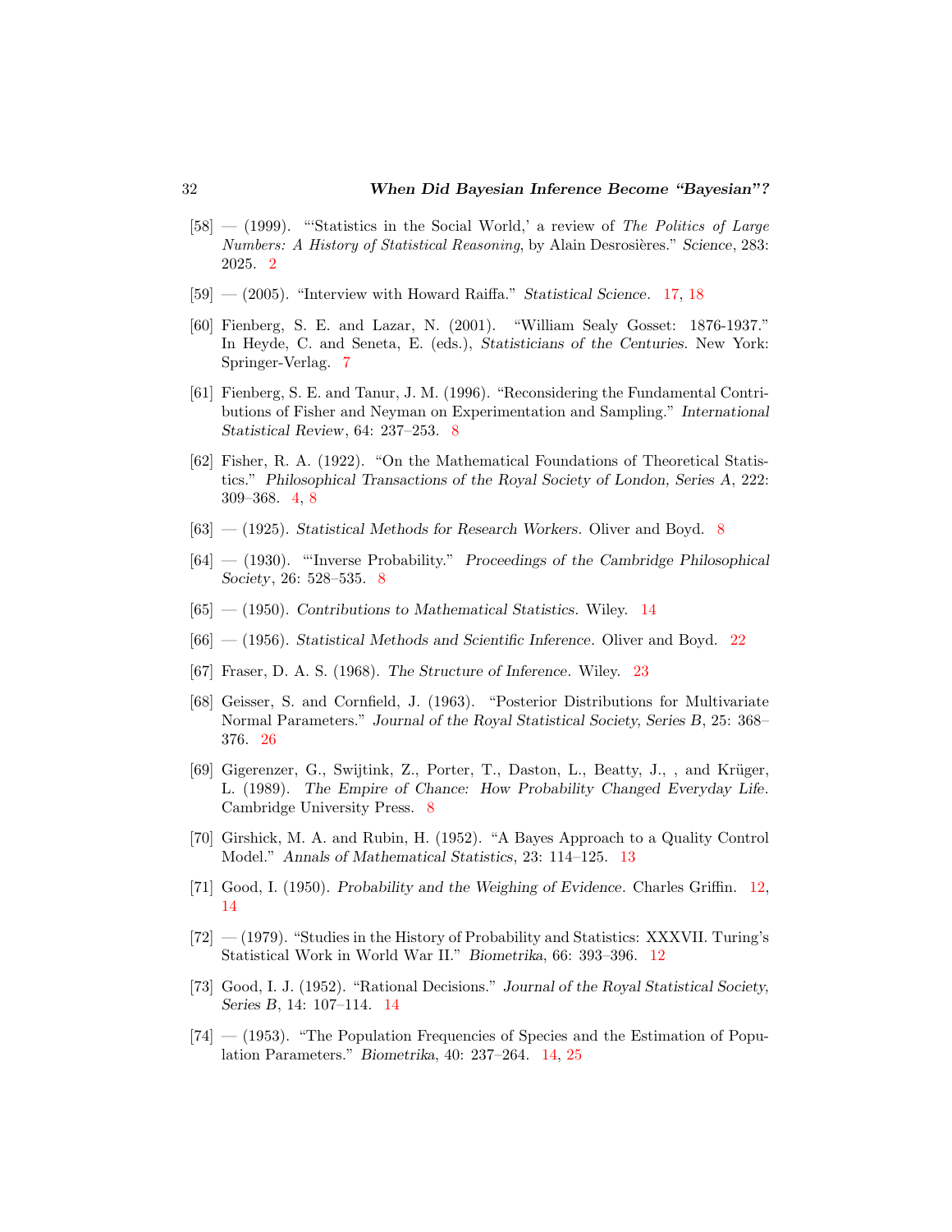[58] — (1999). "'Statistics in the Social World,' a review of *The Politics of Large Numbers: A History of Statistical Reasoning*, by Alain Desrosières." *Science*, 283: 2025. 2

[59] — (2005). "Interview with Howard Raiffa." *Statistical Science*. 17, 18

[60] Fienberg, S. E. and Lazar, N. (2001). "William Sealy Gosset: 1876-1937." In Heyde, C. and Seneta, E. (eds.), *Statisticians of the Centuries*. New York: Springer-Verlag. 7

[61] Fienberg, S. E. and Tanur, J. M. (1996). "Reconsidering the Fundamental Contributions of Fisher and Neyman on Experimentation and Sampling." *International Statistical Review*, 64: 237–253. 8

[62] Fisher, R. A. (1922). "On the Mathematical Foundations of Theoretical Statistics." *Philosophical Transactions of the Royal Society of London, Series A*, 222: 309–368. 4, 8

[63] — (1925). *Statistical Methods for Research Workers*. Oliver and Boyd. 8

[64] — (1930). "'Inverse Probability." *Proceedings of the Cambridge Philosophical Society*, 26: 528–535. 8

[65] — (1950). *Contributions to Mathematical Statistics*. Wiley. 14

[66] — (1956). *Statistical Methods and Scientific Inference*. Oliver and Boyd. 22

[67] Fraser, D. A. S. (1968). *The Structure of Inference*. Wiley. 23

[68] Geisser, S. and Cornfield, J. (1963). "Posterior Distributions for Multivariate Normal Parameters." *Journal of the Royal Statistical Society, Series B*, 25: 368–376. 26

[69] Gigerenzer, G., Swijtink, Z., Porter, T., Daston, L., Beatty, J., , and Krüger, L. (1989). *The Empire of Chance: How Probability Changed Everyday Life*. Cambridge University Press. 8

[70] Girshick, M. A. and Rubin, H. (1952). "A Bayes Approach to a Quality Control Model." *Annals of Mathematical Statistics*, 23: 114–125. 13

[71] Good, I. (1950). *Probability and the Weighing of Evidence*. Charles Griffin. 12, 14

[72] — (1979). "Studies in the History of Probability and Statistics: XXXVII. Turing's Statistical Work in World War II." *Biometrika*, 66: 393–396. 12

[73] Good, I. J. (1952). "Rational Decisions." *Journal of the Royal Statistical Society, Series B*, 14: 107–114. 14

[74] — (1953). "The Population Frequencies of Species and the Estimation of Population Parameters." *Biometrika*, 40: 237–264. 14, 25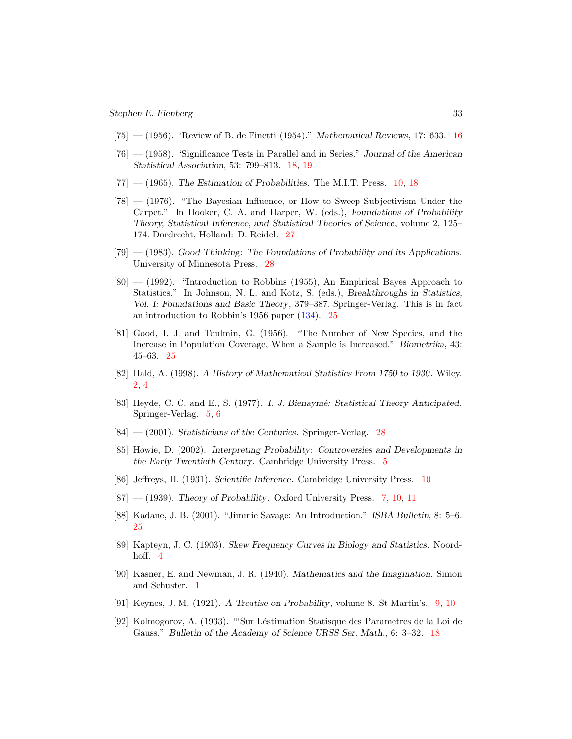[75] — (1956). "Review of B. de Finetti (1954)." *Mathematical Reviews*, 17: 633. 16

[76] — (1958). "Significance Tests in Parallel and in Series." *Journal of the American Statistical Association*, 53: 799–813. 18, 19

[77] — (1965). *The Estimation of Probabilities*. The M.I.T. Press. 10, 18

[78] — (1976). "The Bayesian Influence, or How to Sweep Subjectivism Under the Carpet." In Hooker, C. A. and Harper, W. (eds.), *Foundations of Probability Theory, Statistical Inference, and Statistical Theories of Science*, volume 2, 125–174. Dordrecht, Holland: D. Reidel. 27

[79] — (1983). *Good Thinking: The Foundations of Probability and its Applications*. University of Minnesota Press. 28

[80] — (1992). "Introduction to Robbins (1955), An Empirical Bayes Approach to Statistics." In Johnson, N. L. and Kotz, S. (eds.), *Breakthroughs in Statistics, Vol. I: Foundations and Basic Theory*, 379–387. Springer-Verlag. This is in fact an introduction to Robbin's 1956 paper (134). 25

[81] Good, I. J. and Toulmin, G. (1956). "The Number of New Species, and the Increase in Population Coverage, When a Sample is Increased." *Biometrika*, 43: 45–63. 25

[82] Hald, A. (1998). *A History of Mathematical Statistics From 1750 to 1930*. Wiley. 2, 4

[83] Heyde, C. C. and E., S. (1977). *I. J. Bienaymé: Statistical Theory Anticipated*. Springer-Verlag. 5, 6

[84] — (2001). *Statisticians of the Centuries*. Springer-Verlag. 28

[85] Howie, D. (2002). *Interpreting Probability: Controversies and Developments in the Early Twentieth Century*. Cambridge University Press. 5

[86] Jeffreys, H. (1931). *Scientific Inference*. Cambridge University Press. 10

[87] — (1939). *Theory of Probability*. Oxford University Press. 7, 10, 11

[88] Kadane, J. B. (2001). "Jimmie Savage: An Introduction." *ISBA Bulletin*, 8: 5–6. 25

[89] Kapteyn, J. C. (1903). *Skew Frequency Curves in Biology and Statistics*. Noordhoff. 4

[90] Kasner, E. and Newman, J. R. (1940). *Mathematics and the Imagination*. Simon and Schuster. 1

[91] Keynes, J. M. (1921). *A Treatise on Probability*, volume 8. St Martin's. 9, 10

[92] Kolmogorov, A. (1933). "'Sur Léstimation Statisque des Parametres de la Loi de Gauss." *Bulletin of the Academy of Science URSS Ser. Math.*, 6: 3–32. 18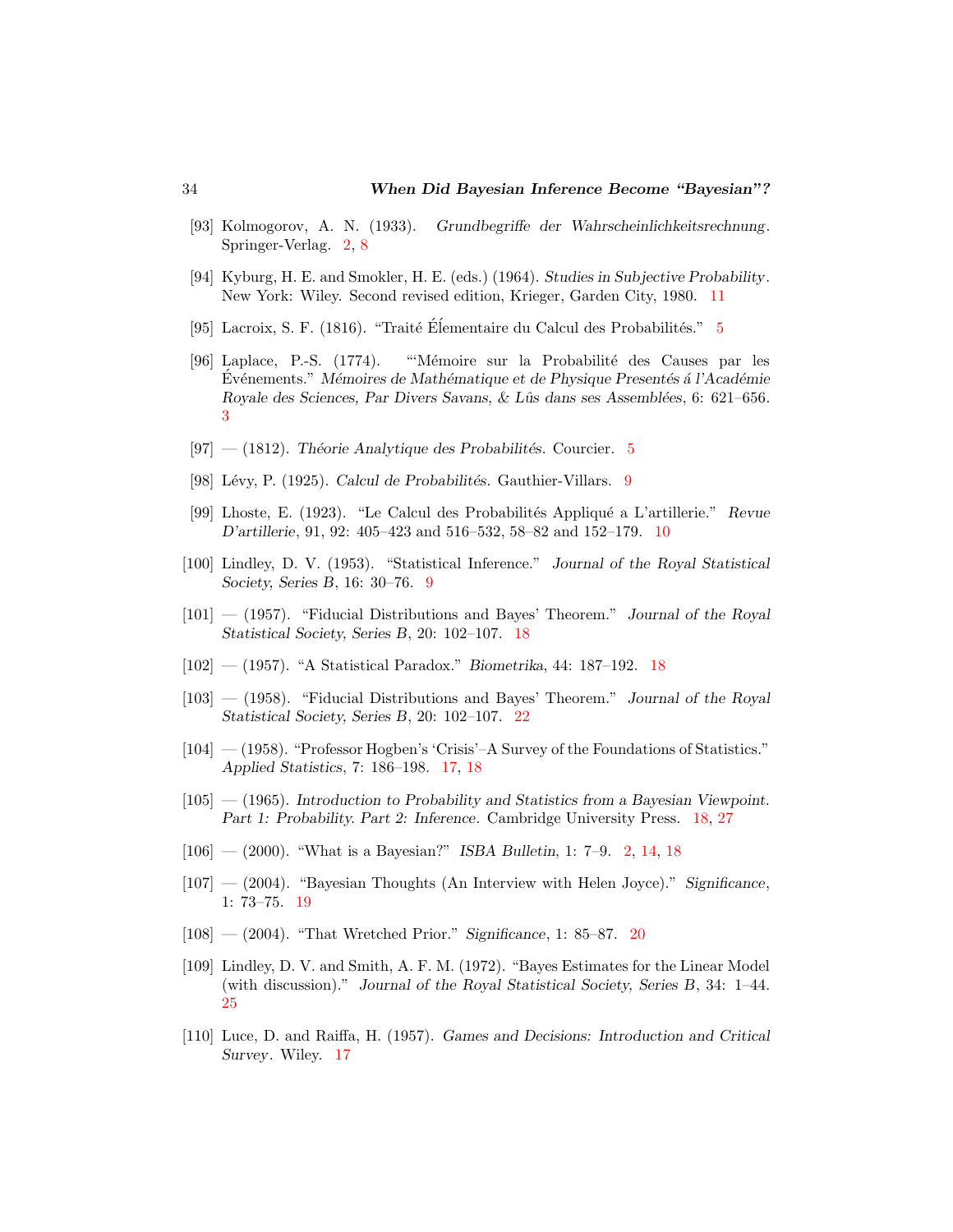[93] Kolmogorov, A. N. (1933). *Grundbegriffe der Wahrscheinlichkeitsrechnung*. Springer-Verlag. 2, 8

[94] Kyburg, H. E. and Smokler, H. E. (eds.) (1964). *Studies in Subjective Probability*. New York: Wiley. Second revised edition, Krieger, Garden City, 1980. 11

[95] Lacroix, S. F. (1816). "Traité Élementaire du Calcul des Probabilités." 5

[96] Laplace, P.-S. (1774). "'Mémoire sur la Probabilité des Causes par les Événements." *Mémoires de Mathématique et de Physique Presentés á l'Académie Royale des Sciences, Par Divers Savans, & Lûs dans ses Assemblées*, 6: 621–656. 3

[97] — (1812). *Théorie Analytique des Probabilités*. Courcier. 5

[98] Lévy, P. (1925). *Calcul de Probabilités*. Gauthier-Villars. 9

[99] Lhoste, E. (1923). "Le Calcul des Probabilités Appliqué a L'artillerie." *Revue D'artillerie*, 91, 92: 405–423 and 516–532, 58–82 and 152–179. 10

[100] Lindley, D. V. (1953). "Statistical Inference." *Journal of the Royal Statistical Society, Series B*, 16: 30–76. 9

[101] — (1957). "Fiducial Distributions and Bayes' Theorem." *Journal of the Royal Statistical Society, Series B*, 20: 102–107. 18

[102] — (1957). "A Statistical Paradox." *Biometrika*, 44: 187–192. 18

[103] — (1958). "Fiducial Distributions and Bayes' Theorem." *Journal of the Royal Statistical Society, Series B*, 20: 102–107. 22

[104] — (1958). "Professor Hogben's 'Crisis'–A Survey of the Foundations of Statistics." *Applied Statistics*, 7: 186–198. 17, 18

[105] — (1965). *Introduction to Probability and Statistics from a Bayesian Viewpoint. Part 1: Probability. Part 2: Inference.* Cambridge University Press. 18, 27

[106] — (2000). "What is a Bayesian?" *ISBA Bulletin*, 1: 7–9. 2, 14, 18

[107] — (2004). "Bayesian Thoughts (An Interview with Helen Joyce)." *Significance*, 1: 73–75. 19

[108] — (2004). "That Wretched Prior." *Significance*, 1: 85–87. 20

[109] Lindley, D. V. and Smith, A. F. M. (1972). "Bayes Estimates for the Linear Model (with discussion)." *Journal of the Royal Statistical Society, Series B*, 34: 1–44. 25

[110] Luce, D. and Raiffa, H. (1957). *Games and Decisions: Introduction and Critical Survey*. Wiley. 17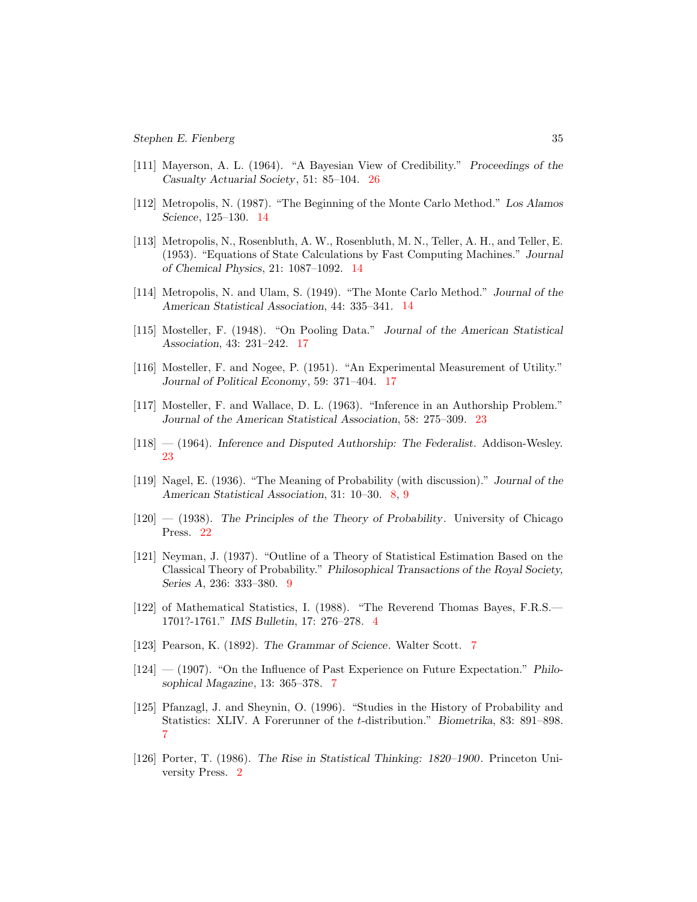[111] Mayerson, A. L. (1964). "A Bayesian View of Credibility." *Proceedings of the Casualty Actuarial Society*, 51: 85–104. 26

[112] Metropolis, N. (1987). "The Beginning of the Monte Carlo Method." *Los Alamos Science*, 125–130. 14

[113] Metropolis, N., Rosenbluth, A. W., Rosenbluth, M. N., Teller, A. H., and Teller, E. (1953). "Equations of State Calculations by Fast Computing Machines." *Journal of Chemical Physics*, 21: 1087–1092. 14

[114] Metropolis, N. and Ulam, S. (1949). "The Monte Carlo Method." *Journal of the American Statistical Association*, 44: 335–341. 14

[115] Mosteller, F. (1948). "On Pooling Data." *Journal of the American Statistical Association*, 43: 231–242. 17

[116] Mosteller, F. and Nogee, P. (1951). "An Experimental Measurement of Utility." *Journal of Political Economy*, 59: 371–404. 17

[117] Mosteller, F. and Wallace, D. L. (1963). "Inference in an Authorship Problem." *Journal of the American Statistical Association*, 58: 275–309. 23

[118] — (1964). *Inference and Disputed Authorship: The Federalist*. Addison-Wesley. 23

[119] Nagel, E. (1936). "The Meaning of Probability (with discussion)." *Journal of the American Statistical Association*, 31: 10–30. 8, 9

[120] — (1938). *The Principles of the Theory of Probability*. University of Chicago Press. 22

[121] Neyman, J. (1937). "Outline of a Theory of Statistical Estimation Based on the Classical Theory of Probability." *Philosophical Transactions of the Royal Society, Series A*, 236: 333–380. 9

[122] of Mathematical Statistics, I. (1988). "The Reverend Thomas Bayes, F.R.S.—1701?-1761." *IMS Bulletin*, 17: 276–278. 4

[123] Pearson, K. (1892). *The Grammar of Science*. Walter Scott. 7

[124] — (1907). "On the Influence of Past Experience on Future Expectation." *Philosophical Magazine*, 13: 365–378. 7

[125] Pfanzagl, J. and Sheynin, O. (1996). "Studies in the History of Probability and Statistics: XLIV. A Forerunner of the *t*-distribution." *Biometrika*, 83: 891–898. 7

[126] Porter, T. (1986). *The Rise in Statistical Thinking: 1820–1900*. Princeton University Press. 2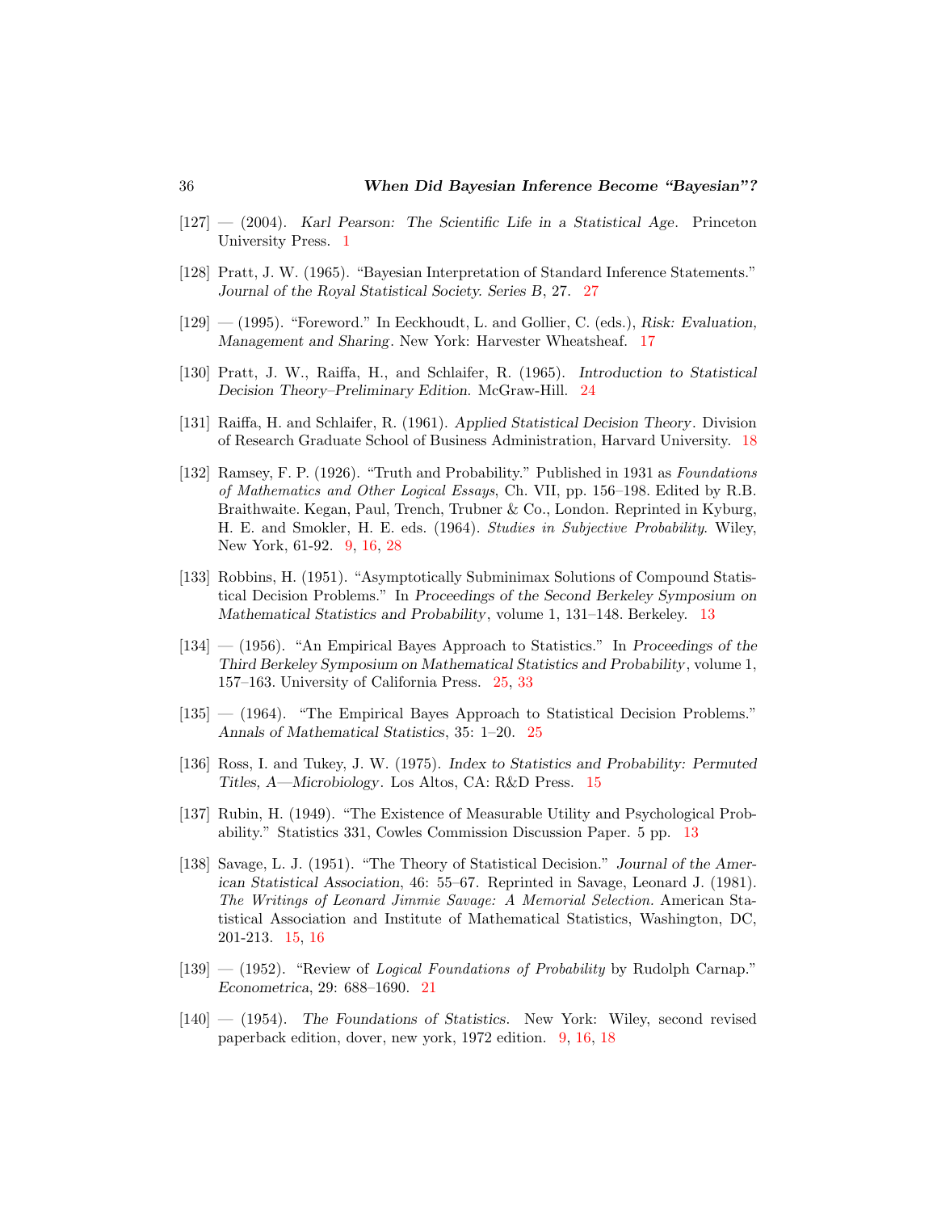[127] — (2004). *Karl Pearson: The Scientific Life in a Statistical Age*. Princeton University Press. 1

[128] Pratt, J. W. (1965). "Bayesian Interpretation of Standard Inference Statements." *Journal of the Royal Statistical Society. Series B*, 27. 27

[129] — (1995). "Foreword." In Eeckhoudt, L. and Gollier, C. (eds.), *Risk: Evaluation, Management and Sharing*. New York: Harvester Wheatsheaf. 17

[130] Pratt, J. W., Raiffa, H., and Schlaifer, R. (1965). *Introduction to Statistical Decision Theory–Preliminary Edition*. McGraw-Hill. 24

[131] Raiffa, H. and Schlaifer, R. (1961). *Applied Statistical Decision Theory*. Division of Research Graduate School of Business Administration, Harvard University. 18

[132] Ramsey, F. P. (1926). "Truth and Probability." Published in 1931 as *Foundations of Mathematics and Other Logical Essays*, Ch. VII, pp. 156–198. Edited by R.B. Braithwaite. Kegan, Paul, Trench, Trubner & Co., London. Reprinted in Kyburg, H. E. and Smokler, H. E. eds. (1964). *Studies in Subjective Probability*. Wiley, New York, 61-92. 9, 16, 28

[133] Robbins, H. (1951). "Asymptotically Subminimax Solutions of Compound Statistical Decision Problems." In *Proceedings of the Second Berkeley Symposium on Mathematical Statistics and Probability*, volume 1, 131–148. Berkeley. 13

[134] — (1956). "An Empirical Bayes Approach to Statistics." In *Proceedings of the Third Berkeley Symposium on Mathematical Statistics and Probability*, volume 1, 157–163. University of California Press. 25, 33

[135] — (1964). "The Empirical Bayes Approach to Statistical Decision Problems." *Annals of Mathematical Statistics*, 35: 1–20. 25

[136] Ross, I. and Tukey, J. W. (1975). *Index to Statistics and Probability: Permuted Titles, A—Microbiology*. Los Altos, CA: R&D Press. 15

[137] Rubin, H. (1949). "The Existence of Measurable Utility and Psychological Probability." Statistics 331, Cowles Commission Discussion Paper. 5 pp. 13

[138] Savage, L. J. (1951). "The Theory of Statistical Decision." *Journal of the American Statistical Association*, 46: 55–67. Reprinted in Savage, Leonard J. (1981). *The Writings of Leonard Jimmie Savage: A Memorial Selection*. American Statistical Association and Institute of Mathematical Statistics, Washington, DC, 201-213. 15, 16

[139] — (1952). "Review of *Logical Foundations of Probability* by Rudolph Carnap." *Econometrica*, 29: 688–1690. 21

[140] — (1954). *The Foundations of Statistics*. New York: Wiley, second revised paperback edition, dover, new york, 1972 edition. 9, 16, 18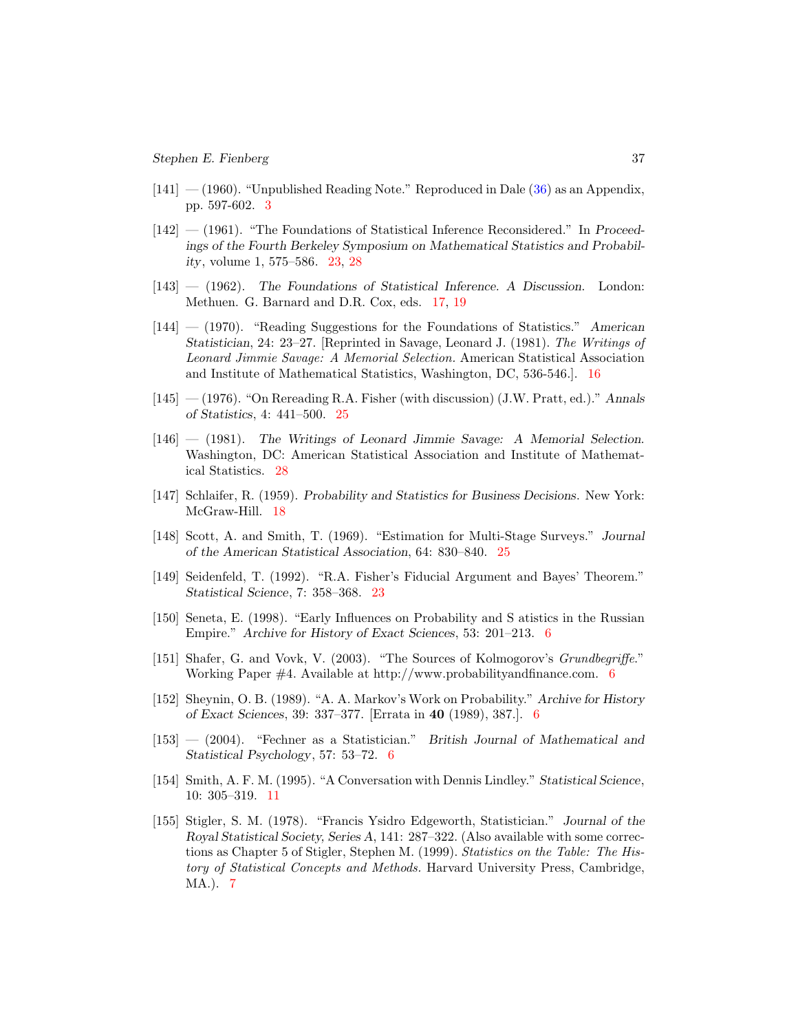[141] — (1960). "Unpublished Reading Note." Reproduced in Dale (36) as an Appendix, pp. 597-602. 3

[142] — (1961). "The Foundations of Statistical Inference Reconsidered." In *Proceedings of the Fourth Berkeley Symposium on Mathematical Statistics and Probability*, volume 1, 575–586. 23, 28

[143] — (1962). *The Foundations of Statistical Inference. A Discussion.* London: Methuen. G. Barnard and D.R. Cox, eds. 17, 19

[144] — (1970). "Reading Suggestions for the Foundations of Statistics." *American Statistician*, 24: 23–27. [Reprinted in Savage, Leonard J. (1981). *The Writings of Leonard Jimmie Savage: A Memorial Selection.* American Statistical Association and Institute of Mathematical Statistics, Washington, DC, 536-546.]. 16

[145] — (1976). "On Rereading R.A. Fisher (with discussion) (J.W. Pratt, ed.)." *Annals of Statistics*, 4: 441–500. 25

[146] — (1981). *The Writings of Leonard Jimmie Savage: A Memorial Selection*. Washington, DC: American Statistical Association and Institute of Mathematical Statistics. 28

[147] Schlaifer, R. (1959). *Probability and Statistics for Business Decisions*. New York: McGraw-Hill. 18

[148] Scott, A. and Smith, T. (1969). "Estimation for Multi-Stage Surveys." *Journal of the American Statistical Association*, 64: 830–840. 25

[149] Seidenfeld, T. (1992). "R.A. Fisher's Fiducial Argument and Bayes' Theorem." *Statistical Science*, 7: 358–368. 23

[150] Seneta, E. (1998). "Early Influences on Probability and S atistics in the Russian Empire." *Archive for History of Exact Sciences*, 53: 201–213. 6

[151] Shafer, G. and Vovk, V. (2003). "The Sources of Kolmogorov's *Grundbegriffe*." Working Paper #4. Available at http://www.probabilityandfinance.com. 6

[152] Sheynin, O. B. (1989). "A. A. Markov's Work on Probability." *Archive for History of Exact Sciences*, 39: 337–377. [Errata in **40** (1989), 387.]. 6

[153] — (2004). "Fechner as a Statistician." *British Journal of Mathematical and Statistical Psychology*, 57: 53–72. 6

[154] Smith, A. F. M. (1995). "A Conversation with Dennis Lindley." *Statistical Science*, 10: 305–319. 11

[155] Stigler, S. M. (1978). "Francis Ysidro Edgeworth, Statistician." *Journal of the Royal Statistical Society, Series A*, 141: 287–322. (Also available with some corrections as Chapter 5 of Stigler, Stephen M. (1999). *Statistics on the Table: The History of Statistical Concepts and Methods.* Harvard University Press, Cambridge, MA.). 7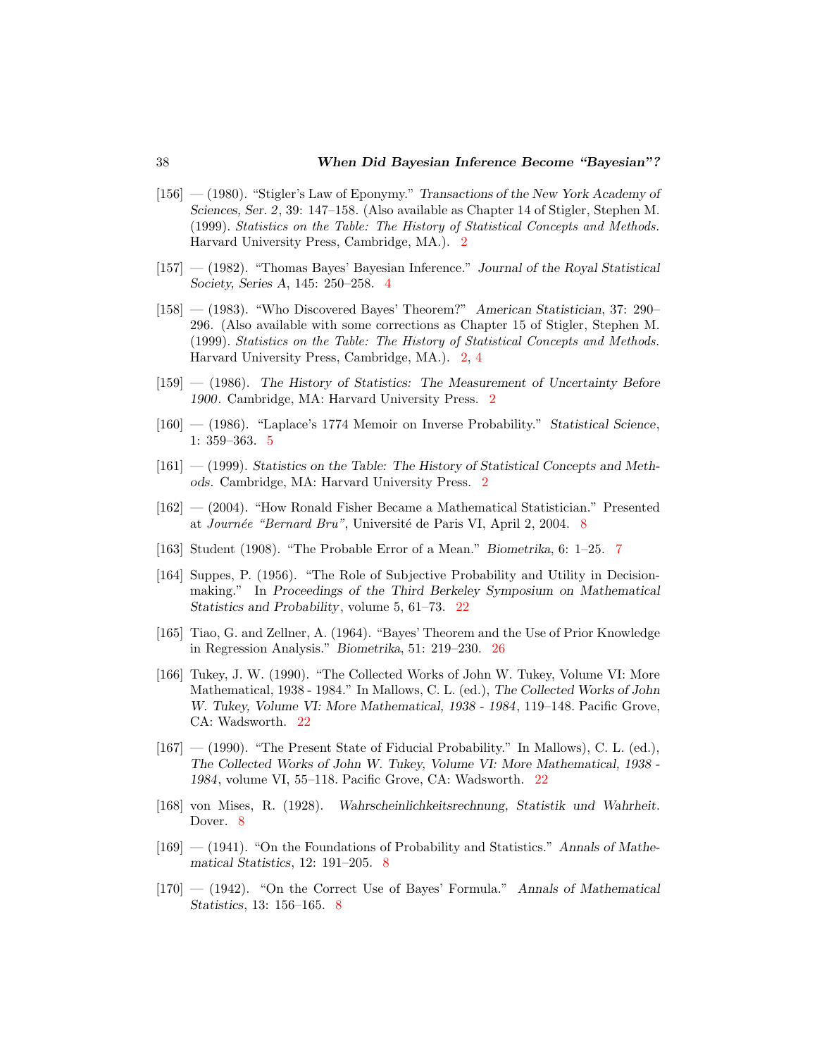[156] — (1980). "Stigler's Law of Eponymy." *Transactions of the New York Academy of Sciences, Ser. 2*, 39: 147–158. (Also available as Chapter 14 of Stigler, Stephen M. (1999). *Statistics on the Table: The History of Statistical Concepts and Methods.* Harvard University Press, Cambridge, MA.). 2

[157] — (1982). "Thomas Bayes' Bayesian Inference." *Journal of the Royal Statistical Society, Series A*, 145: 250–258. 4

[158] — (1983). "Who Discovered Bayes' Theorem?" *American Statistician*, 37: 290–296. (Also available with some corrections as Chapter 15 of Stigler, Stephen M. (1999). *Statistics on the Table: The History of Statistical Concepts and Methods.* Harvard University Press, Cambridge, MA.). 2, 4

[159] — (1986). *The History of Statistics: The Measurement of Uncertainty Before 1900*. Cambridge, MA: Harvard University Press. 2

[160] — (1986). "Laplace's 1774 Memoir on Inverse Probability." *Statistical Science*, 1: 359–363. 5

[161] — (1999). *Statistics on the Table: The History of Statistical Concepts and Methods.* Cambridge, MA: Harvard University Press. 2

[162] — (2004). "How Ronald Fisher Became a Mathematical Statistician." Presented at *Journée "Bernard Bru"*, Université de Paris VI, April 2, 2004. 8

[163] Student (1908). "The Probable Error of a Mean." *Biometrika*, 6: 1–25. 7

[164] Suppes, P. (1956). "The Role of Subjective Probability and Utility in Decision-making." In *Proceedings of the Third Berkeley Symposium on Mathematical Statistics and Probability*, volume 5, 61–73. 22

[165] Tiao, G. and Zellner, A. (1964). "Bayes' Theorem and the Use of Prior Knowledge in Regression Analysis." *Biometrika*, 51: 219–230. 26

[166] Tukey, J. W. (1990). "The Collected Works of John W. Tukey, Volume VI: More Mathematical, 1938 - 1984." In Mallows, C. L. (ed.), *The Collected Works of John W. Tukey, Volume VI: More Mathematical, 1938 - 1984*, 119–148. Pacific Grove, CA: Wadsworth. 22

[167] — (1990). "The Present State of Fiducial Probability." In Mallows), C. L. (ed.), *The Collected Works of John W. Tukey, Volume VI: More Mathematical, 1938 - 1984*, volume VI, 55–118. Pacific Grove, CA: Wadsworth. 22

[168] von Mises, R. (1928). *Wahrscheinlichkeitsrechnung, Statistik und Wahrheit.* Dover. 8

[169] — (1941). "On the Foundations of Probability and Statistics." *Annals of Mathematical Statistics*, 12: 191–205. 8

[170] — (1942). "On the Correct Use of Bayes' Formula." *Annals of Mathematical Statistics*, 13: 156–165. 8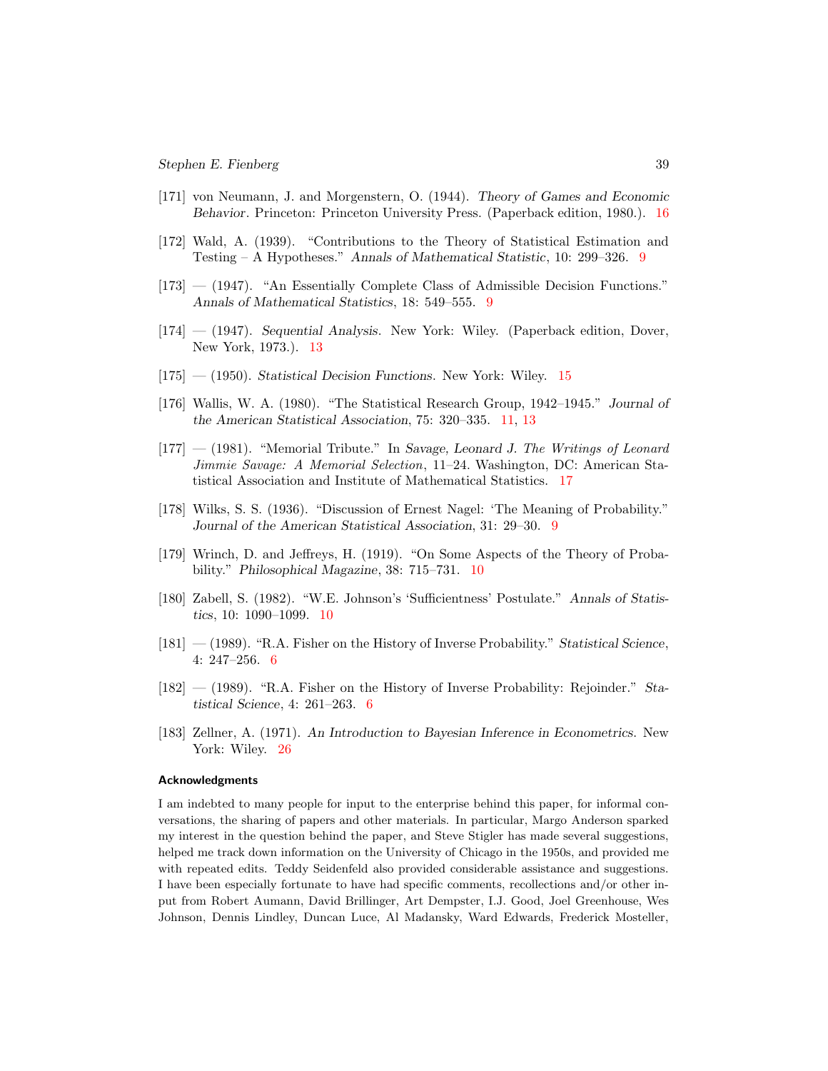[171] von Neumann, J. and Morgenstern, O. (1944). *Theory of Games and Economic Behavior*. Princeton: Princeton University Press. (Paperback edition, 1980.). 16

[172] Wald, A. (1939). "Contributions to the Theory of Statistical Estimation and Testing – A Hypotheses." *Annals of Mathematical Statistic*, 10: 299–326. 9

[173] — (1947). "An Essentially Complete Class of Admissible Decision Functions." *Annals of Mathematical Statistics*, 18: 549–555. 9

[174] — (1947). *Sequential Analysis*. New York: Wiley. (Paperback edition, Dover, New York, 1973.). 13

[175] — (1950). *Statistical Decision Functions*. New York: Wiley. 15

[176] Wallis, W. A. (1980). "The Statistical Research Group, 1942–1945." *Journal of the American Statistical Association*, 75: 320–335. 11, 13

[177] — (1981). "Memorial Tribute." In *Savage, Leonard J. The Writings of Leonard Jimmie Savage: A Memorial Selection*, 11–24. Washington, DC: American Statistical Association and Institute of Mathematical Statistics. 17

[178] Wilks, S. S. (1936). "Discussion of Ernest Nagel: 'The Meaning of Probability." *Journal of the American Statistical Association*, 31: 29–30. 9

[179] Wrinch, D. and Jeffreys, H. (1919). "On Some Aspects of the Theory of Probability." *Philosophical Magazine*, 38: 715–731. 10

[180] Zabell, S. (1982). "W.E. Johnson's 'Sufficientness' Postulate." *Annals of Statistics*, 10: 1090–1099. 10

[181] — (1989). "R.A. Fisher on the History of Inverse Probability." *Statistical Science*, 4: 247–256. 6

[182] — (1989). "R.A. Fisher on the History of Inverse Probability: Rejoinder." *Statistical Science*, 4: 261–263. 6

[183] Zellner, A. (1971). *An Introduction to Bayesian Inference in Econometrics*. New York: Wiley. 26

#### Acknowledgments

I am indebted to many people for input to the enterprise behind this paper, for informal conversations, the sharing of papers and other materials. In particular, Margo Anderson sparked my interest in the question behind the paper, and Steve Stigler has made several suggestions, helped me track down information on the University of Chicago in the 1950s, and provided me with repeated edits. Teddy Seidenfeld also provided considerable assistance and suggestions. I have been especially fortunate to have had specific comments, recollections and/or other input from Robert Aumann, David Brillinger, Art Dempster, I.J. Good, Joel Greenhouse, Wes Johnson, Dennis Lindley, Duncan Luce, Al Madansky, Ward Edwards, Frederick Mosteller,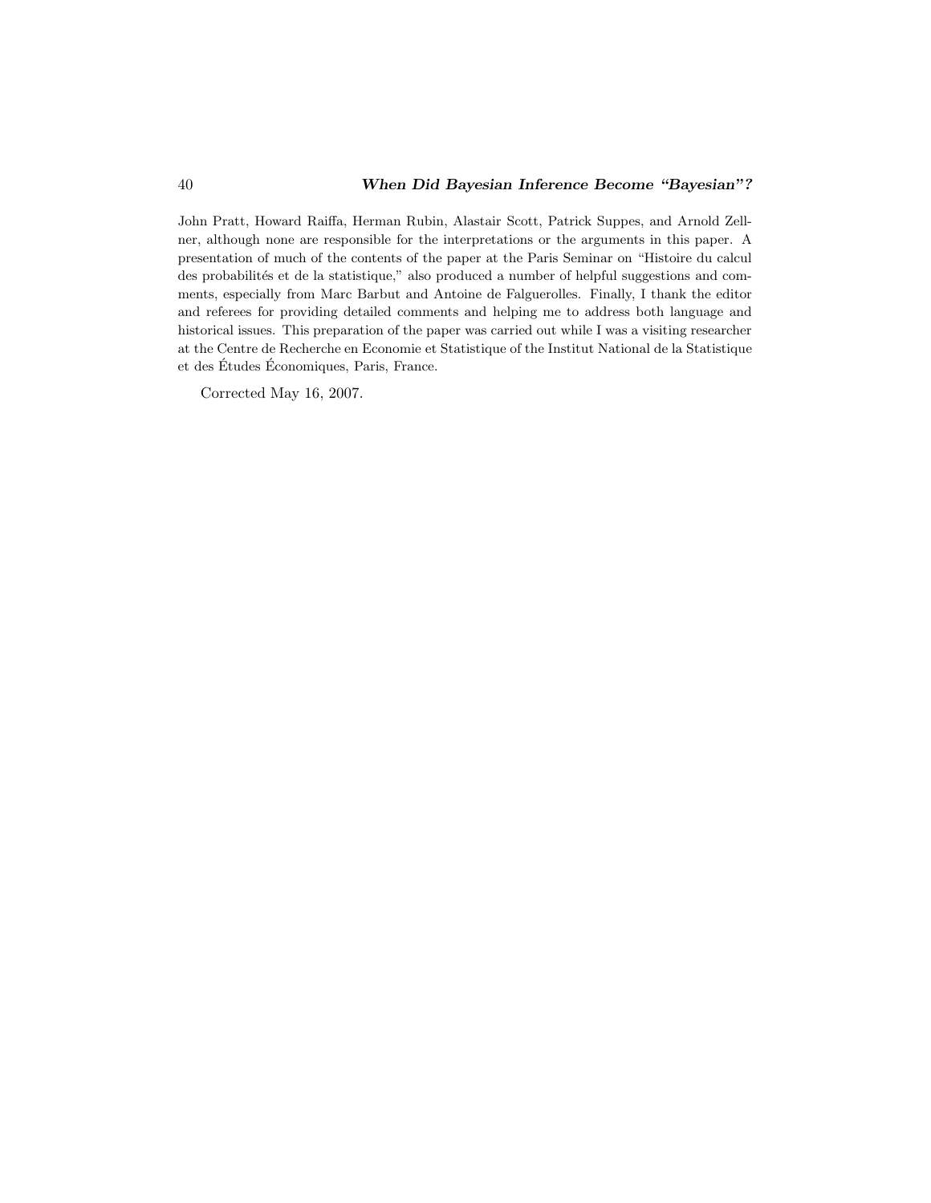John Pratt, Howard Raiffa, Herman Rubin, Alastair Scott, Patrick Suppes, and Arnold Zellner, although none are responsible for the interpretations or the arguments in this paper. A presentation of much of the contents of the paper at the Paris Seminar on "Histoire du calcul des probabilités et de la statistique," also produced a number of helpful suggestions and comments, especially from Marc Barbut and Antoine de Falguerolles. Finally, I thank the editor and referees for providing detailed comments and helping me to address both language and historical issues. This preparation of the paper was carried out while I was a visiting researcher at the Centre de Recherche en Economie et Statistique of the Institut National de la Statistique et des Études Économiques, Paris, France.

Corrected May 16, 2007.